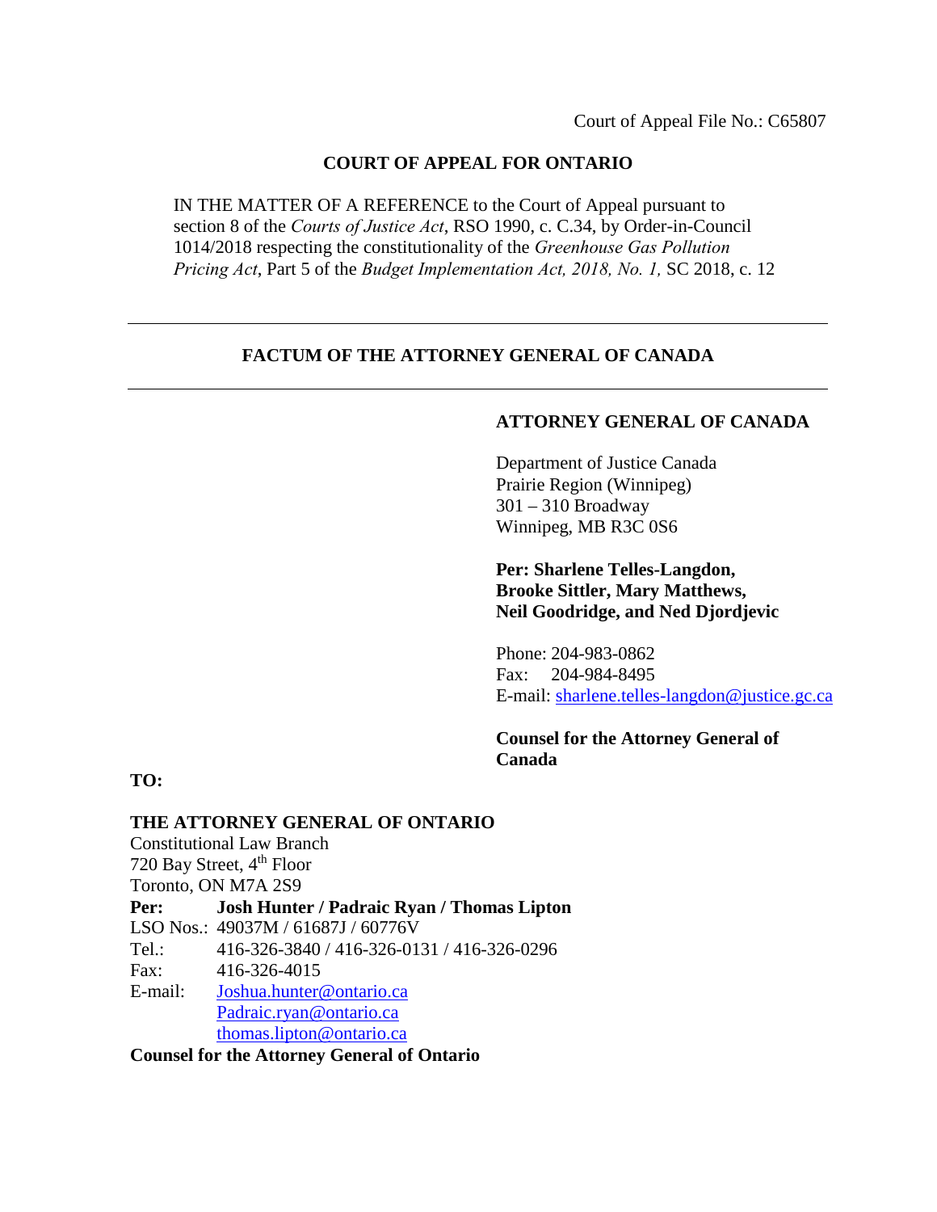Court of Appeal File No.: C65807

**COURT OF APPEAL FOR ONTARIO**

IN THE MATTER OF A REFERENCE to the Court of Appeal pursuant to section 8 of the *Courts of Justice Act*, RSO 1990, c. C.34, by Order-in-Council 1014/2018 respecting the constitutionality of the *Greenhouse Gas Pollution Pricing Act*, Part 5 of the *Budget Implementation Act, 2018, No. 1,* SC 2018, c. 12

---

**FACTUM OF THE ATTORNEY GENERAL OF CANADA**

---

**ATTORNEY GENERAL OF CANADA**

Department of Justice Canada
Prairie Region (Winnipeg)
301 – 310 Broadway
Winnipeg, MB R3C 0S6

**Per: Sharlene Telles-Langdon, Brooke Sittler, Mary Matthews, Neil Goodridge, and Ned Djordjevic**

Phone: 204-983-0862
Fax: 204-984-8495
E-mail: sharlene.telles-langdon@justice.gc.ca

**Counsel for the Attorney General of Canada**

**TO:**

**THE ATTORNEY GENERAL OF ONTARIO**
Constitutional Law Branch
720 Bay Street, 4th Floor
Toronto, ON M7A 2S9

**Per:** **Josh Hunter / Padraic Ryan / Thomas Lipton**
LSO Nos.: 49037M / 61687J / 60776V
Tel.: 416-326-3840 / 416-326-0131 / 416-326-0296
Fax: 416-326-4015
E-mail: Joshua.hunter@ontario.ca
Padraic.ryan@ontario.ca
thomas.lipton@ontario.ca

**Counsel for the Attorney General of Ontario**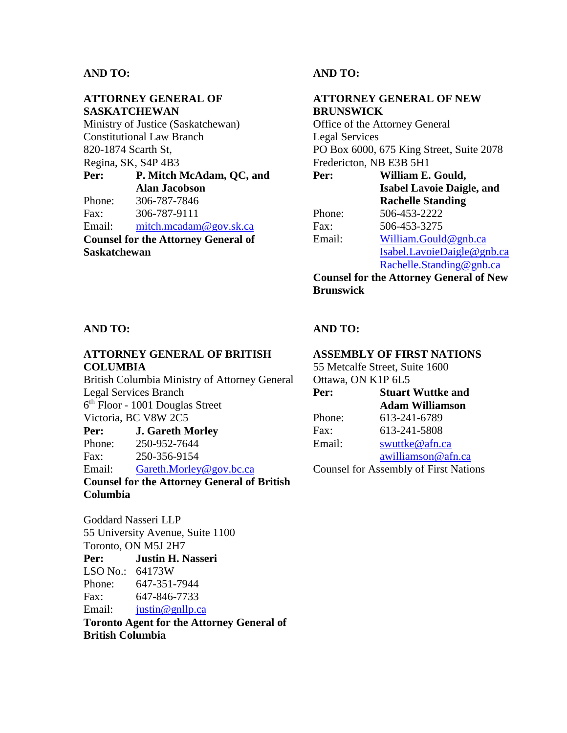**AND TO:**

**ATTORNEY GENERAL OF SASKATCHEWAN**
Ministry of Justice (Saskatchewan)
Constitutional Law Branch
820-1874 Scarth St,
Regina, SK, S4P 4B3

**Per:** **P. Mitch McAdam, QC, and Alan Jacobson**
Phone: 306-787-7846
Fax: 306-787-9111
Email: mitch.mcadam@gov.sk.ca

**Counsel for the Attorney General of Saskatchewan**

**AND TO:**

**ATTORNEY GENERAL OF NEW BRUNSWICK**
Office of the Attorney General
Legal Services
PO Box 6000, 675 King Street, Suite 2078
Fredericton, NB E3B 5H1

**Per:** **William E. Gould, Isabel Lavoie Daigle, and Rachelle Standing**
Phone: 506-453-2222
Fax: 506-453-3275
Email: William.Gould@gnb.ca
Isabel.LavoieDaigle@gnb.ca
Rachelle.Standing@gnb.ca

**Counsel for the Attorney General of New Brunswick**

**AND TO:**

**ATTORNEY GENERAL OF BRITISH COLUMBIA**
British Columbia Ministry of Attorney General
Legal Services Branch
6th Floor - 1001 Douglas Street
Victoria, BC V8W 2C5

**Per:** **J. Gareth Morley**
Phone: 250-952-7644
Fax: 250-356-9154
Email: Gareth.Morley@gov.bc.ca

**Counsel for the Attorney General of British Columbia**

Goddard Nasseri LLP
55 University Avenue, Suite 1100
Toronto, ON M5J 2H7

**Per:** **Justin H. Nasseri**
LSO No.: 64173W
Phone: 647-351-7944
Fax: 647-846-7733
Email: justin@gnllp.ca

**Toronto Agent for the Attorney General of British Columbia**

**AND TO:**

**ASSEMBLY OF FIRST NATIONS**
55 Metcalfe Street, Suite 1600
Ottawa, ON K1P 6L5

**Per:** **Stuart Wuttke and Adam Williamson**
Phone: 613-241-6789
Fax: 613-241-5808
Email: swuttke@afn.ca
awilliamson@afn.ca

Counsel for Assembly of First Nations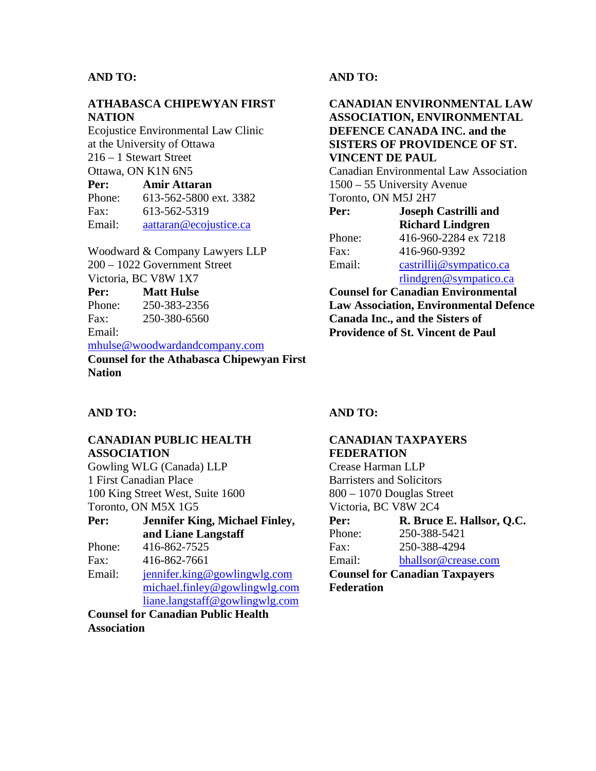**AND TO:**

**ATHABASCA CHIPEWYAN FIRST NATION**
Ecojustice Environmental Law Clinic
at the University of Ottawa
216 – 1 Stewart Street
Ottawa, ON K1N 6N5

**Per:** **Amir Attaran**
Phone: 613-562-5800 ext. 3382
Fax: 613-562-5319
Email: aattaran@ecojustice.ca

Woodward & Company Lawyers LLP
200 – 1022 Government Street
Victoria, BC V8W 1X7

**Per:** **Matt Hulse**
Phone: 250-383-2356
Fax: 250-380-6560
Email: mhulse@woodwardandcompany.com

**Counsel for the Athabasca Chipewyan First Nation**

**AND TO:**

**CANADIAN ENVIRONMENTAL LAW ASSOCIATION, ENVIRONMENTAL DEFENCE CANADA INC. and the SISTERS OF PROVIDENCE OF ST. VINCENT DE PAUL**
Canadian Environmental Law Association
1500 – 55 University Avenue
Toronto, ON M5J 2H7

**Per:** **Joseph Castrilli and Richard Lindgren**
Phone: 416-960-2284 ex 7218
Fax: 416-960-9392
Email: castrillij@sympatico.ca
rlindgren@sympatico.ca

**Counsel for Canadian Environmental Law Association, Environmental Defence Canada Inc., and the Sisters of Providence of St. Vincent de Paul**

**AND TO:**

**CANADIAN PUBLIC HEALTH ASSOCIATION**
Gowling WLG (Canada) LLP
1 First Canadian Place
100 King Street West, Suite 1600
Toronto, ON M5X 1G5

**Per:** **Jennifer King, Michael Finley, and Liane Langstaff**
Phone: 416-862-7525
Fax: 416-862-7661
Email: jennifer.king@gowlingwlg.com
michael.finley@gowlingwlg.com
liane.langstaff@gowlingwlg.com

**Counsel for Canadian Public Health Association**

**AND TO:**

**CANADIAN TAXPAYERS FEDERATION**
Crease Harman LLP
Barristers and Solicitors
800 – 1070 Douglas Street
Victoria, BC V8W 2C4

**Per:** **R. Bruce E. Hallsor, Q.C.**
Phone: 250-388-5421
Fax: 250-388-4294
Email: bhallsor@crease.com

**Counsel for Canadian Taxpayers Federation**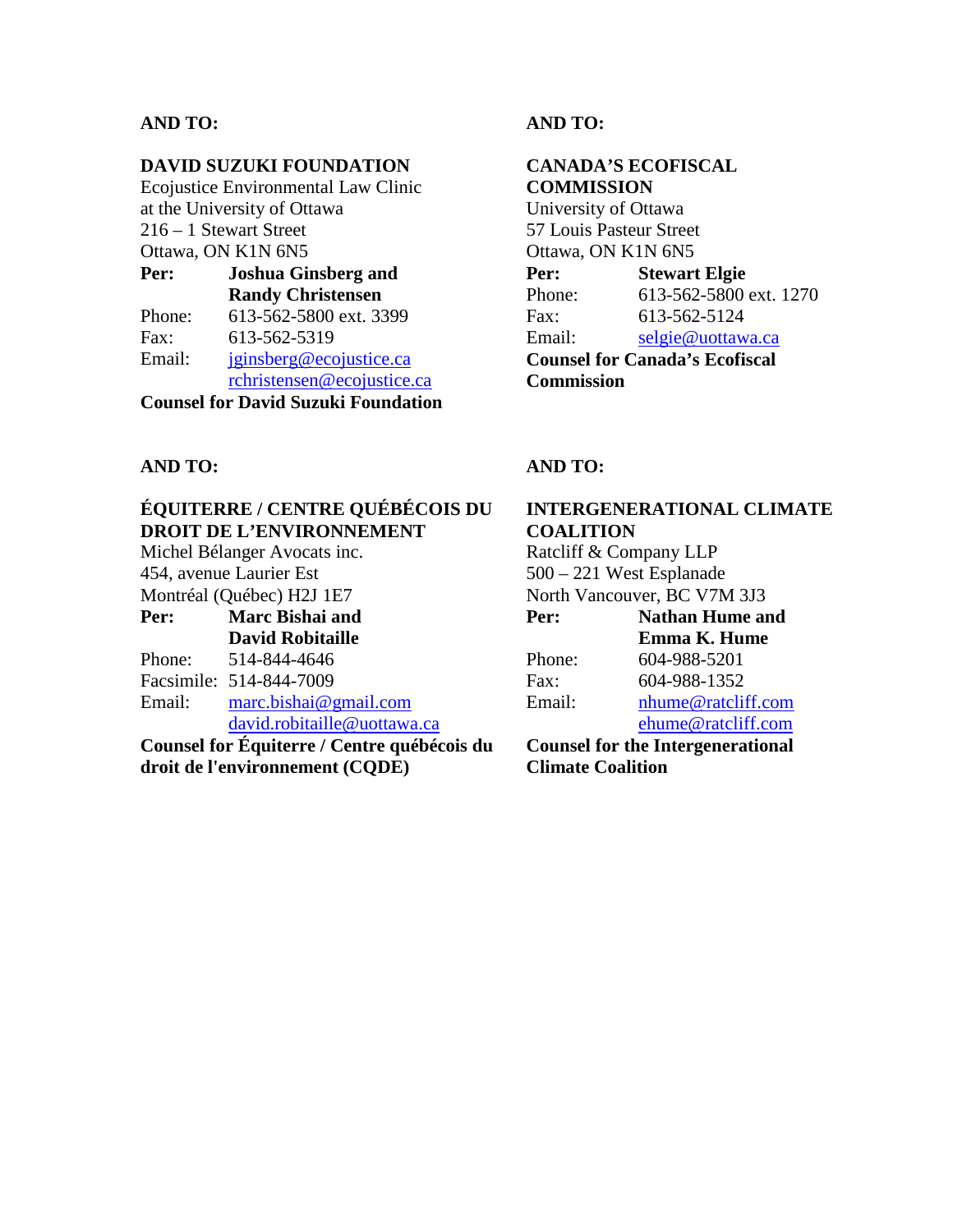**AND TO:**

**DAVID SUZUKI FOUNDATION**
Ecojustice Environmental Law Clinic
at the University of Ottawa
216 – 1 Stewart Street
Ottawa, ON K1N 6N5

**Per:** **Joshua Ginsberg and Randy Christensen**
Phone: 613-562-5800 ext. 3399
Fax: 613-562-5319
Email: jginsberg@ecojustice.ca
rchristensen@ecojustice.ca

**Counsel for David Suzuki Foundation**

**AND TO:**

**CANADA'S ECOFISCAL COMMISSION**
University of Ottawa
57 Louis Pasteur Street
Ottawa, ON K1N 6N5

**Per:** **Stewart Elgie**
Phone: 613-562-5800 ext. 1270
Fax: 613-562-5124
Email: selgie@uottawa.ca

**Counsel for Canada's Ecofiscal Commission**

**AND TO:**

**ÉQUITERRE / CENTRE QUÉBÉCOIS DU DROIT DE L'ENVIRONNEMENT**
Michel Bélanger Avocats inc.
454, avenue Laurier Est
Montréal (Québec) H2J 1E7

**Per:** **Marc Bishai and David Robitaille**
Phone: 514-844-4646
Facsimile: 514-844-7009
Email: marc.bishai@gmail.com
david.robitaille@uottawa.ca

**Counsel for Équiterre / Centre québécois du droit de l'environnement (CQDE)**

**AND TO:**

**INTERGENERATIONAL CLIMATE COALITION**
Ratcliff & Company LLP
500 – 221 West Esplanade
North Vancouver, BC V7M 3J3

**Per:** **Nathan Hume and Emma K. Hume**
Phone: 604-988-5201
Fax: 604-988-1352
Email: nhume@ratcliff.com
ehume@ratcliff.com

**Counsel for the Intergenerational Climate Coalition**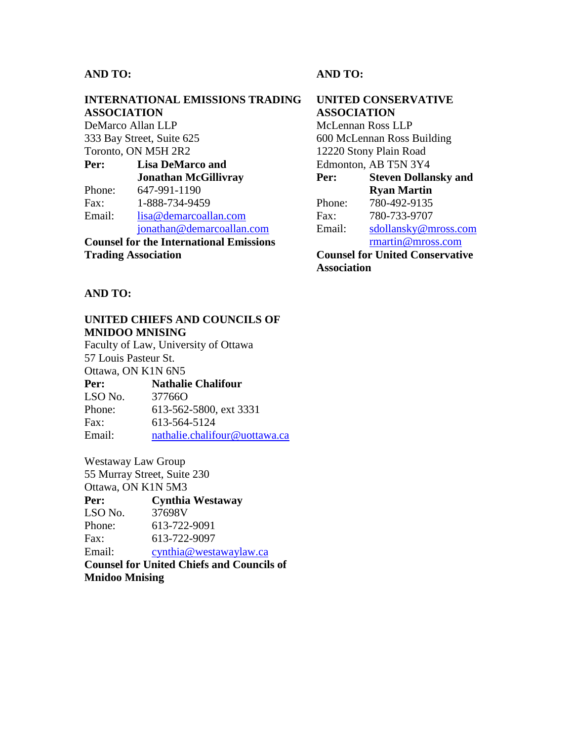**AND TO:**

**INTERNATIONAL EMISSIONS TRADING ASSOCIATION**
DeMarco Allan LLP
333 Bay Street, Suite 625
Toronto, ON M5H 2R2

**Per:** **Lisa DeMarco and Jonathan McGillivray**
Phone: 647-991-1190
Fax: 1-888-734-9459
Email: lisa@demarcoallan.com
jonathan@demarcoallan.com

**Counsel for the International Emissions Trading Association**

**AND TO:**

**UNITED CONSERVATIVE ASSOCIATION**
McLennan Ross LLP
600 McLennan Ross Building
12220 Stony Plain Road
Edmonton, AB T5N 3Y4

**Per:** **Steven Dollansky and Ryan Martin**
Phone: 780-492-9135
Fax: 780-733-9707
Email: sdollansky@mross.com
rmartin@mross.com

**Counsel for United Conservative Association**

**AND TO:**

**UNITED CHIEFS AND COUNCILS OF MNIDOO MNISING**
Faculty of Law, University of Ottawa
57 Louis Pasteur St.
Ottawa, ON K1N 6N5

**Per:** **Nathalie Chalifour**
LSO No. 37766O
Phone: 613-562-5800, ext 3331
Fax: 613-564-5124
Email: nathalie.chalifour@uottawa.ca

Westaway Law Group
55 Murray Street, Suite 230
Ottawa, ON K1N 5M3

**Per:** **Cynthia Westaway**
LSO No. 37698V
Phone: 613-722-9091
Fax: 613-722-9097
Email: cynthia@westawaylaw.ca

**Counsel for United Chiefs and Councils of Mnidoo Mnising**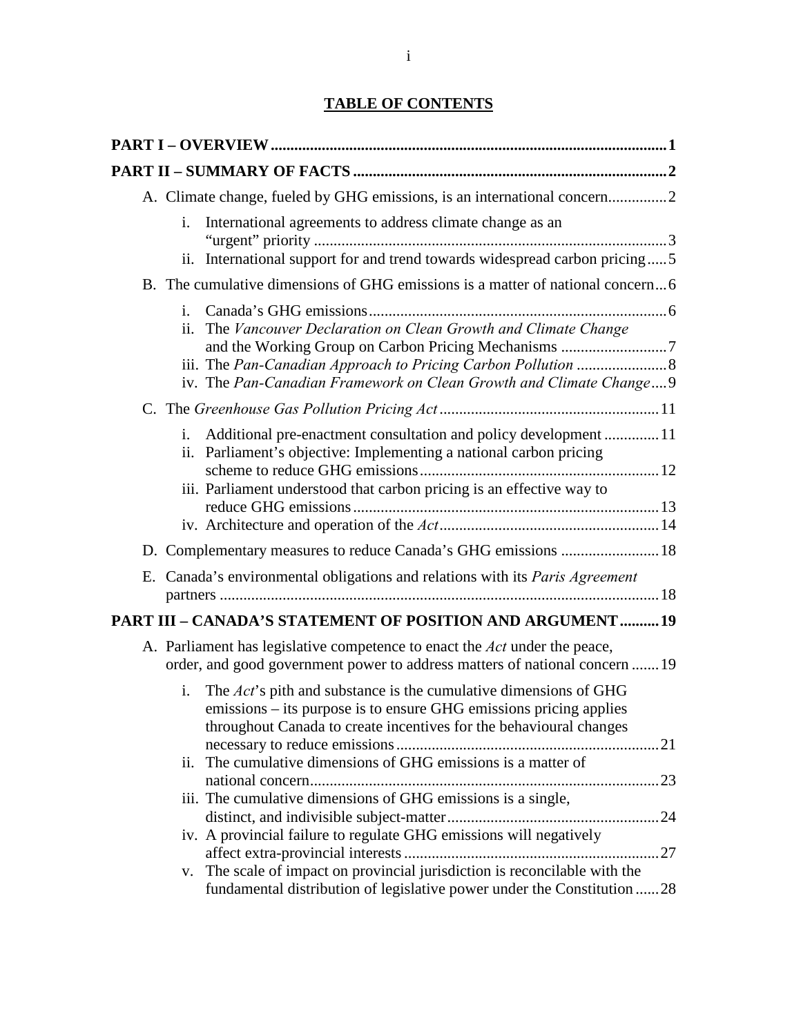## TABLE OF CONTENTS

**PART I – OVERVIEW** .......... 1

**PART II – SUMMARY OF FACTS** .......... 2

A. Climate change, fueled by GHG emissions, is an international concern .......... 2

- i. International agreements to address climate change as an "urgent" priority .......... 3
- ii. International support for and trend towards widespread carbon pricing .......... 5

B. The cumulative dimensions of GHG emissions is a matter of national concern .......... 6

- i. Canada's GHG emissions .......... 6
- ii. The *Vancouver Declaration on Clean Growth and Climate Change* and the Working Group on Carbon Pricing Mechanisms .......... 7
- iii. The *Pan-Canadian Approach to Pricing Carbon Pollution* .......... 8
- iv. The *Pan-Canadian Framework on Clean Growth and Climate Change* .......... 9

C. The *Greenhouse Gas Pollution Pricing Act* .......... 11

- i. Additional pre-enactment consultation and policy development .......... 11
- ii. Parliament's objective: Implementing a national carbon pricing scheme to reduce GHG emissions .......... 12
- iii. Parliament understood that carbon pricing is an effective way to reduce GHG emissions .......... 13
- iv. Architecture and operation of the *Act* .......... 14

D. Complementary measures to reduce Canada's GHG emissions .......... 18

E. Canada's environmental obligations and relations with its *Paris Agreement* partners .......... 18

**PART III – CANADA'S STATEMENT OF POSITION AND ARGUMENT** .......... 19

A. Parliament has legislative competence to enact the *Act* under the peace, order, and good government power to address matters of national concern .......... 19

- i. The *Act*'s pith and substance is the cumulative dimensions of GHG emissions – its purpose is to ensure GHG emissions pricing applies throughout Canada to create incentives for the behavioural changes necessary to reduce emissions .......... 21
- ii. The cumulative dimensions of GHG emissions is a matter of national concern .......... 23
- iii. The cumulative dimensions of GHG emissions is a single, distinct, and indivisible subject-matter .......... 24
- iv. A provincial failure to regulate GHG emissions will negatively affect extra-provincial interests .......... 27
- v. The scale of impact on provincial jurisdiction is reconcilable with the fundamental distribution of legislative power under the Constitution .......... 28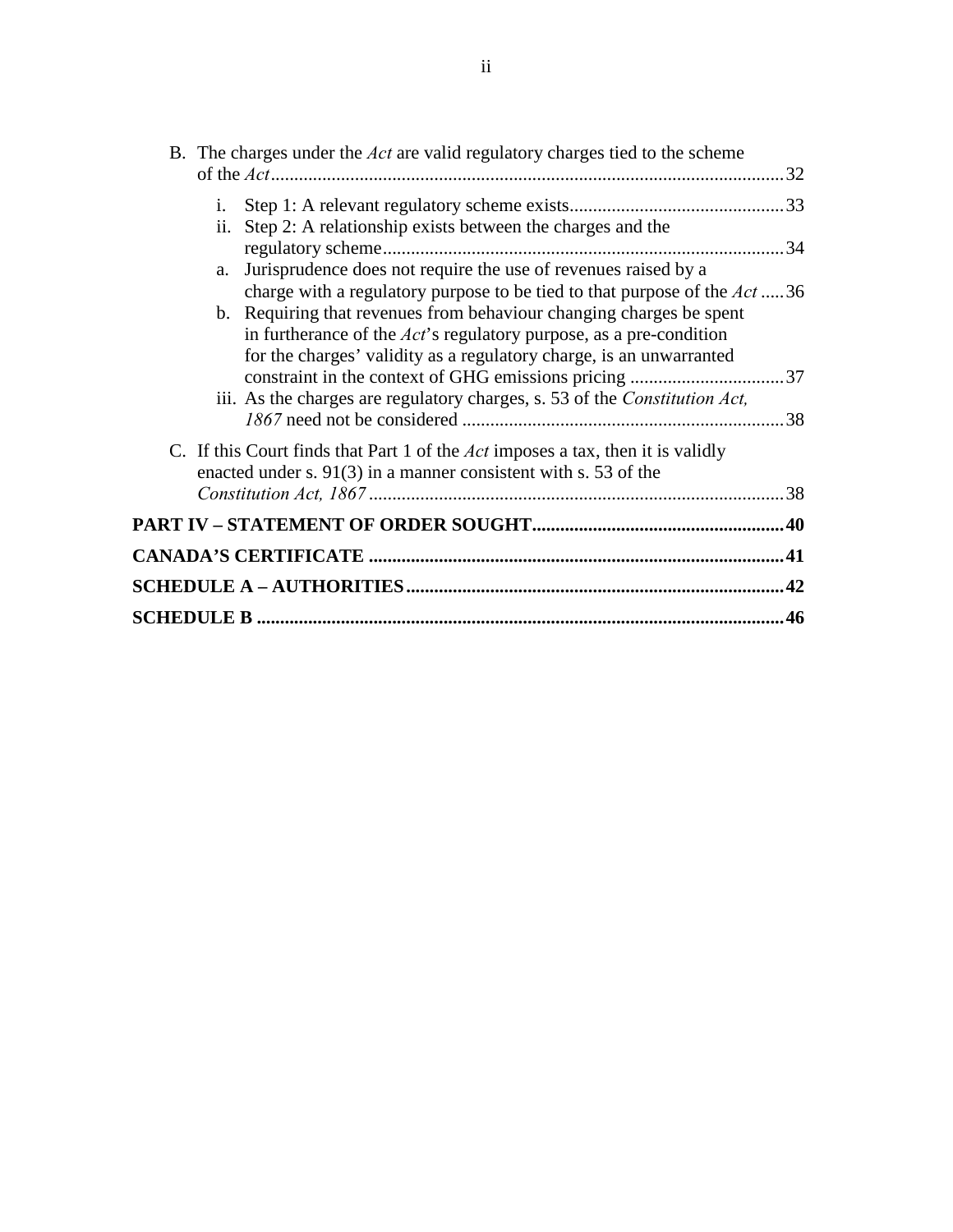B. The charges under the *Act* are valid regulatory charges tied to the scheme of the *Act* .......... 32

   i. Step 1: A relevant regulatory scheme exists .......... 33

   ii. Step 2: A relationship exists between the charges and the regulatory scheme .......... 34

   a. Jurisprudence does not require the use of revenues raised by a charge with a regulatory purpose to be tied to that purpose of the *Act* .......... 36

   b. Requiring that revenues from behaviour changing charges be spent in furtherance of the *Act*'s regulatory purpose, as a pre-condition for the charges' validity as a regulatory charge, is an unwarranted constraint in the context of GHG emissions pricing .......... 37

   iii. As the charges are regulatory charges, s. 53 of the *Constitution Act, 1867* need not be considered .......... 38

C. If this Court finds that Part 1 of the *Act* imposes a tax, then it is validly enacted under s. 91(3) in a manner consistent with s. 53 of the *Constitution Act, 1867* .......... 38

**PART IV – STATEMENT OF ORDER SOUGHT .......... 40**

**CANADA'S CERTIFICATE .......... 41**

**SCHEDULE A – AUTHORITIES .......... 42**

**SCHEDULE B .......... 46**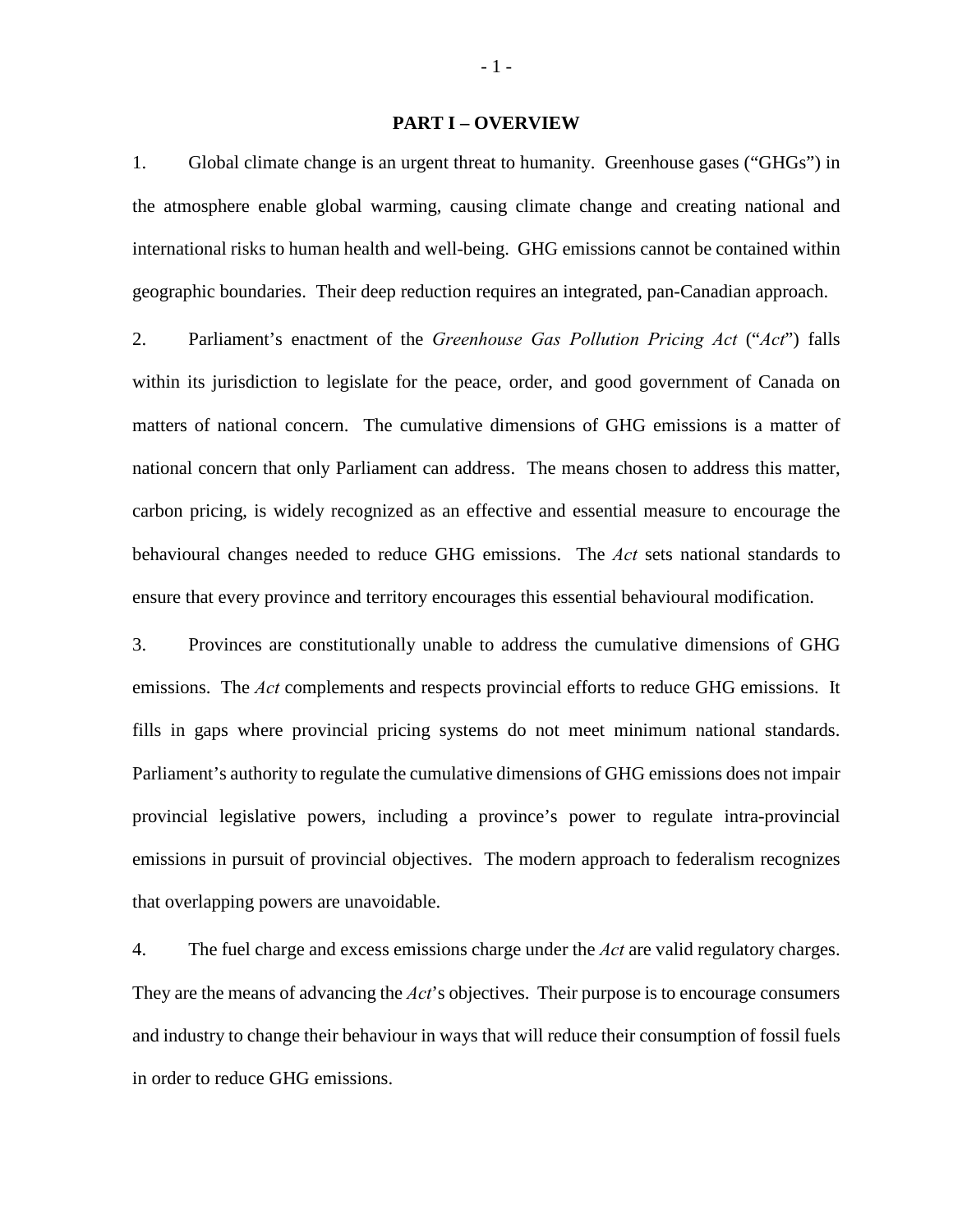## PART I – OVERVIEW

1. Global climate change is an urgent threat to humanity. Greenhouse gases ("GHGs") in the atmosphere enable global warming, causing climate change and creating national and international risks to human health and well-being. GHG emissions cannot be contained within geographic boundaries. Their deep reduction requires an integrated, pan-Canadian approach.

2. Parliament's enactment of the *Greenhouse Gas Pollution Pricing Act* ("*Act*") falls within its jurisdiction to legislate for the peace, order, and good government of Canada on matters of national concern. The cumulative dimensions of GHG emissions is a matter of national concern that only Parliament can address. The means chosen to address this matter, carbon pricing, is widely recognized as an effective and essential measure to encourage the behavioural changes needed to reduce GHG emissions. The *Act* sets national standards to ensure that every province and territory encourages this essential behavioural modification.

3. Provinces are constitutionally unable to address the cumulative dimensions of GHG emissions. The *Act* complements and respects provincial efforts to reduce GHG emissions. It fills in gaps where provincial pricing systems do not meet minimum national standards. Parliament's authority to regulate the cumulative dimensions of GHG emissions does not impair provincial legislative powers, including a province's power to regulate intra-provincial emissions in pursuit of provincial objectives. The modern approach to federalism recognizes that overlapping powers are unavoidable.

4. The fuel charge and excess emissions charge under the *Act* are valid regulatory charges. They are the means of advancing the *Act*'s objectives. Their purpose is to encourage consumers and industry to change their behaviour in ways that will reduce their consumption of fossil fuels in order to reduce GHG emissions.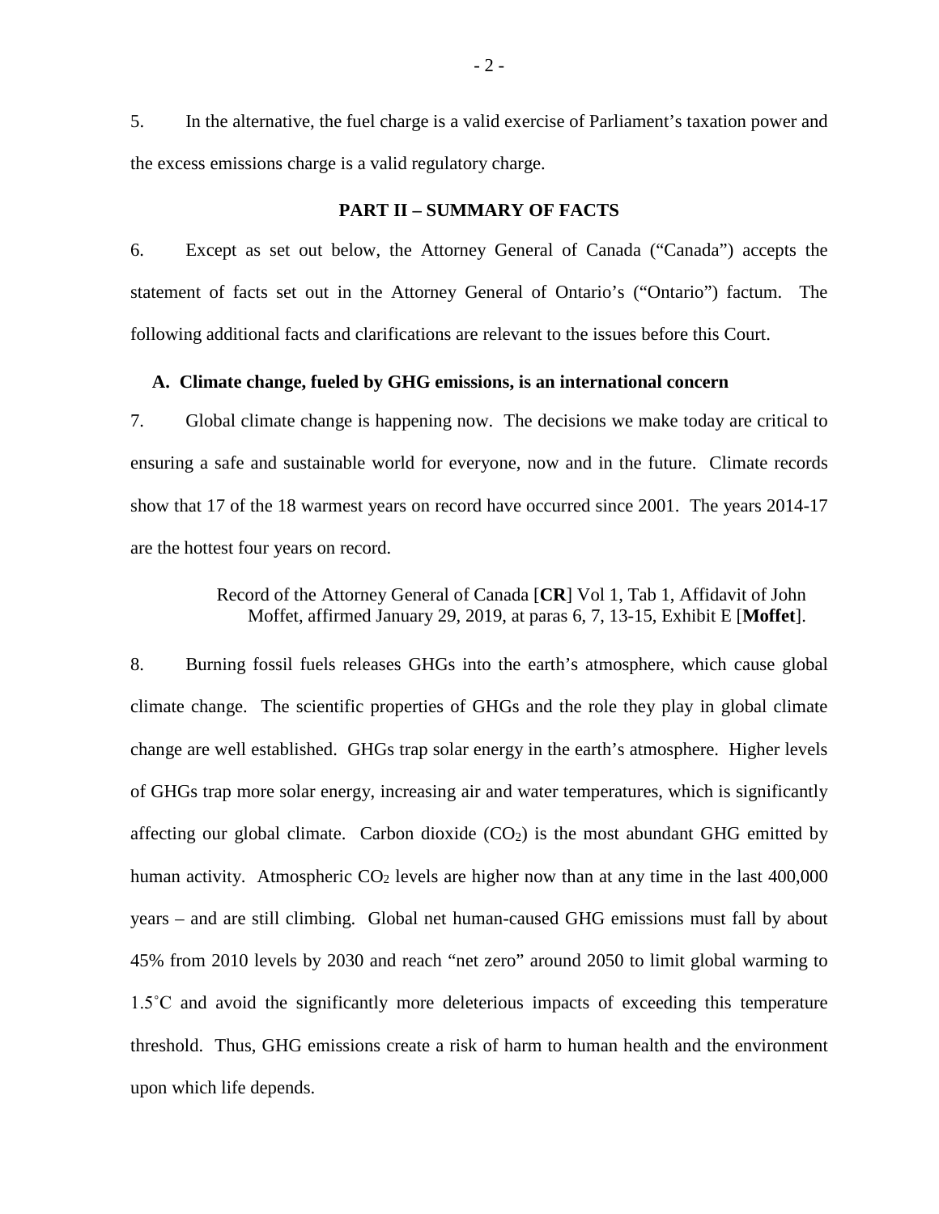5. In the alternative, the fuel charge is a valid exercise of Parliament's taxation power and the excess emissions charge is a valid regulatory charge.

## PART II – SUMMARY OF FACTS

6. Except as set out below, the Attorney General of Canada ("Canada") accepts the statement of facts set out in the Attorney General of Ontario's ("Ontario") factum. The following additional facts and clarifications are relevant to the issues before this Court.

### A. Climate change, fueled by GHG emissions, is an international concern

7. Global climate change is happening now. The decisions we make today are critical to ensuring a safe and sustainable world for everyone, now and in the future. Climate records show that 17 of the 18 warmest years on record have occurred since 2001. The years 2014-17 are the hottest four years on record.

> Record of the Attorney General of Canada [**CR**] Vol 1, Tab 1, Affidavit of John Moffet, affirmed January 29, 2019, at paras 6, 7, 13-15, Exhibit E [**Moffet**].

8. Burning fossil fuels releases GHGs into the earth's atmosphere, which cause global climate change. The scientific properties of GHGs and the role they play in global climate change are well established. GHGs trap solar energy in the earth's atmosphere. Higher levels of GHGs trap more solar energy, increasing air and water temperatures, which is significantly affecting our global climate. Carbon dioxide ($CO_2$) is the most abundant GHG emitted by human activity. Atmospheric $CO_2$ levels are higher now than at any time in the last 400,000 years – and are still climbing. Global net human-caused GHG emissions must fall by about 45% from 2010 levels by 2030 and reach "net zero" around 2050 to limit global warming to 1.5˚C and avoid the significantly more deleterious impacts of exceeding this temperature threshold. Thus, GHG emissions create a risk of harm to human health and the environment upon which life depends.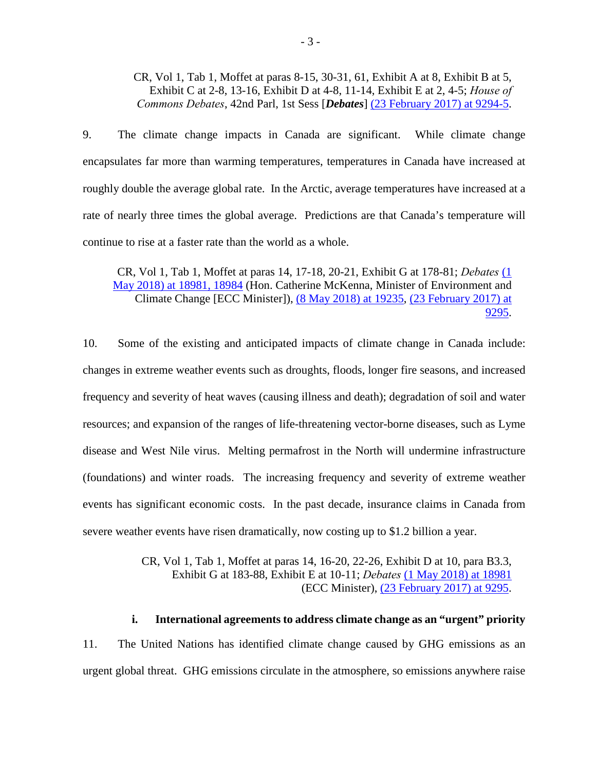CR, Vol 1, Tab 1, Moffet at paras 8-15, 30-31, 61, Exhibit A at 8, Exhibit B at 5, Exhibit C at 2-8, 13-16, Exhibit D at 4-8, 11-14, Exhibit E at 2, 4-5; *House of Commons Debates*, 42nd Parl, 1st Sess [***Debates***] (23 February 2017) at 9294-5.

9. The climate change impacts in Canada are significant. While climate change encapsulates far more than warming temperatures, temperatures in Canada have increased at roughly double the average global rate. In the Arctic, average temperatures have increased at a rate of nearly three times the global average. Predictions are that Canada's temperature will continue to rise at a faster rate than the world as a whole.

CR, Vol 1, Tab 1, Moffet at paras 14, 17-18, 20-21, Exhibit G at 178-81; *Debates* (1 May 2018) at 18981, 18984 (Hon. Catherine McKenna, Minister of Environment and Climate Change [ECC Minister]), (8 May 2018) at 19235, (23 February 2017) at 9295.

10. Some of the existing and anticipated impacts of climate change in Canada include: changes in extreme weather events such as droughts, floods, longer fire seasons, and increased frequency and severity of heat waves (causing illness and death); degradation of soil and water resources; and expansion of the ranges of life-threatening vector-borne diseases, such as Lyme disease and West Nile virus. Melting permafrost in the North will undermine infrastructure (foundations) and winter roads. The increasing frequency and severity of extreme weather events has significant economic costs. In the past decade, insurance claims in Canada from severe weather events have risen dramatically, now costing up to $1.2 billion a year.

CR, Vol 1, Tab 1, Moffet at paras 14, 16-20, 22-26, Exhibit D at 10, para B3.3, Exhibit G at 183-88, Exhibit E at 10-11; *Debates* (1 May 2018) at 18981 (ECC Minister), (23 February 2017) at 9295.

### i. International agreements to address climate change as an "urgent" priority

11. The United Nations has identified climate change caused by GHG emissions as an urgent global threat. GHG emissions circulate in the atmosphere, so emissions anywhere raise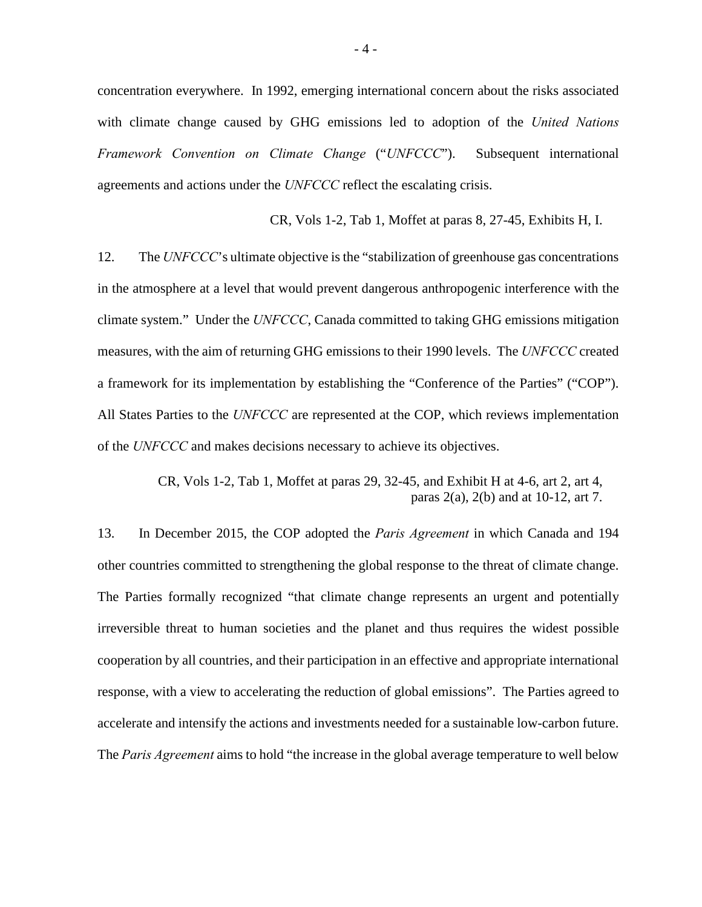concentration everywhere. In 1992, emerging international concern about the risks associated with climate change caused by GHG emissions led to adoption of the *United Nations Framework Convention on Climate Change* ("*UNFCCC*"). Subsequent international agreements and actions under the *UNFCCC* reflect the escalating crisis.

CR, Vols 1-2, Tab 1, Moffet at paras 8, 27-45, Exhibits H, I.

12. The *UNFCCC*'s ultimate objective is the "stabilization of greenhouse gas concentrations in the atmosphere at a level that would prevent dangerous anthropogenic interference with the climate system." Under the *UNFCCC*, Canada committed to taking GHG emissions mitigation measures, with the aim of returning GHG emissions to their 1990 levels. The *UNFCCC* created a framework for its implementation by establishing the "Conference of the Parties" ("COP"). All States Parties to the *UNFCCC* are represented at the COP, which reviews implementation of the *UNFCCC* and makes decisions necessary to achieve its objectives.

CR, Vols 1-2, Tab 1, Moffet at paras 29, 32-45, and Exhibit H at 4-6, art 2, art 4, paras 2(a), 2(b) and at 10-12, art 7.

13. In December 2015, the COP adopted the *Paris Agreement* in which Canada and 194 other countries committed to strengthening the global response to the threat of climate change. The Parties formally recognized "that climate change represents an urgent and potentially irreversible threat to human societies and the planet and thus requires the widest possible cooperation by all countries, and their participation in an effective and appropriate international response, with a view to accelerating the reduction of global emissions". The Parties agreed to accelerate and intensify the actions and investments needed for a sustainable low-carbon future. The *Paris Agreement* aims to hold "the increase in the global average temperature to well below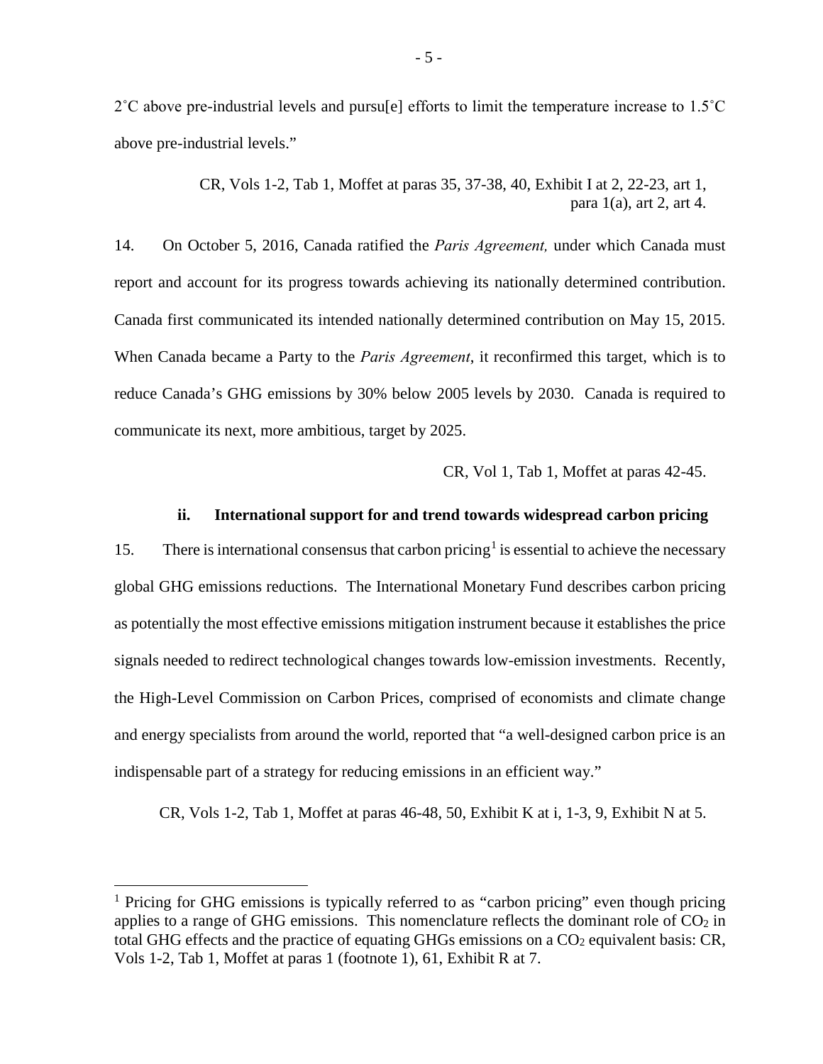2˚C above pre-industrial levels and pursu[e] efforts to limit the temperature increase to 1.5˚C above pre-industrial levels."

CR, Vols 1-2, Tab 1, Moffet at paras 35, 37-38, 40, Exhibit I at 2, 22-23, art 1, para 1(a), art 2, art 4.

14. On October 5, 2016, Canada ratified the *Paris Agreement,* under which Canada must report and account for its progress towards achieving its nationally determined contribution. Canada first communicated its intended nationally determined contribution on May 15, 2015. When Canada became a Party to the *Paris Agreement*, it reconfirmed this target, which is to reduce Canada's GHG emissions by 30% below 2005 levels by 2030. Canada is required to communicate its next, more ambitious, target by 2025.

CR, Vol 1, Tab 1, Moffet at paras 42-45.

### ii. International support for and trend towards widespread carbon pricing

15. There is international consensus that carbon pricing[1] is essential to achieve the necessary global GHG emissions reductions. The International Monetary Fund describes carbon pricing as potentially the most effective emissions mitigation instrument because it establishes the price signals needed to redirect technological changes towards low-emission investments. Recently, the High-Level Commission on Carbon Prices, comprised of economists and climate change and energy specialists from around the world, reported that "a well-designed carbon price is an indispensable part of a strategy for reducing emissions in an efficient way."

CR, Vols 1-2, Tab 1, Moffet at paras 46-48, 50, Exhibit K at i, 1-3, 9, Exhibit N at 5.

---

[1] Pricing for GHG emissions is typically referred to as "carbon pricing" even though pricing applies to a range of GHG emissions. This nomenclature reflects the dominant role of $CO_2$ in total GHG effects and the practice of equating GHGs emissions on a $CO_2$ equivalent basis: CR, Vols 1-2, Tab 1, Moffet at paras 1 (footnote 1), 61, Exhibit R at 7.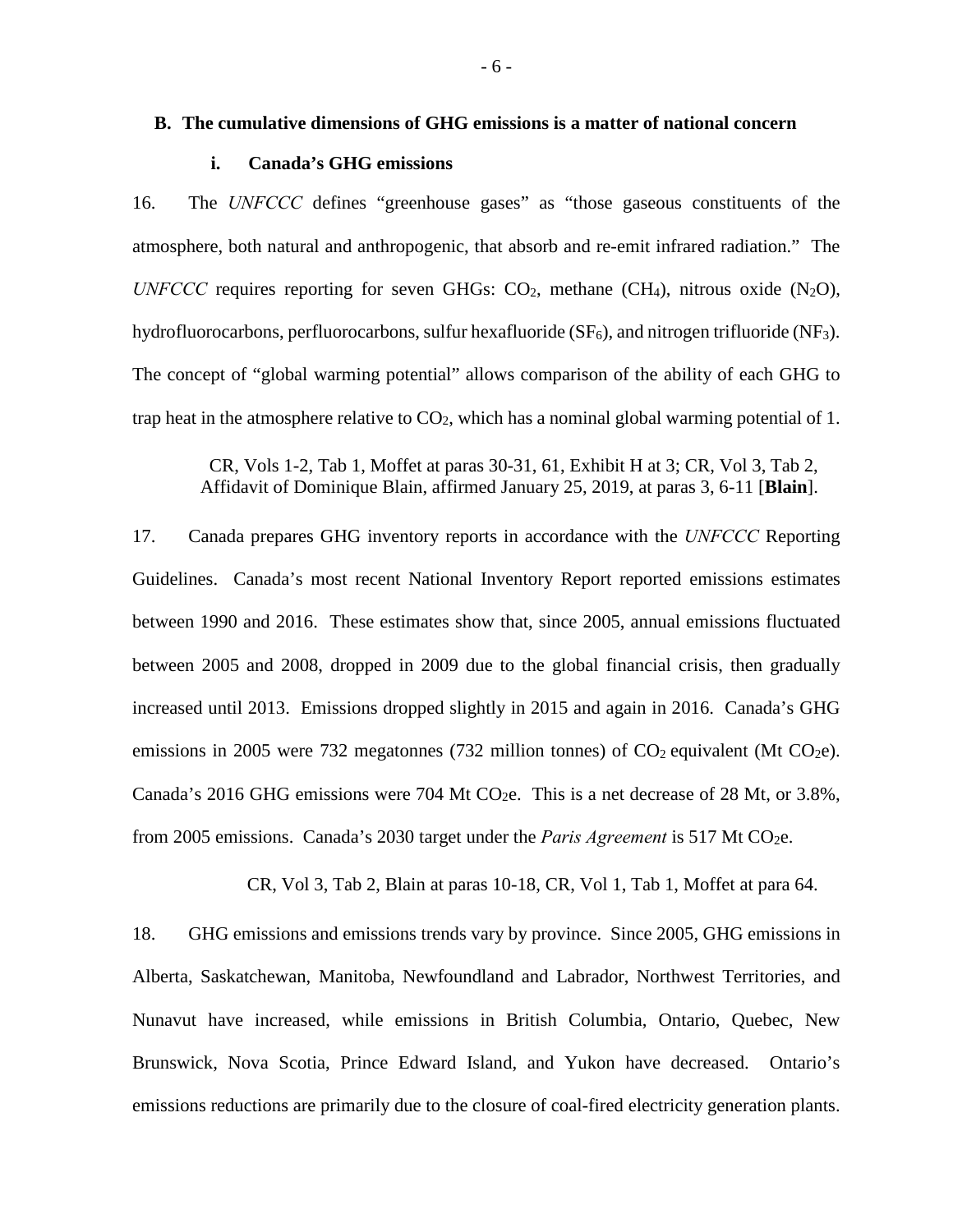## B. The cumulative dimensions of GHG emissions is a matter of national concern

### i. Canada's GHG emissions

16. The *UNFCCC* defines "greenhouse gases" as "those gaseous constituents of the atmosphere, both natural and anthropogenic, that absorb and re-emit infrared radiation." The *UNFCCC* requires reporting for seven GHGs: $CO_2$, methane ($CH_4$), nitrous oxide ($N_2O$), hydrofluorocarbons, perfluorocarbons, sulfur hexafluoride ($SF_6$), and nitrogen trifluoride ($NF_3$). The concept of "global warming potential" allows comparison of the ability of each GHG to trap heat in the atmosphere relative to $CO_2$, which has a nominal global warming potential of 1.

> CR, Vols 1-2, Tab 1, Moffet at paras 30-31, 61, Exhibit H at 3; CR, Vol 3, Tab 2, Affidavit of Dominique Blain, affirmed January 25, 2019, at paras 3, 6-11 [**Blain**].

17. Canada prepares GHG inventory reports in accordance with the *UNFCCC* Reporting Guidelines. Canada's most recent National Inventory Report reported emissions estimates between 1990 and 2016. These estimates show that, since 2005, annual emissions fluctuated between 2005 and 2008, dropped in 2009 due to the global financial crisis, then gradually increased until 2013. Emissions dropped slightly in 2015 and again in 2016. Canada's GHG emissions in 2005 were 732 megatonnes (732 million tonnes) of $CO_2$ equivalent (Mt $CO_2e$). Canada's 2016 GHG emissions were 704 Mt $CO_2e$. This is a net decrease of 28 Mt, or 3.8%, from 2005 emissions. Canada's 2030 target under the *Paris Agreement* is 517 Mt $CO_2e$.

> CR, Vol 3, Tab 2, Blain at paras 10-18, CR, Vol 1, Tab 1, Moffet at para 64.

18. GHG emissions and emissions trends vary by province. Since 2005, GHG emissions in Alberta, Saskatchewan, Manitoba, Newfoundland and Labrador, Northwest Territories, and Nunavut have increased, while emissions in British Columbia, Ontario, Quebec, New Brunswick, Nova Scotia, Prince Edward Island, and Yukon have decreased. Ontario's emissions reductions are primarily due to the closure of coal-fired electricity generation plants.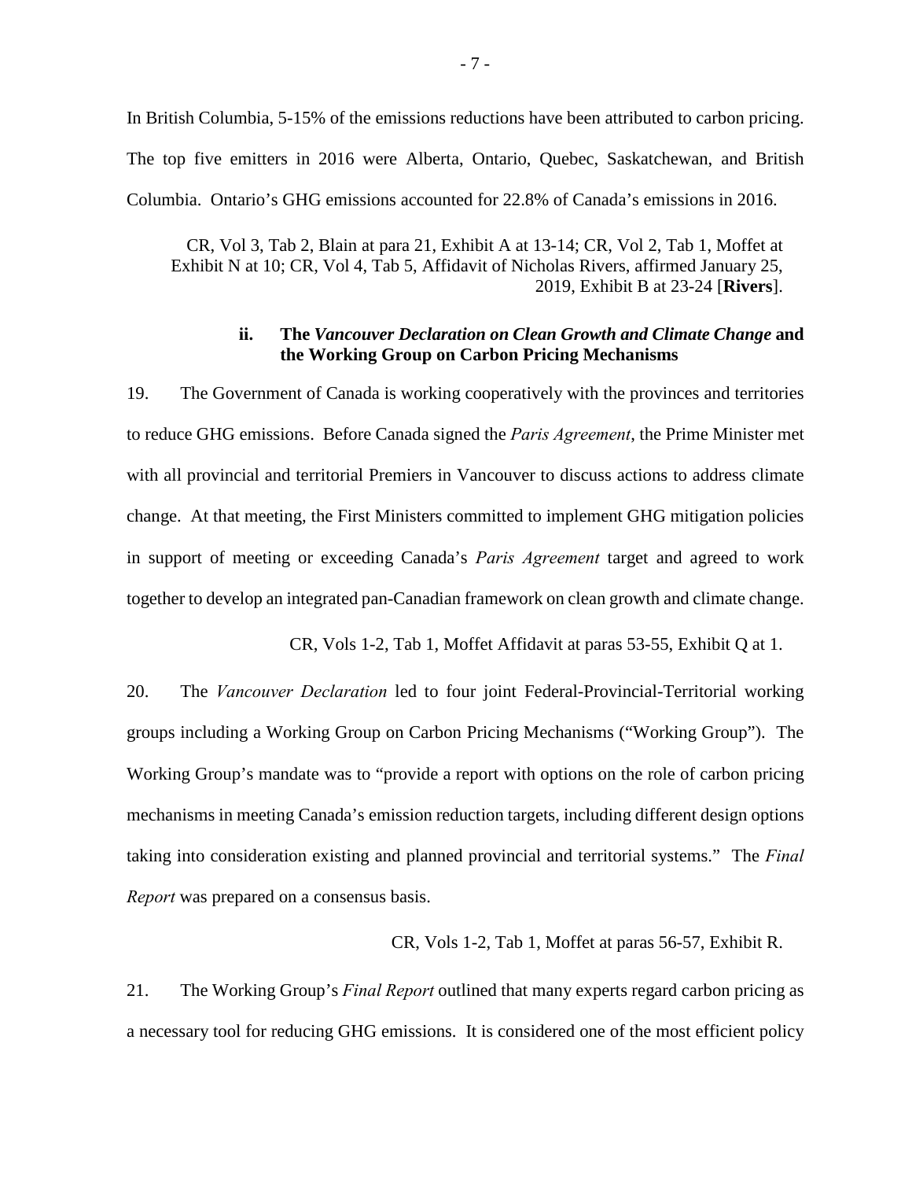In British Columbia, 5-15% of the emissions reductions have been attributed to carbon pricing. The top five emitters in 2016 were Alberta, Ontario, Quebec, Saskatchewan, and British Columbia. Ontario's GHG emissions accounted for 22.8% of Canada's emissions in 2016.

CR, Vol 3, Tab 2, Blain at para 21, Exhibit A at 13-14; CR, Vol 2, Tab 1, Moffet at Exhibit N at 10; CR, Vol 4, Tab 5, Affidavit of Nicholas Rivers, affirmed January 25, 2019, Exhibit B at 23-24 [**Rivers**].

### ii. The *Vancouver Declaration on Clean Growth and Climate Change* and the Working Group on Carbon Pricing Mechanisms

19. The Government of Canada is working cooperatively with the provinces and territories to reduce GHG emissions. Before Canada signed the *Paris Agreement*, the Prime Minister met with all provincial and territorial Premiers in Vancouver to discuss actions to address climate change. At that meeting, the First Ministers committed to implement GHG mitigation policies in support of meeting or exceeding Canada's *Paris Agreement* target and agreed to work together to develop an integrated pan-Canadian framework on clean growth and climate change.

CR, Vols 1-2, Tab 1, Moffet Affidavit at paras 53-55, Exhibit Q at 1.

20. The *Vancouver Declaration* led to four joint Federal-Provincial-Territorial working groups including a Working Group on Carbon Pricing Mechanisms ("Working Group"). The Working Group's mandate was to "provide a report with options on the role of carbon pricing mechanisms in meeting Canada's emission reduction targets, including different design options taking into consideration existing and planned provincial and territorial systems." The *Final Report* was prepared on a consensus basis.

CR, Vols 1-2, Tab 1, Moffet at paras 56-57, Exhibit R.

21. The Working Group's *Final Report* outlined that many experts regard carbon pricing as a necessary tool for reducing GHG emissions. It is considered one of the most efficient policy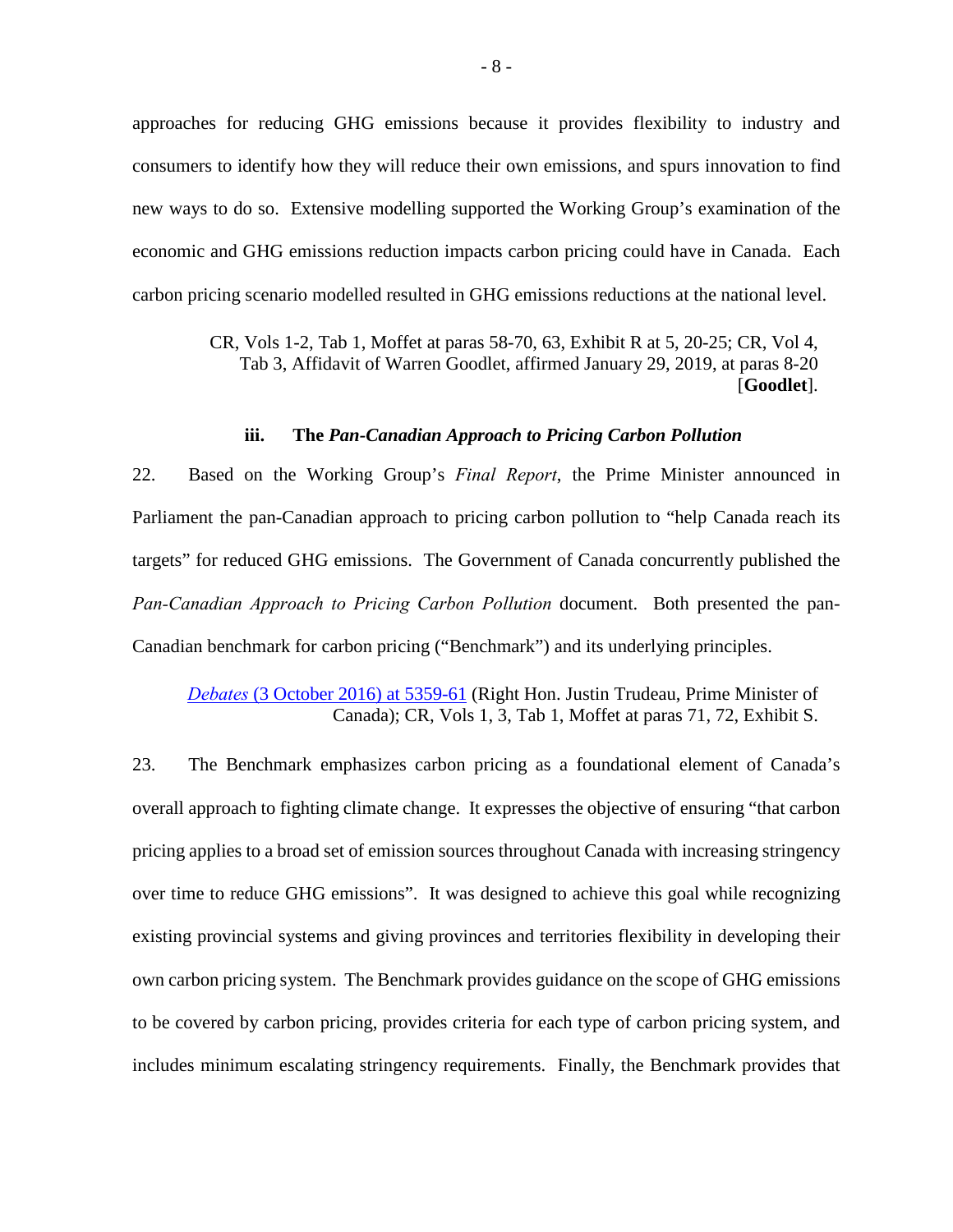approaches for reducing GHG emissions because it provides flexibility to industry and consumers to identify how they will reduce their own emissions, and spurs innovation to find new ways to do so. Extensive modelling supported the Working Group's examination of the economic and GHG emissions reduction impacts carbon pricing could have in Canada. Each carbon pricing scenario modelled resulted in GHG emissions reductions at the national level.

> CR, Vols 1-2, Tab 1, Moffet at paras 58-70, 63, Exhibit R at 5, 20-25; CR, Vol 4, Tab 3, Affidavit of Warren Goodlet, affirmed January 29, 2019, at paras 8-20 [**Goodlet**].

### iii. The *Pan-Canadian Approach to Pricing Carbon Pollution*

22. Based on the Working Group's *Final Report*, the Prime Minister announced in Parliament the pan-Canadian approach to pricing carbon pollution to "help Canada reach its targets" for reduced GHG emissions. The Government of Canada concurrently published the *Pan-Canadian Approach to Pricing Carbon Pollution* document. Both presented the pan-Canadian benchmark for carbon pricing ("Benchmark") and its underlying principles.

> *Debates* (3 October 2016) at 5359-61 (Right Hon. Justin Trudeau, Prime Minister of Canada); CR, Vols 1, 3, Tab 1, Moffet at paras 71, 72, Exhibit S.

23. The Benchmark emphasizes carbon pricing as a foundational element of Canada's overall approach to fighting climate change. It expresses the objective of ensuring "that carbon pricing applies to a broad set of emission sources throughout Canada with increasing stringency over time to reduce GHG emissions". It was designed to achieve this goal while recognizing existing provincial systems and giving provinces and territories flexibility in developing their own carbon pricing system. The Benchmark provides guidance on the scope of GHG emissions to be covered by carbon pricing, provides criteria for each type of carbon pricing system, and includes minimum escalating stringency requirements. Finally, the Benchmark provides that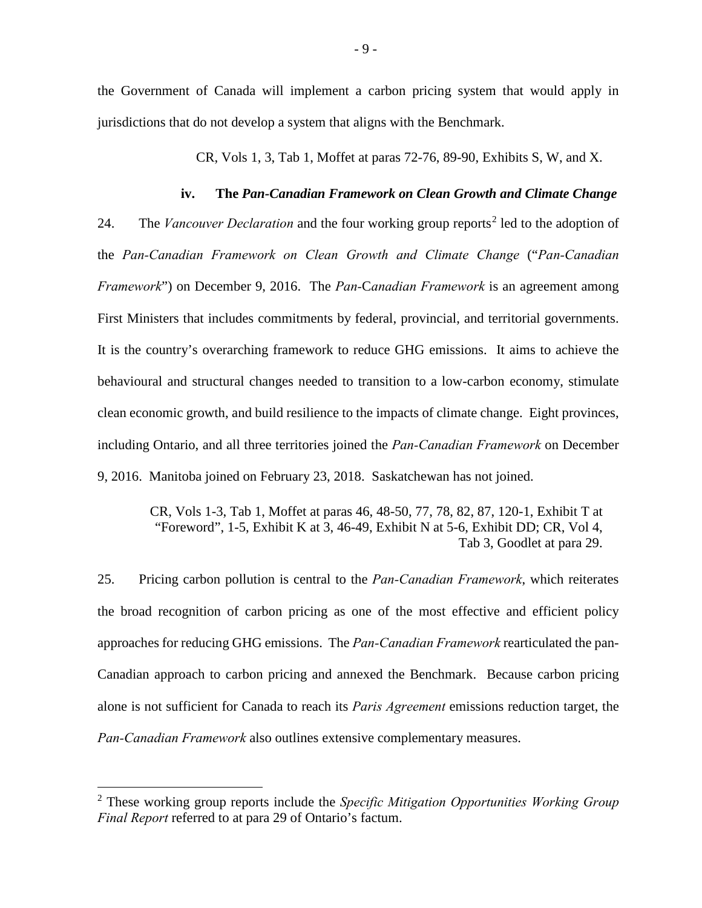the Government of Canada will implement a carbon pricing system that would apply in jurisdictions that do not develop a system that aligns with the Benchmark.

CR, Vols 1, 3, Tab 1, Moffet at paras 72-76, 89-90, Exhibits S, W, and X.

#### iv. The *Pan-Canadian Framework on Clean Growth and Climate Change*

24. The *Vancouver Declaration* and the four working group reports[2] led to the adoption of the *Pan-Canadian Framework on Clean Growth and Climate Change* ("*Pan-Canadian Framework*") on December 9, 2016. The *Pan-Canadian Framework* is an agreement among First Ministers that includes commitments by federal, provincial, and territorial governments. It is the country's overarching framework to reduce GHG emissions. It aims to achieve the behavioural and structural changes needed to transition to a low-carbon economy, stimulate clean economic growth, and build resilience to the impacts of climate change. Eight provinces, including Ontario, and all three territories joined the *Pan-Canadian Framework* on December 9, 2016. Manitoba joined on February 23, 2018. Saskatchewan has not joined.

CR, Vols 1-3, Tab 1, Moffet at paras 46, 48-50, 77, 78, 82, 87, 120-1, Exhibit T at "Foreword", 1-5, Exhibit K at 3, 46-49, Exhibit N at 5-6, Exhibit DD; CR, Vol 4, Tab 3, Goodlet at para 29.

25. Pricing carbon pollution is central to the *Pan-Canadian Framework*, which reiterates the broad recognition of carbon pricing as one of the most effective and efficient policy approaches for reducing GHG emissions. The *Pan-Canadian Framework* rearticulated the pan-Canadian approach to carbon pricing and annexed the Benchmark. Because carbon pricing alone is not sufficient for Canada to reach its *Paris Agreement* emissions reduction target, the *Pan-Canadian Framework* also outlines extensive complementary measures.

---

[2] These working group reports include the *Specific Mitigation Opportunities Working Group Final Report* referred to at para 29 of Ontario's factum.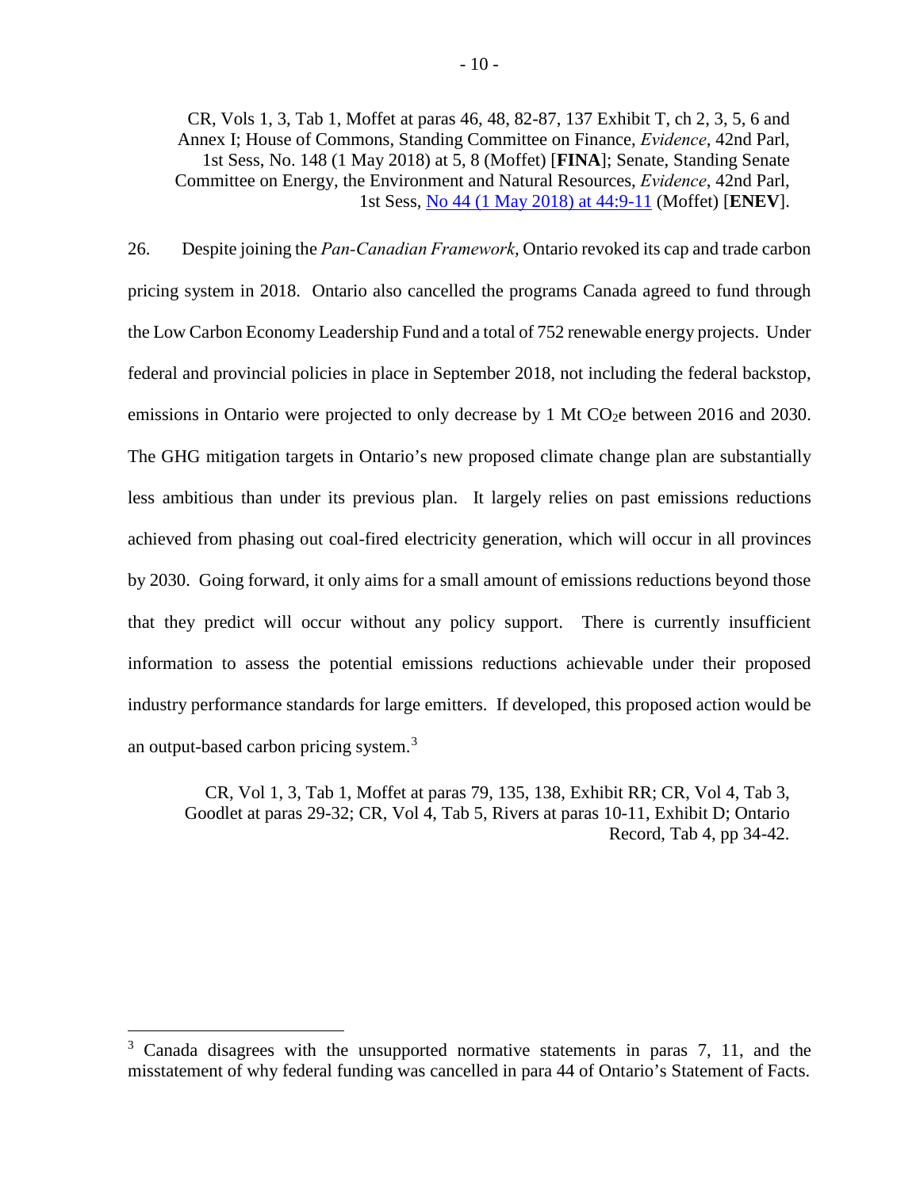CR, Vols 1, 3, Tab 1, Moffet at paras 46, 48, 82-87, 137 Exhibit T, ch 2, 3, 5, 6 and Annex I; House of Commons, Standing Committee on Finance, *Evidence*, 42nd Parl, 1st Sess, No. 148 (1 May 2018) at 5, 8 (Moffet) [**FINA**]; Senate, Standing Senate Committee on Energy, the Environment and Natural Resources, *Evidence*, 42nd Parl, 1st Sess, No 44 (1 May 2018) at 44:9-11 (Moffet) [**ENEV**].

26. Despite joining the *Pan-Canadian Framework*, Ontario revoked its cap and trade carbon pricing system in 2018. Ontario also cancelled the programs Canada agreed to fund through the Low Carbon Economy Leadership Fund and a total of 752 renewable energy projects. Under federal and provincial policies in place in September 2018, not including the federal backstop, emissions in Ontario were projected to only decrease by 1 Mt $CO_2$e between 2016 and 2030. The GHG mitigation targets in Ontario's new proposed climate change plan are substantially less ambitious than under its previous plan. It largely relies on past emissions reductions achieved from phasing out coal-fired electricity generation, which will occur in all provinces by 2030. Going forward, it only aims for a small amount of emissions reductions beyond those that they predict will occur without any policy support. There is currently insufficient information to assess the potential emissions reductions achievable under their proposed industry performance standards for large emitters. If developed, this proposed action would be an output-based carbon pricing system.[3]

CR, Vol 1, 3, Tab 1, Moffet at paras 79, 135, 138, Exhibit RR; CR, Vol 4, Tab 3, Goodlet at paras 29-32; CR, Vol 4, Tab 5, Rivers at paras 10-11, Exhibit D; Ontario Record, Tab 4, pp 34-42.

---

[3] Canada disagrees with the unsupported normative statements in paras 7, 11, and the misstatement of why federal funding was cancelled in para 44 of Ontario's Statement of Facts.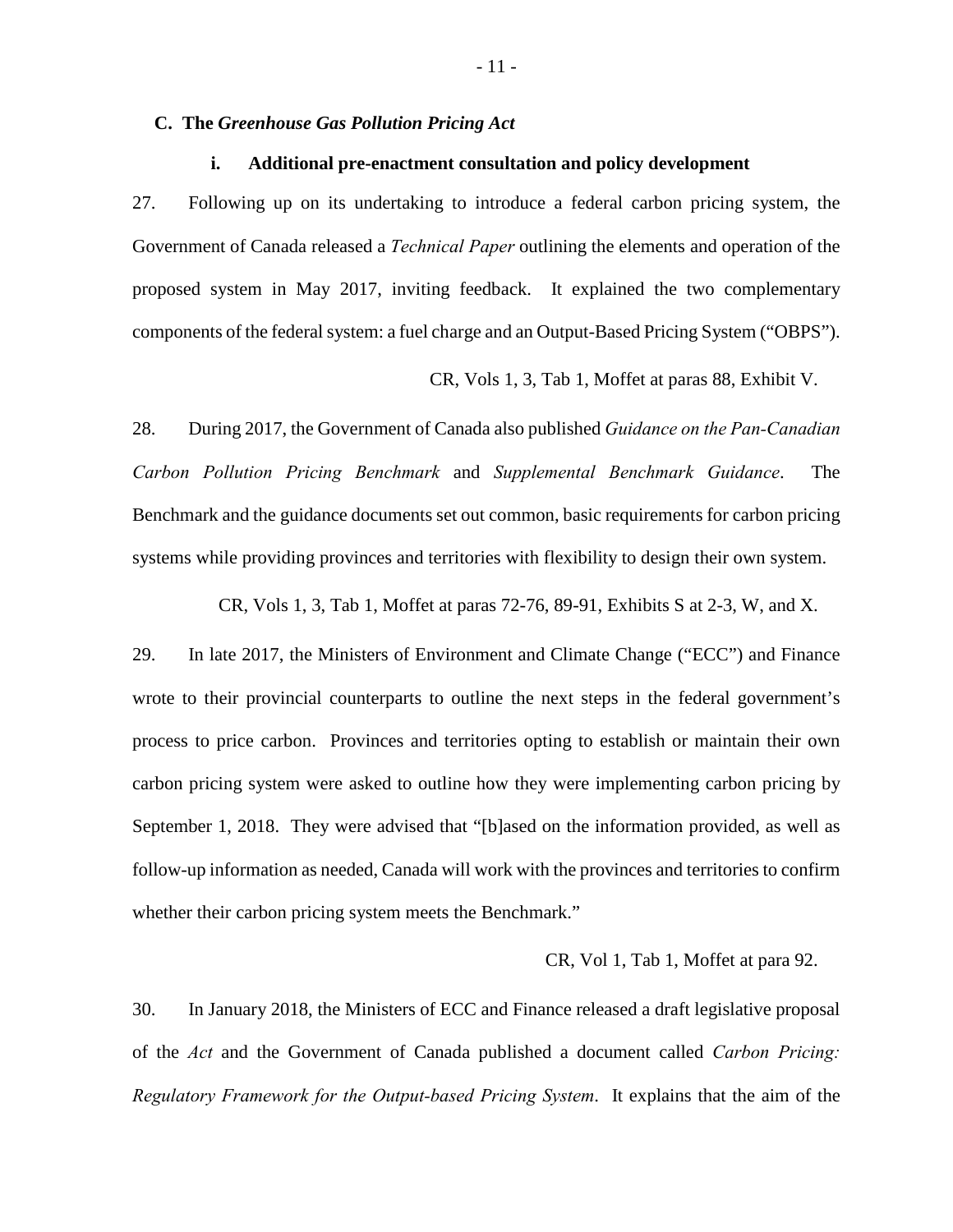## C. The *Greenhouse Gas Pollution Pricing Act*

### i. Additional pre-enactment consultation and policy development

27. Following up on its undertaking to introduce a federal carbon pricing system, the Government of Canada released a *Technical Paper* outlining the elements and operation of the proposed system in May 2017, inviting feedback. It explained the two complementary components of the federal system: a fuel charge and an Output-Based Pricing System ("OBPS").

CR, Vols 1, 3, Tab 1, Moffet at paras 88, Exhibit V.

28. During 2017, the Government of Canada also published *Guidance on the Pan-Canadian Carbon Pollution Pricing Benchmark* and *Supplemental Benchmark Guidance*. The Benchmark and the guidance documents set out common, basic requirements for carbon pricing systems while providing provinces and territories with flexibility to design their own system.

CR, Vols 1, 3, Tab 1, Moffet at paras 72-76, 89-91, Exhibits S at 2-3, W, and X.

29. In late 2017, the Ministers of Environment and Climate Change ("ECC") and Finance wrote to their provincial counterparts to outline the next steps in the federal government's process to price carbon. Provinces and territories opting to establish or maintain their own carbon pricing system were asked to outline how they were implementing carbon pricing by September 1, 2018. They were advised that "[b]ased on the information provided, as well as follow-up information as needed, Canada will work with the provinces and territories to confirm whether their carbon pricing system meets the Benchmark."

CR, Vol 1, Tab 1, Moffet at para 92.

30. In January 2018, the Ministers of ECC and Finance released a draft legislative proposal of the *Act* and the Government of Canada published a document called *Carbon Pricing: Regulatory Framework for the Output-based Pricing System*. It explains that the aim of the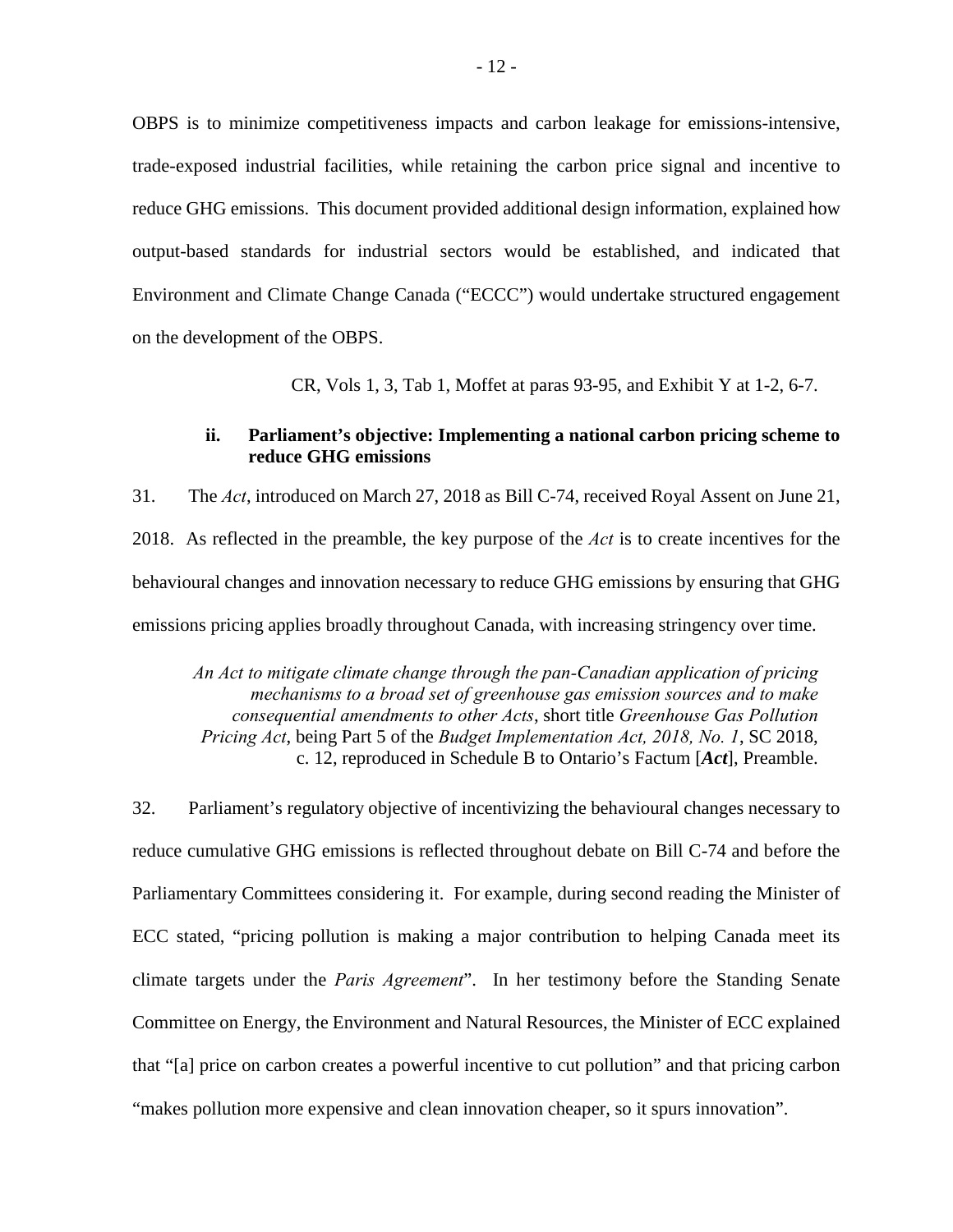OBPS is to minimize competitiveness impacts and carbon leakage for emissions-intensive, trade-exposed industrial facilities, while retaining the carbon price signal and incentive to reduce GHG emissions. This document provided additional design information, explained how output-based standards for industrial sectors would be established, and indicated that Environment and Climate Change Canada ("ECCC") would undertake structured engagement on the development of the OBPS.

> CR, Vols 1, 3, Tab 1, Moffet at paras 93-95, and Exhibit Y at 1-2, 6-7.

### ii. Parliament's objective: Implementing a national carbon pricing scheme to reduce GHG emissions

31. The *Act*, introduced on March 27, 2018 as Bill C-74, received Royal Assent on June 21, 2018. As reflected in the preamble, the key purpose of the *Act* is to create incentives for the behavioural changes and innovation necessary to reduce GHG emissions by ensuring that GHG emissions pricing applies broadly throughout Canada, with increasing stringency over time.

> *An Act to mitigate climate change through the pan-Canadian application of pricing mechanisms to a broad set of greenhouse gas emission sources and to make consequential amendments to other Acts*, short title *Greenhouse Gas Pollution Pricing Act*, being Part 5 of the *Budget Implementation Act, 2018, No. 1*, SC 2018, c. 12, reproduced in Schedule B to Ontario's Factum [***Act***], Preamble.

32. Parliament's regulatory objective of incentivizing the behavioural changes necessary to reduce cumulative GHG emissions is reflected throughout debate on Bill C-74 and before the Parliamentary Committees considering it. For example, during second reading the Minister of ECC stated, "pricing pollution is making a major contribution to helping Canada meet its climate targets under the *Paris Agreement*". In her testimony before the Standing Senate Committee on Energy, the Environment and Natural Resources, the Minister of ECC explained that "[a] price on carbon creates a powerful incentive to cut pollution" and that pricing carbon "makes pollution more expensive and clean innovation cheaper, so it spurs innovation".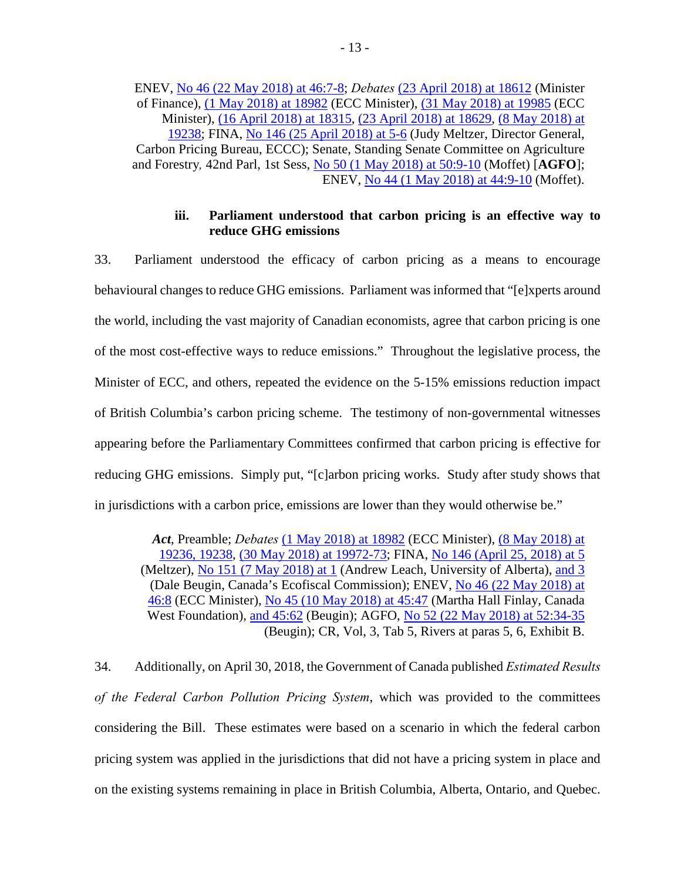ENEV, No 46 (22 May 2018) at 46:7-8; *Debates* (23 April 2018) at 18612 (Minister of Finance), (1 May 2018) at 18982 (ECC Minister), (31 May 2018) at 19985 (ECC Minister), (16 April 2018) at 18315, (23 April 2018) at 18629, (8 May 2018) at 19238; FINA, No 146 (25 April 2018) at 5-6 (Judy Meltzer, Director General, Carbon Pricing Bureau, ECCC); Senate, Standing Senate Committee on Agriculture and Forestry, 42nd Parl, 1st Sess, No 50 (1 May 2018) at 50:9-10 (Moffet) [**AGFO**]; ENEV, No 44 (1 May 2018) at 44:9-10 (Moffet).

#### iii. Parliament understood that carbon pricing is an effective way to reduce GHG emissions

33. Parliament understood the efficacy of carbon pricing as a means to encourage behavioural changes to reduce GHG emissions. Parliament was informed that "[e]xperts around the world, including the vast majority of Canadian economists, agree that carbon pricing is one of the most cost-effective ways to reduce emissions." Throughout the legislative process, the Minister of ECC, and others, repeated the evidence on the 5-15% emissions reduction impact of British Columbia's carbon pricing scheme. The testimony of non-governmental witnesses appearing before the Parliamentary Committees confirmed that carbon pricing is effective for reducing GHG emissions. Simply put, "[c]arbon pricing works. Study after study shows that in jurisdictions with a carbon price, emissions are lower than they would otherwise be."

***Act***, Preamble; *Debates* (1 May 2018) at 18982 (ECC Minister), (8 May 2018) at 19236, 19238, (30 May 2018) at 19972-73; FINA, No 146 (April 25, 2018) at 5 (Meltzer), No 151 (7 May 2018) at 1 (Andrew Leach, University of Alberta), and 3 (Dale Beugin, Canada's Ecofiscal Commission); ENEV, No 46 (22 May 2018) at 46:8 (ECC Minister), No 45 (10 May 2018) at 45:47 (Martha Hall Finlay, Canada West Foundation), and 45:62 (Beugin); AGFO, No 52 (22 May 2018) at 52:34-35 (Beugin); CR, Vol, 3, Tab 5, Rivers at paras 5, 6, Exhibit B.

34. Additionally, on April 30, 2018, the Government of Canada published *Estimated Results of the Federal Carbon Pollution Pricing System*, which was provided to the committees considering the Bill. These estimates were based on a scenario in which the federal carbon pricing system was applied in the jurisdictions that did not have a pricing system in place and on the existing systems remaining in place in British Columbia, Alberta, Ontario, and Quebec.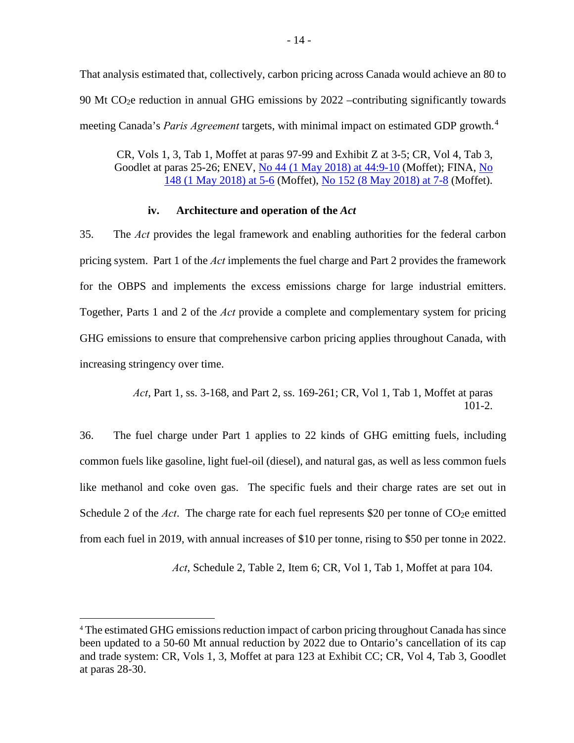That analysis estimated that, collectively, carbon pricing across Canada would achieve an 80 to 90 Mt $CO_2$e reduction in annual GHG emissions by 2022 –contributing significantly towards meeting Canada's *Paris Agreement* targets, with minimal impact on estimated GDP growth.[4]

> CR, Vols 1, 3, Tab 1, Moffet at paras 97-99 and Exhibit Z at 3-5; CR, Vol 4, Tab 3, Goodlet at paras 25-26; ENEV, No 44 (1 May 2018) at 44:9-10 (Moffet); FINA, No 148 (1 May 2018) at 5-6 (Moffet), No 152 (8 May 2018) at 7-8 (Moffet).

#### iv. Architecture and operation of the *Act*

35. The *Act* provides the legal framework and enabling authorities for the federal carbon pricing system. Part 1 of the *Act* implements the fuel charge and Part 2 provides the framework for the OBPS and implements the excess emissions charge for large industrial emitters. Together, Parts 1 and 2 of the *Act* provide a complete and complementary system for pricing GHG emissions to ensure that comprehensive carbon pricing applies throughout Canada, with increasing stringency over time.

> *Act*, Part 1, ss. 3-168, and Part 2, ss. 169-261; CR, Vol 1, Tab 1, Moffet at paras 101-2.

36. The fuel charge under Part 1 applies to 22 kinds of GHG emitting fuels, including common fuels like gasoline, light fuel-oil (diesel), and natural gas, as well as less common fuels like methanol and coke oven gas. The specific fuels and their charge rates are set out in Schedule 2 of the *Act*. The charge rate for each fuel represents \$20 per tonne of $CO_2$e emitted from each fuel in 2019, with annual increases of \$10 per tonne, rising to \$50 per tonne in 2022.

> *Act*, Schedule 2, Table 2, Item 6; CR, Vol 1, Tab 1, Moffet at para 104.

---

[4] The estimated GHG emissions reduction impact of carbon pricing throughout Canada has since been updated to a 50-60 Mt annual reduction by 2022 due to Ontario's cancellation of its cap and trade system: CR, Vols 1, 3, Moffet at para 123 at Exhibit CC; CR, Vol 4, Tab 3, Goodlet at paras 28-30.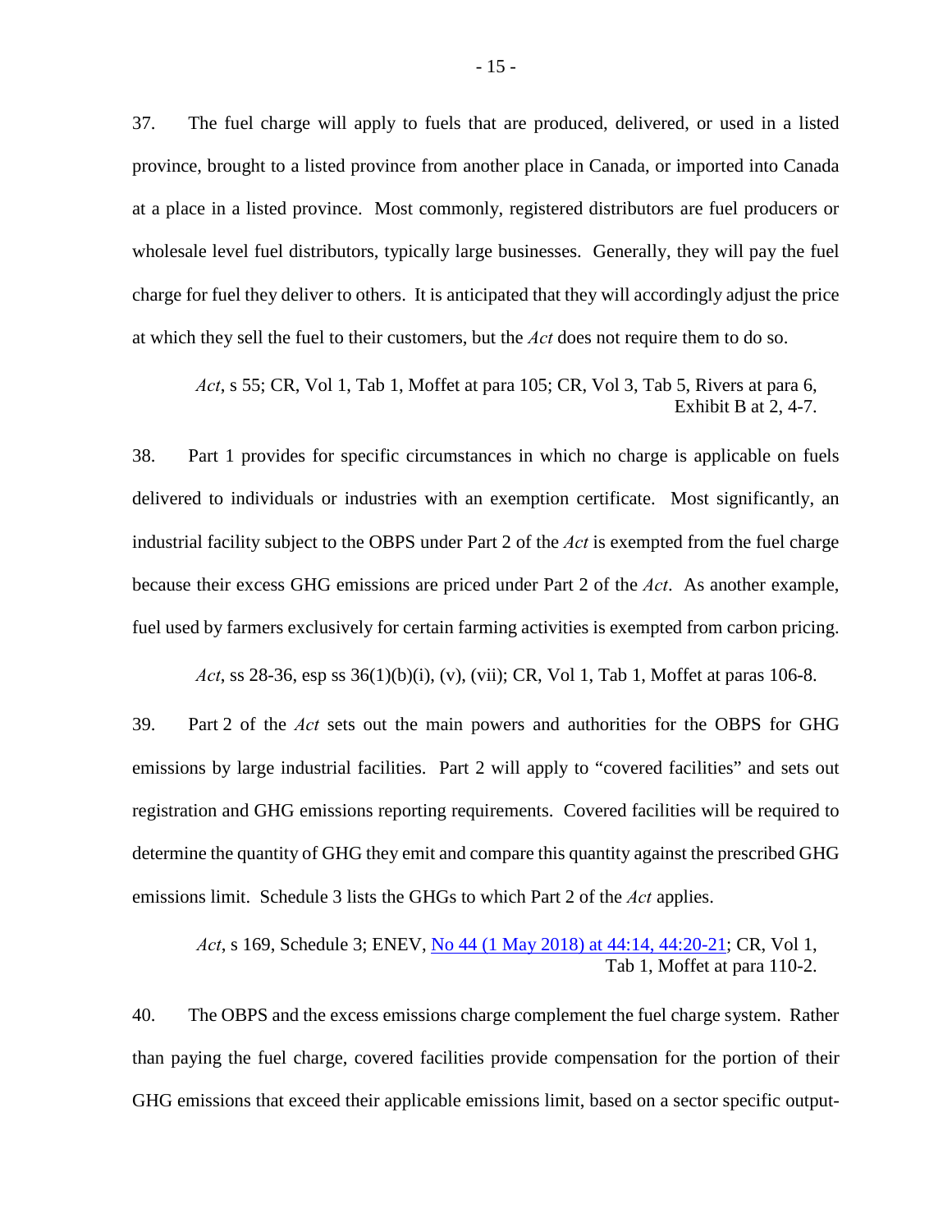37. The fuel charge will apply to fuels that are produced, delivered, or used in a listed province, brought to a listed province from another place in Canada, or imported into Canada at a place in a listed province. Most commonly, registered distributors are fuel producers or wholesale level fuel distributors, typically large businesses. Generally, they will pay the fuel charge for fuel they deliver to others. It is anticipated that they will accordingly adjust the price at which they sell the fuel to their customers, but the *Act* does not require them to do so.

> *Act*, s 55; CR, Vol 1, Tab 1, Moffet at para 105; CR, Vol 3, Tab 5, Rivers at para 6, Exhibit B at 2, 4-7.

38. Part 1 provides for specific circumstances in which no charge is applicable on fuels delivered to individuals or industries with an exemption certificate. Most significantly, an industrial facility subject to the OBPS under Part 2 of the *Act* is exempted from the fuel charge because their excess GHG emissions are priced under Part 2 of the *Act*. As another example, fuel used by farmers exclusively for certain farming activities is exempted from carbon pricing.

> *Act*, ss 28-36, esp ss 36(1)(b)(i), (v), (vii); CR, Vol 1, Tab 1, Moffet at paras 106-8.

39. Part 2 of the *Act* sets out the main powers and authorities for the OBPS for GHG emissions by large industrial facilities. Part 2 will apply to "covered facilities" and sets out registration and GHG emissions reporting requirements. Covered facilities will be required to determine the quantity of GHG they emit and compare this quantity against the prescribed GHG emissions limit. Schedule 3 lists the GHGs to which Part 2 of the *Act* applies.

> *Act*, s 169, Schedule 3; ENEV, No 44 (1 May 2018) at 44:14, 44:20-21; CR, Vol 1, Tab 1, Moffet at para 110-2.

40. The OBPS and the excess emissions charge complement the fuel charge system. Rather than paying the fuel charge, covered facilities provide compensation for the portion of their GHG emissions that exceed their applicable emissions limit, based on a sector specific output-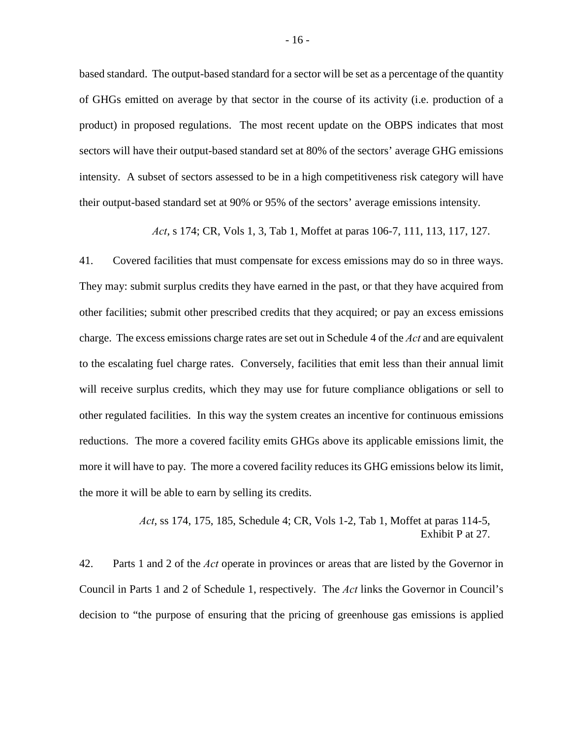based standard. The output-based standard for a sector will be set as a percentage of the quantity of GHGs emitted on average by that sector in the course of its activity (i.e. production of a product) in proposed regulations. The most recent update on the OBPS indicates that most sectors will have their output-based standard set at 80% of the sectors' average GHG emissions intensity. A subset of sectors assessed to be in a high competitiveness risk category will have their output-based standard set at 90% or 95% of the sectors' average emissions intensity.

*Act*, s 174; CR, Vols 1, 3, Tab 1, Moffet at paras 106-7, 111, 113, 117, 127.

41. Covered facilities that must compensate for excess emissions may do so in three ways. They may: submit surplus credits they have earned in the past, or that they have acquired from other facilities; submit other prescribed credits that they acquired; or pay an excess emissions charge. The excess emissions charge rates are set out in Schedule 4 of the *Act* and are equivalent to the escalating fuel charge rates. Conversely, facilities that emit less than their annual limit will receive surplus credits, which they may use for future compliance obligations or sell to other regulated facilities. In this way the system creates an incentive for continuous emissions reductions. The more a covered facility emits GHGs above its applicable emissions limit, the more it will have to pay. The more a covered facility reduces its GHG emissions below its limit, the more it will be able to earn by selling its credits.

*Act*, ss 174, 175, 185, Schedule 4; CR, Vols 1-2, Tab 1, Moffet at paras 114-5, Exhibit P at 27.

42. Parts 1 and 2 of the *Act* operate in provinces or areas that are listed by the Governor in Council in Parts 1 and 2 of Schedule 1, respectively. The *Act* links the Governor in Council's decision to "the purpose of ensuring that the pricing of greenhouse gas emissions is applied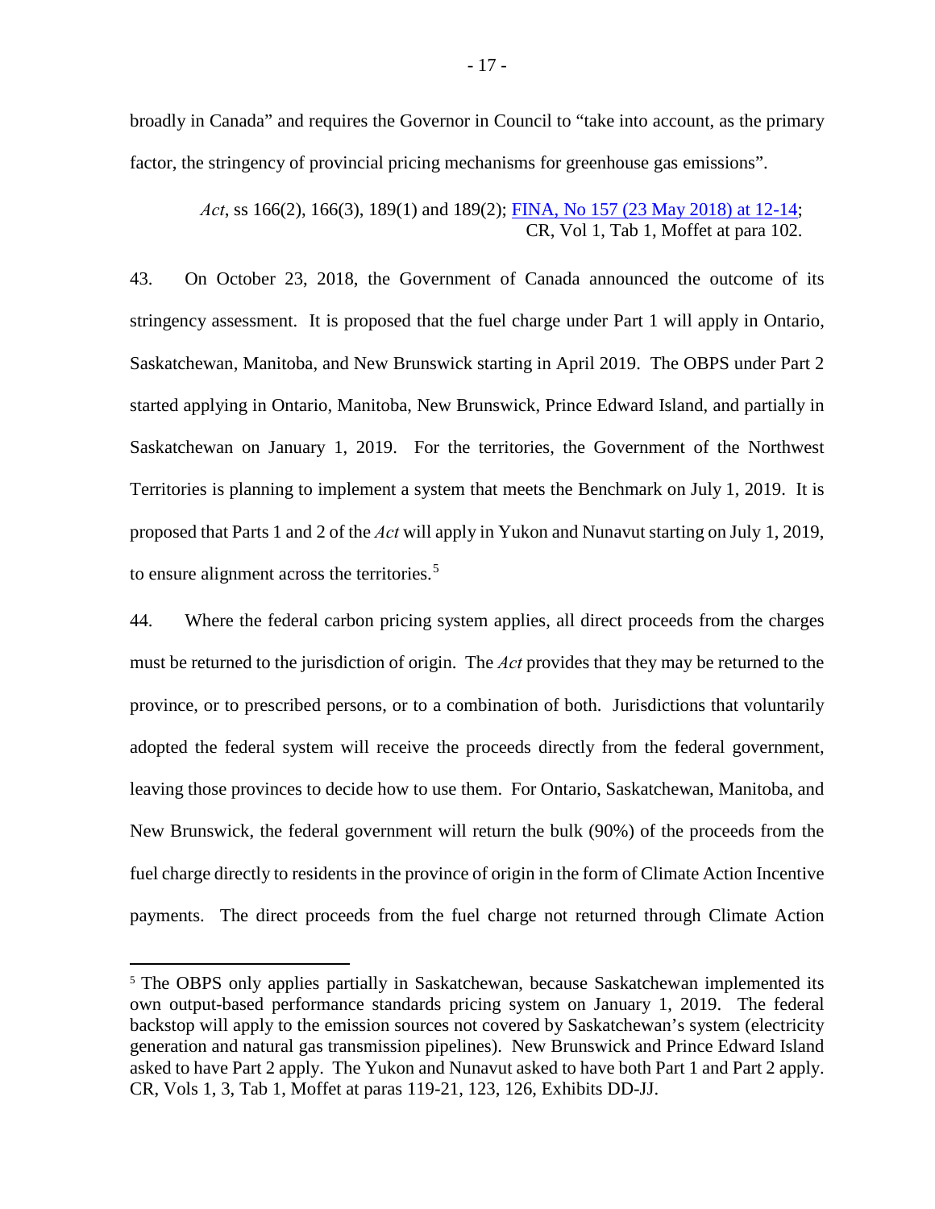broadly in Canada" and requires the Governor in Council to "take into account, as the primary factor, the stringency of provincial pricing mechanisms for greenhouse gas emissions".

> *Act*, ss 166(2), 166(3), 189(1) and 189(2); FINA, No 157 (23 May 2018) at 12-14; CR, Vol 1, Tab 1, Moffet at para 102.

43. On October 23, 2018, the Government of Canada announced the outcome of its stringency assessment. It is proposed that the fuel charge under Part 1 will apply in Ontario, Saskatchewan, Manitoba, and New Brunswick starting in April 2019. The OBPS under Part 2 started applying in Ontario, Manitoba, New Brunswick, Prince Edward Island, and partially in Saskatchewan on January 1, 2019. For the territories, the Government of the Northwest Territories is planning to implement a system that meets the Benchmark on July 1, 2019. It is proposed that Parts 1 and 2 of the *Act* will apply in Yukon and Nunavut starting on July 1, 2019, to ensure alignment across the territories.[5]

44. Where the federal carbon pricing system applies, all direct proceeds from the charges must be returned to the jurisdiction of origin. The *Act* provides that they may be returned to the province, or to prescribed persons, or to a combination of both. Jurisdictions that voluntarily adopted the federal system will receive the proceeds directly from the federal government, leaving those provinces to decide how to use them. For Ontario, Saskatchewan, Manitoba, and New Brunswick, the federal government will return the bulk (90%) of the proceeds from the fuel charge directly to residents in the province of origin in the form of Climate Action Incentive payments. The direct proceeds from the fuel charge not returned through Climate Action

---

[5] The OBPS only applies partially in Saskatchewan, because Saskatchewan implemented its own output-based performance standards pricing system on January 1, 2019. The federal backstop will apply to the emission sources not covered by Saskatchewan's system (electricity generation and natural gas transmission pipelines). New Brunswick and Prince Edward Island asked to have Part 2 apply. The Yukon and Nunavut asked to have both Part 1 and Part 2 apply. CR, Vols 1, 3, Tab 1, Moffet at paras 119-21, 123, 126, Exhibits DD-JJ.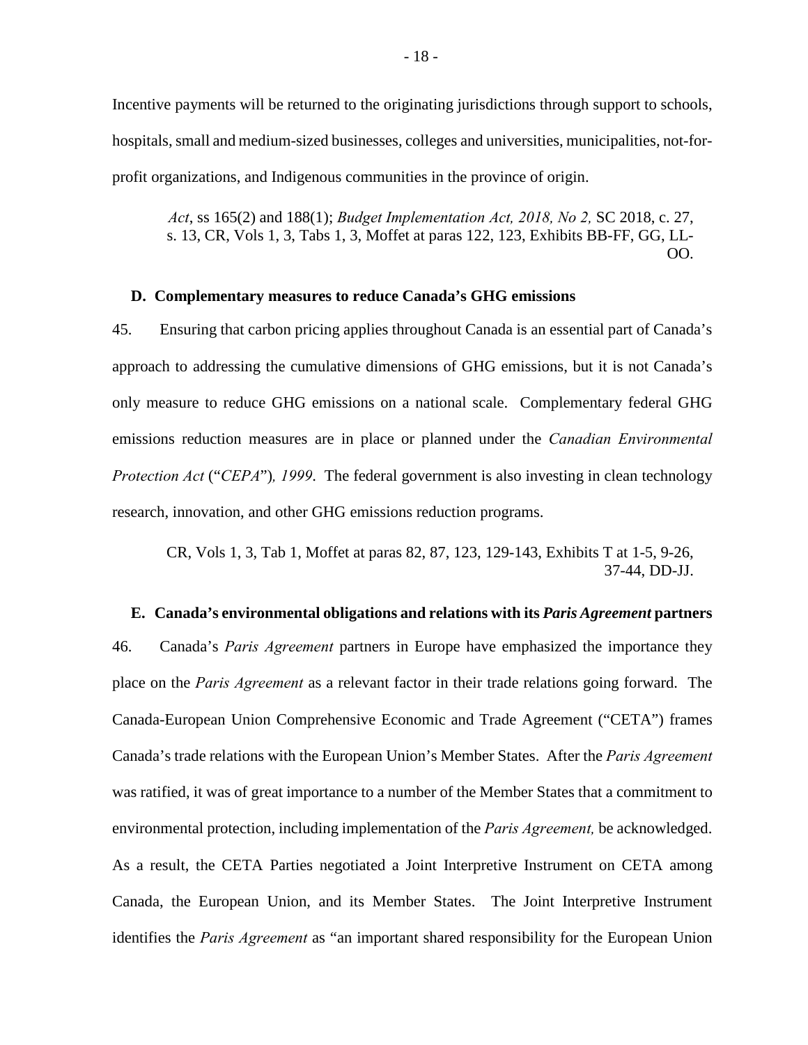Incentive payments will be returned to the originating jurisdictions through support to schools, hospitals, small and medium-sized businesses, colleges and universities, municipalities, not-for-profit organizations, and Indigenous communities in the province of origin.

> *Act*, ss 165(2) and 188(1); *Budget Implementation Act, 2018, No 2,* SC 2018, c. 27, s. 13, CR, Vols 1, 3, Tabs 1, 3, Moffet at paras 122, 123, Exhibits BB-FF, GG, LL-OO.

### D. Complementary measures to reduce Canada's GHG emissions

45. Ensuring that carbon pricing applies throughout Canada is an essential part of Canada's approach to addressing the cumulative dimensions of GHG emissions, but it is not Canada's only measure to reduce GHG emissions on a national scale. Complementary federal GHG emissions reduction measures are in place or planned under the *Canadian Environmental Protection Act* ("*CEPA*")*, 1999*. The federal government is also investing in clean technology research, innovation, and other GHG emissions reduction programs.

> CR, Vols 1, 3, Tab 1, Moffet at paras 82, 87, 123, 129-143, Exhibits T at 1-5, 9-26, 37-44, DD-JJ.

### E. Canada's environmental obligations and relations with its *Paris Agreement* partners

46. Canada's *Paris Agreement* partners in Europe have emphasized the importance they place on the *Paris Agreement* as a relevant factor in their trade relations going forward. The Canada-European Union Comprehensive Economic and Trade Agreement ("CETA") frames Canada's trade relations with the European Union's Member States. After the *Paris Agreement* was ratified, it was of great importance to a number of the Member States that a commitment to environmental protection, including implementation of the *Paris Agreement,* be acknowledged. As a result, the CETA Parties negotiated a Joint Interpretive Instrument on CETA among Canada, the European Union, and its Member States. The Joint Interpretive Instrument identifies the *Paris Agreement* as "an important shared responsibility for the European Union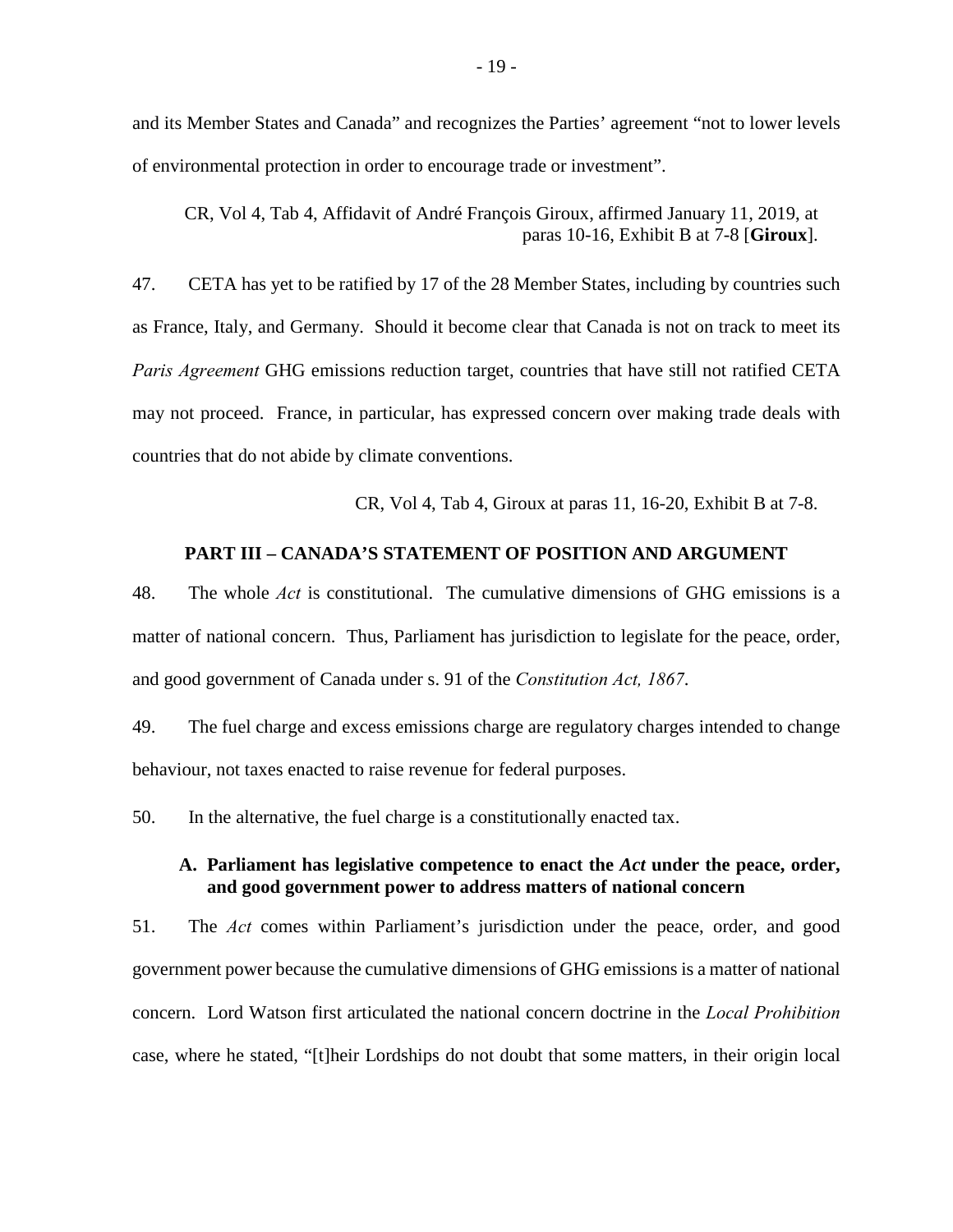and its Member States and Canada" and recognizes the Parties' agreement "not to lower levels of environmental protection in order to encourage trade or investment".

> CR, Vol 4, Tab 4, Affidavit of André François Giroux, affirmed January 11, 2019, at paras 10-16, Exhibit B at 7-8 [**Giroux**].

47. CETA has yet to be ratified by 17 of the 28 Member States, including by countries such as France, Italy, and Germany. Should it become clear that Canada is not on track to meet its *Paris Agreement* GHG emissions reduction target, countries that have still not ratified CETA may not proceed. France, in particular, has expressed concern over making trade deals with countries that do not abide by climate conventions.

> CR, Vol 4, Tab 4, Giroux at paras 11, 16-20, Exhibit B at 7-8.

## PART III – CANADA'S STATEMENT OF POSITION AND ARGUMENT

48. The whole *Act* is constitutional. The cumulative dimensions of GHG emissions is a matter of national concern. Thus, Parliament has jurisdiction to legislate for the peace, order, and good government of Canada under s. 91 of the *Constitution Act, 1867*.

49. The fuel charge and excess emissions charge are regulatory charges intended to change behaviour, not taxes enacted to raise revenue for federal purposes.

50. In the alternative, the fuel charge is a constitutionally enacted tax.

### A. Parliament has legislative competence to enact the *Act* under the peace, order, and good government power to address matters of national concern

51. The *Act* comes within Parliament's jurisdiction under the peace, order, and good government power because the cumulative dimensions of GHG emissions is a matter of national concern. Lord Watson first articulated the national concern doctrine in the *Local Prohibition* case, where he stated, "[t]heir Lordships do not doubt that some matters, in their origin local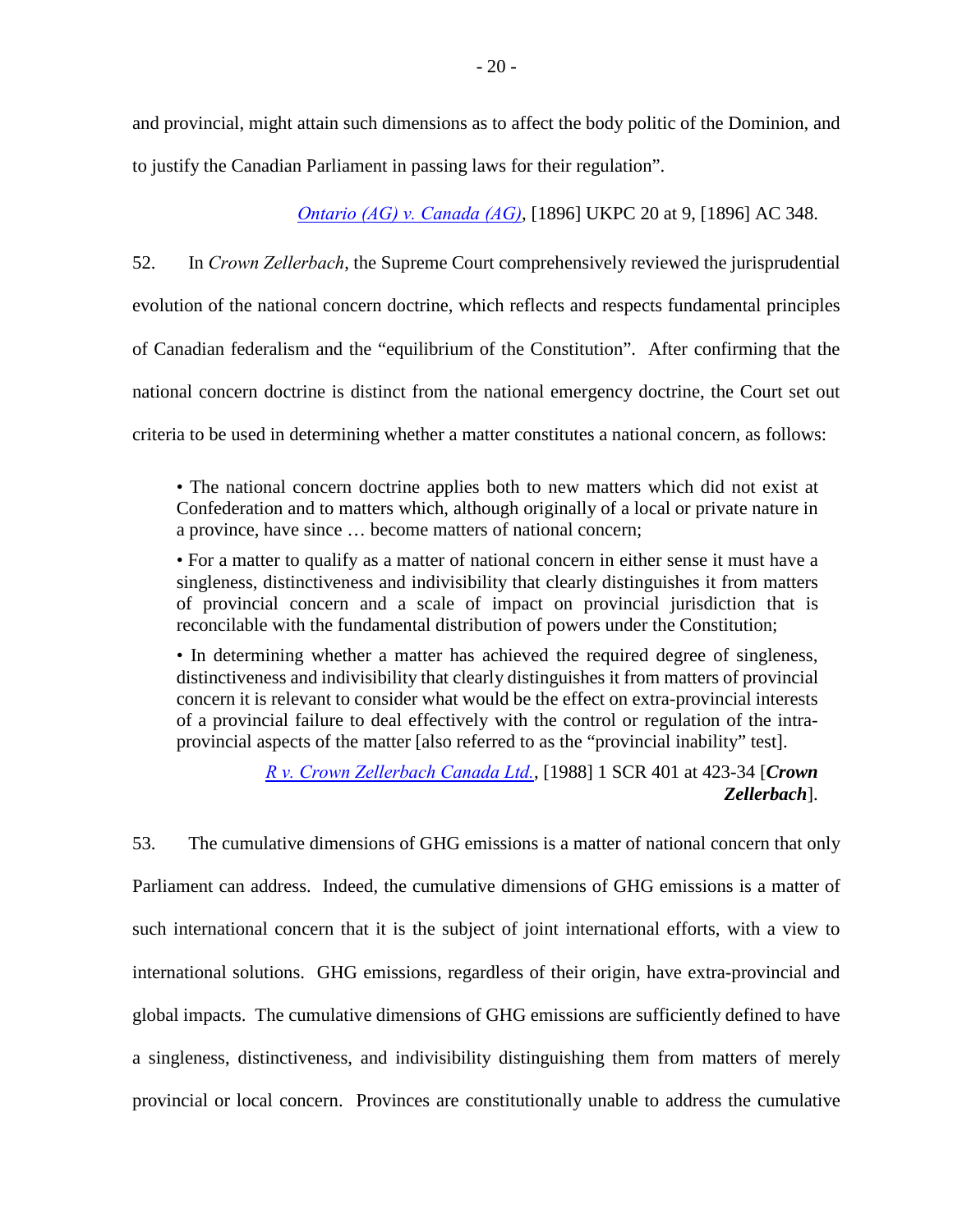and provincial, might attain such dimensions as to affect the body politic of the Dominion, and to justify the Canadian Parliament in passing laws for their regulation".

*Ontario (AG) v. Canada (AG)*, [1896] UKPC 20 at 9, [1896] AC 348.

52. In *Crown Zellerbach*, the Supreme Court comprehensively reviewed the jurisprudential evolution of the national concern doctrine, which reflects and respects fundamental principles of Canadian federalism and the "equilibrium of the Constitution". After confirming that the national concern doctrine is distinct from the national emergency doctrine, the Court set out criteria to be used in determining whether a matter constitutes a national concern, as follows:

> • The national concern doctrine applies both to new matters which did not exist at Confederation and to matters which, although originally of a local or private nature in a province, have since … become matters of national concern;
>
> • For a matter to qualify as a matter of national concern in either sense it must have a singleness, distinctiveness and indivisibility that clearly distinguishes it from matters of provincial concern and a scale of impact on provincial jurisdiction that is reconcilable with the fundamental distribution of powers under the Constitution;
>
> • In determining whether a matter has achieved the required degree of singleness, distinctiveness and indivisibility that clearly distinguishes it from matters of provincial concern it is relevant to consider what would be the effect on extra-provincial interests of a provincial failure to deal effectively with the control or regulation of the intra-provincial aspects of the matter [also referred to as the "provincial inability" test].
>
> *R v. Crown Zellerbach Canada Ltd.*, [1988] 1 SCR 401 at 423-34 [***Crown Zellerbach***].

53. The cumulative dimensions of GHG emissions is a matter of national concern that only Parliament can address. Indeed, the cumulative dimensions of GHG emissions is a matter of such international concern that it is the subject of joint international efforts, with a view to international solutions. GHG emissions, regardless of their origin, have extra-provincial and global impacts. The cumulative dimensions of GHG emissions are sufficiently defined to have a singleness, distinctiveness, and indivisibility distinguishing them from matters of merely provincial or local concern. Provinces are constitutionally unable to address the cumulative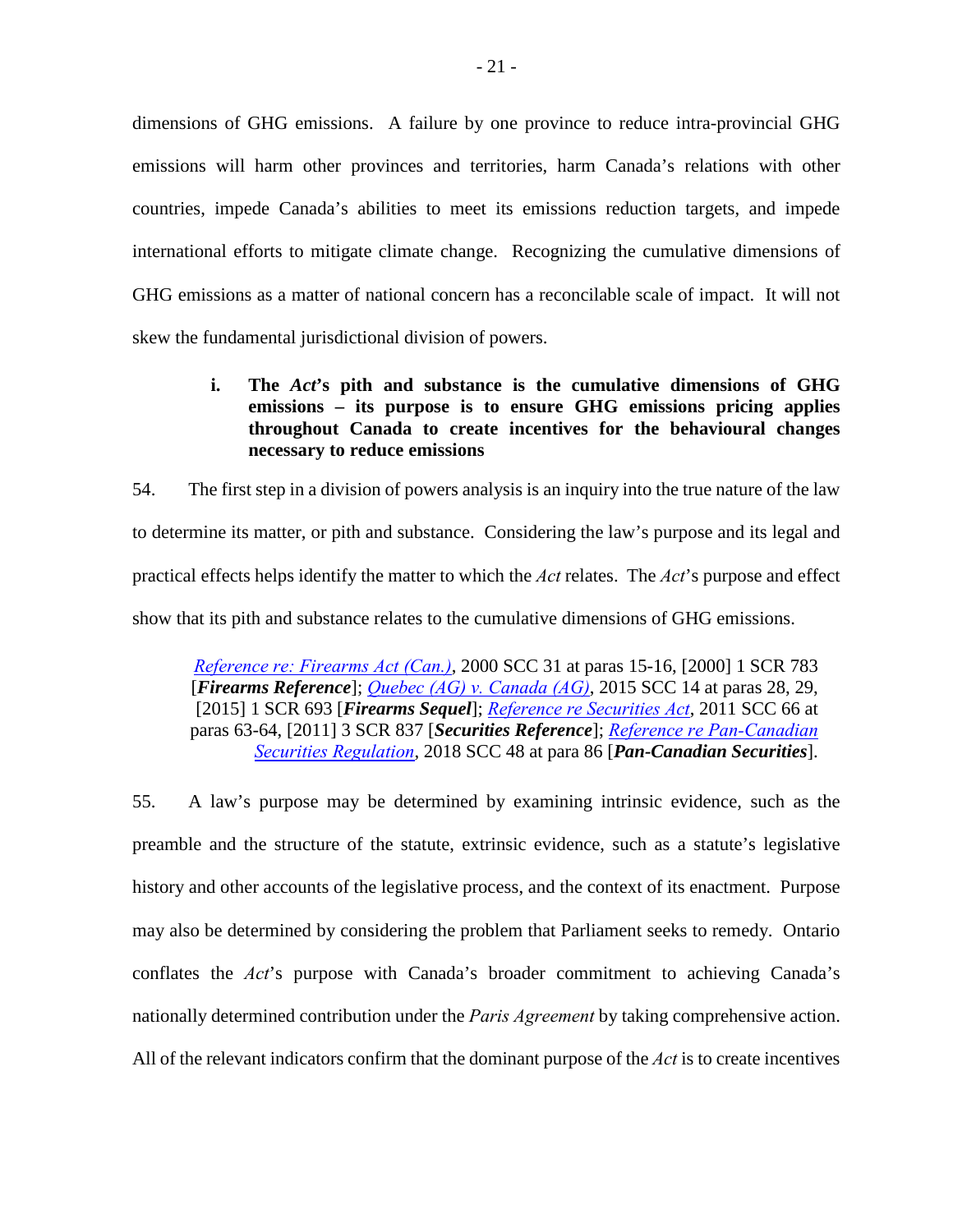dimensions of GHG emissions. A failure by one province to reduce intra-provincial GHG emissions will harm other provinces and territories, harm Canada's relations with other countries, impede Canada's abilities to meet its emissions reduction targets, and impede international efforts to mitigate climate change. Recognizing the cumulative dimensions of GHG emissions as a matter of national concern has a reconcilable scale of impact. It will not skew the fundamental jurisdictional division of powers.

#### i. The *Act*'s pith and substance is the cumulative dimensions of GHG emissions – its purpose is to ensure GHG emissions pricing applies throughout Canada to create incentives for the behavioural changes necessary to reduce emissions

54. The first step in a division of powers analysis is an inquiry into the true nature of the law to determine its matter, or pith and substance. Considering the law's purpose and its legal and practical effects helps identify the matter to which the *Act* relates. The *Act*'s purpose and effect show that its pith and substance relates to the cumulative dimensions of GHG emissions.

> *Reference re: Firearms Act (Can.)*, 2000 SCC 31 at paras 15-16, [2000] 1 SCR 783 [***Firearms Reference***]; *Quebec (AG) v. Canada (AG)*, 2015 SCC 14 at paras 28, 29, [2015] 1 SCR 693 [***Firearms Sequel***]; *Reference re Securities Act*, 2011 SCC 66 at paras 63-64, [2011] 3 SCR 837 [***Securities Reference***]; *Reference re Pan-Canadian Securities Regulation*, 2018 SCC 48 at para 86 [***Pan-Canadian Securities***].

55. A law's purpose may be determined by examining intrinsic evidence, such as the preamble and the structure of the statute, extrinsic evidence, such as a statute's legislative history and other accounts of the legislative process, and the context of its enactment. Purpose may also be determined by considering the problem that Parliament seeks to remedy. Ontario conflates the *Act*'s purpose with Canada's broader commitment to achieving Canada's nationally determined contribution under the *Paris Agreement* by taking comprehensive action. All of the relevant indicators confirm that the dominant purpose of the *Act* is to create incentives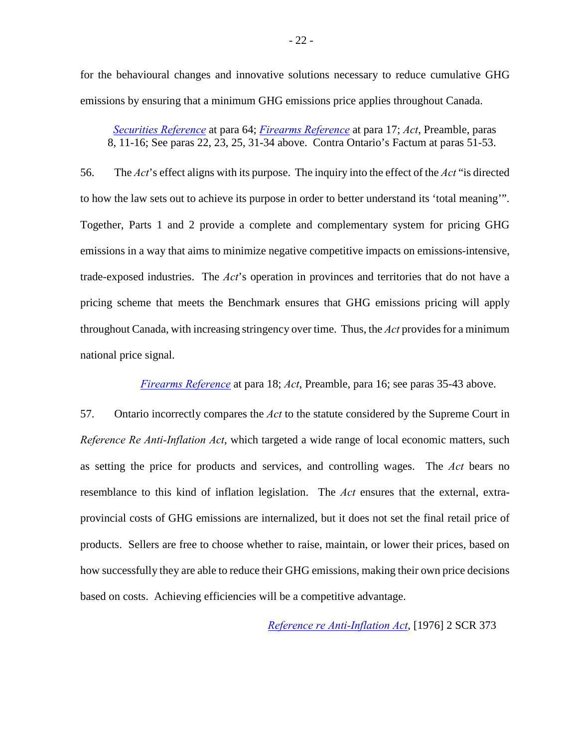for the behavioural changes and innovative solutions necessary to reduce cumulative GHG emissions by ensuring that a minimum GHG emissions price applies throughout Canada.

> *Securities Reference* at para 64; *Firearms Reference* at para 17; *Act*, Preamble, paras 8, 11-16; See paras 22, 23, 25, 31-34 above. Contra Ontario's Factum at paras 51-53.

56. The *Act*'s effect aligns with its purpose. The inquiry into the effect of the *Act* "is directed to how the law sets out to achieve its purpose in order to better understand its 'total meaning'". Together, Parts 1 and 2 provide a complete and complementary system for pricing GHG emissions in a way that aims to minimize negative competitive impacts on emissions-intensive, trade-exposed industries. The *Act*'s operation in provinces and territories that do not have a pricing scheme that meets the Benchmark ensures that GHG emissions pricing will apply throughout Canada, with increasing stringency over time. Thus, the *Act* provides for a minimum national price signal.

> *Firearms Reference* at para 18; *Act*, Preamble, para 16; see paras 35-43 above.

57. Ontario incorrectly compares the *Act* to the statute considered by the Supreme Court in *Reference Re Anti-Inflation Act*, which targeted a wide range of local economic matters, such as setting the price for products and services, and controlling wages. The *Act* bears no resemblance to this kind of inflation legislation. The *Act* ensures that the external, extra-provincial costs of GHG emissions are internalized, but it does not set the final retail price of products. Sellers are free to choose whether to raise, maintain, or lower their prices, based on how successfully they are able to reduce their GHG emissions, making their own price decisions based on costs. Achieving efficiencies will be a competitive advantage.

> *Reference re Anti-Inflation Act*, [1976] 2 SCR 373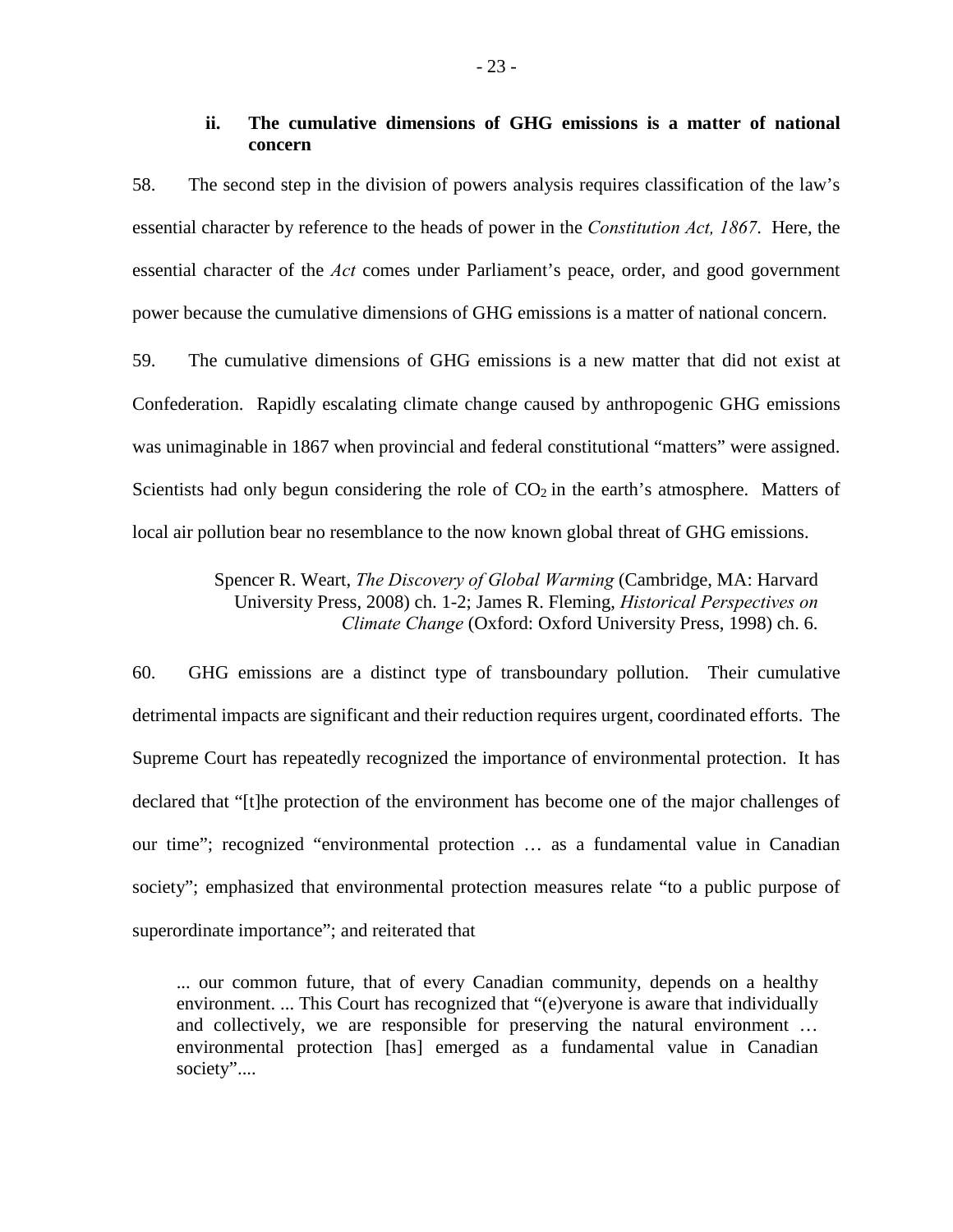### ii. The cumulative dimensions of GHG emissions is a matter of national concern

58. The second step in the division of powers analysis requires classification of the law's essential character by reference to the heads of power in the *Constitution Act, 1867*. Here, the essential character of the *Act* comes under Parliament's peace, order, and good government power because the cumulative dimensions of GHG emissions is a matter of national concern.

59. The cumulative dimensions of GHG emissions is a new matter that did not exist at Confederation. Rapidly escalating climate change caused by anthropogenic GHG emissions was unimaginable in 1867 when provincial and federal constitutional "matters" were assigned. Scientists had only begun considering the role of $CO_2$ in the earth's atmosphere. Matters of local air pollution bear no resemblance to the now known global threat of GHG emissions.

> Spencer R. Weart, *The Discovery of Global Warming* (Cambridge, MA: Harvard University Press, 2008) ch. 1-2; James R. Fleming, *Historical Perspectives on Climate Change* (Oxford: Oxford University Press, 1998) ch. 6.

60. GHG emissions are a distinct type of transboundary pollution. Their cumulative detrimental impacts are significant and their reduction requires urgent, coordinated efforts. The Supreme Court has repeatedly recognized the importance of environmental protection. It has declared that "[t]he protection of the environment has become one of the major challenges of our time"; recognized "environmental protection … as a fundamental value in Canadian society"; emphasized that environmental protection measures relate "to a public purpose of superordinate importance"; and reiterated that

> ... our common future, that of every Canadian community, depends on a healthy environment. ... This Court has recognized that "(e)veryone is aware that individually and collectively, we are responsible for preserving the natural environment … environmental protection [has] emerged as a fundamental value in Canadian society"....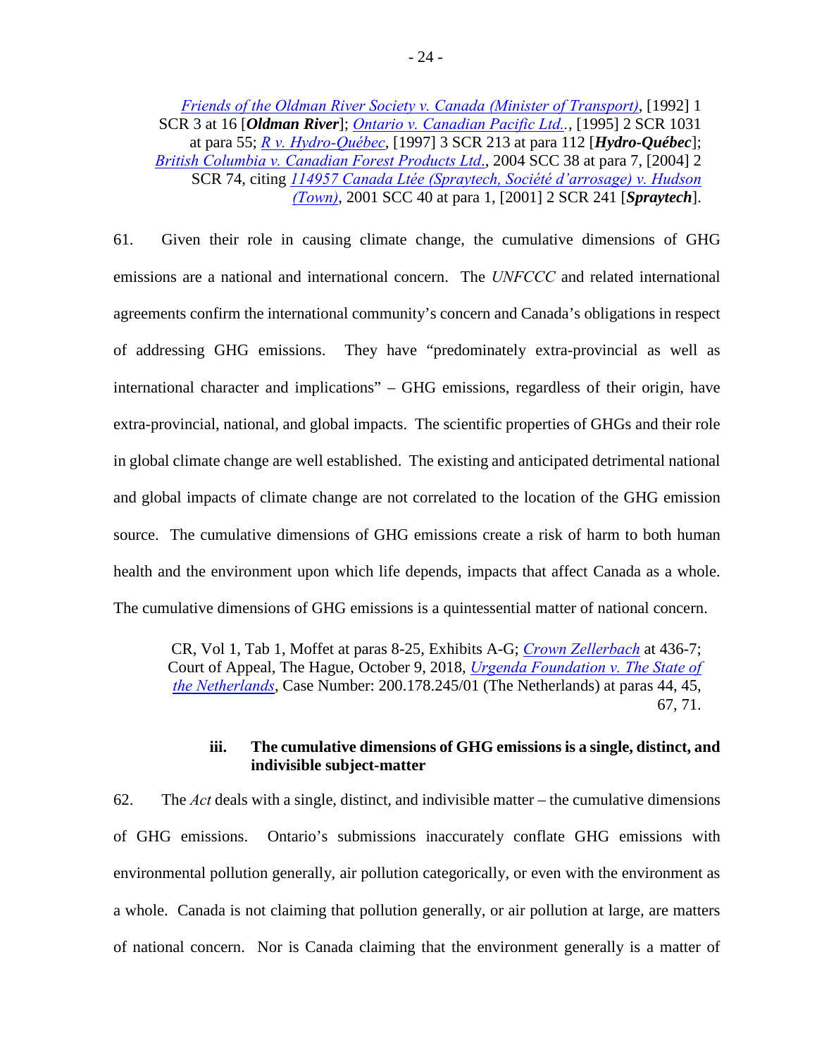*Friends of the Oldman River Society v. Canada (Minister of Transport)*, [1992] 1 SCR 3 at 16 [***Oldman River***]; *Ontario v. Canadian Pacific Ltd.*., [1995] 2 SCR 1031 at para 55; *R v. Hydro-Québec*, [1997] 3 SCR 213 at para 112 [***Hydro-Québec***]; *British Columbia v. Canadian Forest Products Ltd*., 2004 SCC 38 at para 7, [2004] 2 SCR 74, citing *114957 Canada Ltée (Spraytech, Société d'arrosage) v. Hudson (Town)*, 2001 SCC 40 at para 1, [2001] 2 SCR 241 [***Spraytech***].

61. Given their role in causing climate change, the cumulative dimensions of GHG emissions are a national and international concern. The *UNFCCC* and related international agreements confirm the international community's concern and Canada's obligations in respect of addressing GHG emissions. They have "predominately extra-provincial as well as international character and implications" – GHG emissions, regardless of their origin, have extra-provincial, national, and global impacts. The scientific properties of GHGs and their role in global climate change are well established. The existing and anticipated detrimental national and global impacts of climate change are not correlated to the location of the GHG emission source. The cumulative dimensions of GHG emissions create a risk of harm to both human health and the environment upon which life depends, impacts that affect Canada as a whole. The cumulative dimensions of GHG emissions is a quintessential matter of national concern.

> CR, Vol 1, Tab 1, Moffet at paras 8-25, Exhibits A-G; *Crown Zellerbach* at 436-7; Court of Appeal, The Hague, October 9, 2018, *Urgenda Foundation v. The State of the Netherlands*, Case Number: 200.178.245/01 (The Netherlands) at paras 44, 45, 67, 71.

### iii. The cumulative dimensions of GHG emissions is a single, distinct, and indivisible subject-matter

62. The *Act* deals with a single, distinct, and indivisible matter – the cumulative dimensions of GHG emissions. Ontario's submissions inaccurately conflate GHG emissions with environmental pollution generally, air pollution categorically, or even with the environment as a whole. Canada is not claiming that pollution generally, or air pollution at large, are matters of national concern. Nor is Canada claiming that the environment generally is a matter of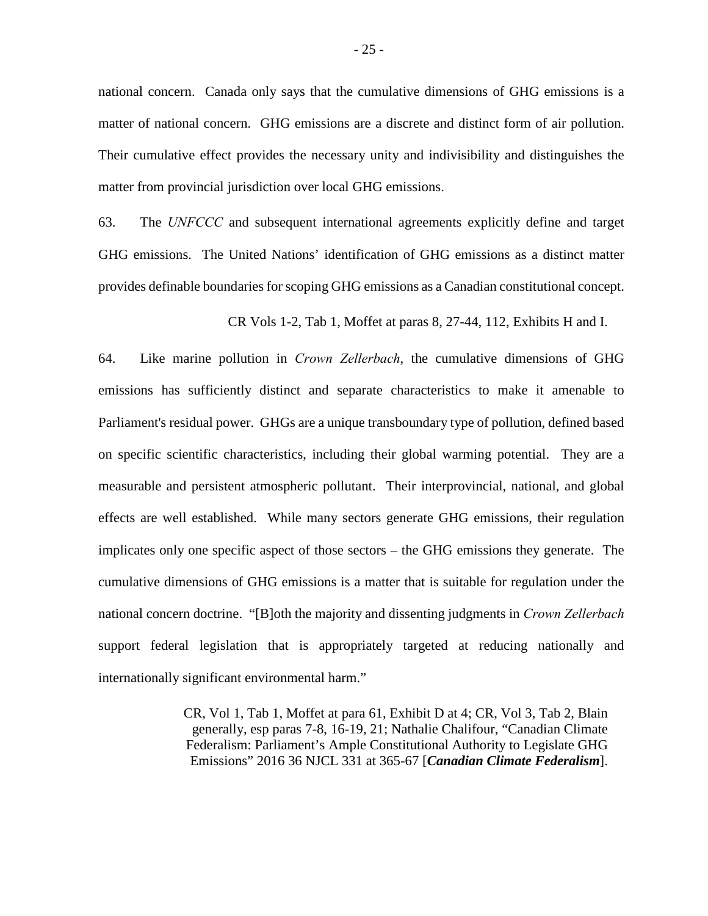national concern. Canada only says that the cumulative dimensions of GHG emissions is a matter of national concern. GHG emissions are a discrete and distinct form of air pollution. Their cumulative effect provides the necessary unity and indivisibility and distinguishes the matter from provincial jurisdiction over local GHG emissions.

63. The *UNFCCC* and subsequent international agreements explicitly define and target GHG emissions. The United Nations' identification of GHG emissions as a distinct matter provides definable boundaries for scoping GHG emissions as a Canadian constitutional concept.

> CR Vols 1-2, Tab 1, Moffet at paras 8, 27-44, 112, Exhibits H and I.

64. Like marine pollution in *Crown Zellerbach*, the cumulative dimensions of GHG emissions has sufficiently distinct and separate characteristics to make it amenable to Parliament's residual power. GHGs are a unique transboundary type of pollution, defined based on specific scientific characteristics, including their global warming potential. They are a measurable and persistent atmospheric pollutant. Their interprovincial, national, and global effects are well established. While many sectors generate GHG emissions, their regulation implicates only one specific aspect of those sectors – the GHG emissions they generate. The cumulative dimensions of GHG emissions is a matter that is suitable for regulation under the national concern doctrine. "[B]oth the majority and dissenting judgments in *Crown Zellerbach* support federal legislation that is appropriately targeted at reducing nationally and internationally significant environmental harm."

> CR, Vol 1, Tab 1, Moffet at para 61, Exhibit D at 4; CR, Vol 3, Tab 2, Blain generally, esp paras 7-8, 16-19, 21; Nathalie Chalifour, "Canadian Climate Federalism: Parliament's Ample Constitutional Authority to Legislate GHG Emissions" 2016 36 NJCL 331 at 365-67 [***Canadian Climate Federalism***].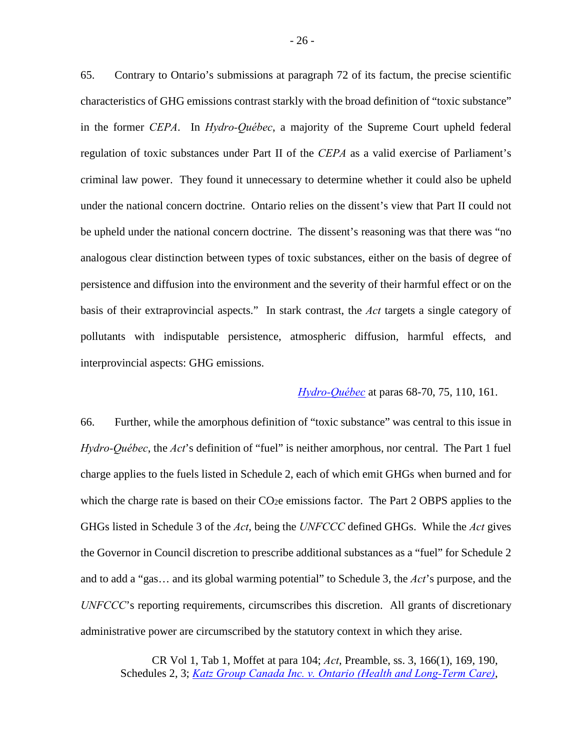65. Contrary to Ontario's submissions at paragraph 72 of its factum, the precise scientific characteristics of GHG emissions contrast starkly with the broad definition of "toxic substance" in the former *CEPA*. In *Hydro-Québec*, a majority of the Supreme Court upheld federal regulation of toxic substances under Part II of the *CEPA* as a valid exercise of Parliament's criminal law power. They found it unnecessary to determine whether it could also be upheld under the national concern doctrine. Ontario relies on the dissent's view that Part II could not be upheld under the national concern doctrine. The dissent's reasoning was that there was "no analogous clear distinction between types of toxic substances, either on the basis of degree of persistence and diffusion into the environment and the severity of their harmful effect or on the basis of their extraprovincial aspects." In stark contrast, the *Act* targets a single category of pollutants with indisputable persistence, atmospheric diffusion, harmful effects, and interprovincial aspects: GHG emissions.

*Hydro-Québec* at paras 68-70, 75, 110, 161.

66. Further, while the amorphous definition of "toxic substance" was central to this issue in *Hydro-Québec*, the *Act*'s definition of "fuel" is neither amorphous, nor central. The Part 1 fuel charge applies to the fuels listed in Schedule 2, each of which emit GHGs when burned and for which the charge rate is based on their $CO_2$e emissions factor. The Part 2 OBPS applies to the GHGs listed in Schedule 3 of the *Act*, being the *UNFCCC* defined GHGs. While the *Act* gives the Governor in Council discretion to prescribe additional substances as a "fuel" for Schedule 2 and to add a "gas… and its global warming potential" to Schedule 3, the *Act*'s purpose, and the *UNFCCC*'s reporting requirements, circumscribes this discretion. All grants of discretionary administrative power are circumscribed by the statutory context in which they arise.

CR Vol 1, Tab 1, Moffet at para 104; *Act*, Preamble, ss. 3, 166(1), 169, 190, Schedules 2, 3; *Katz Group Canada Inc. v. Ontario (Health and Long-Term Care)*,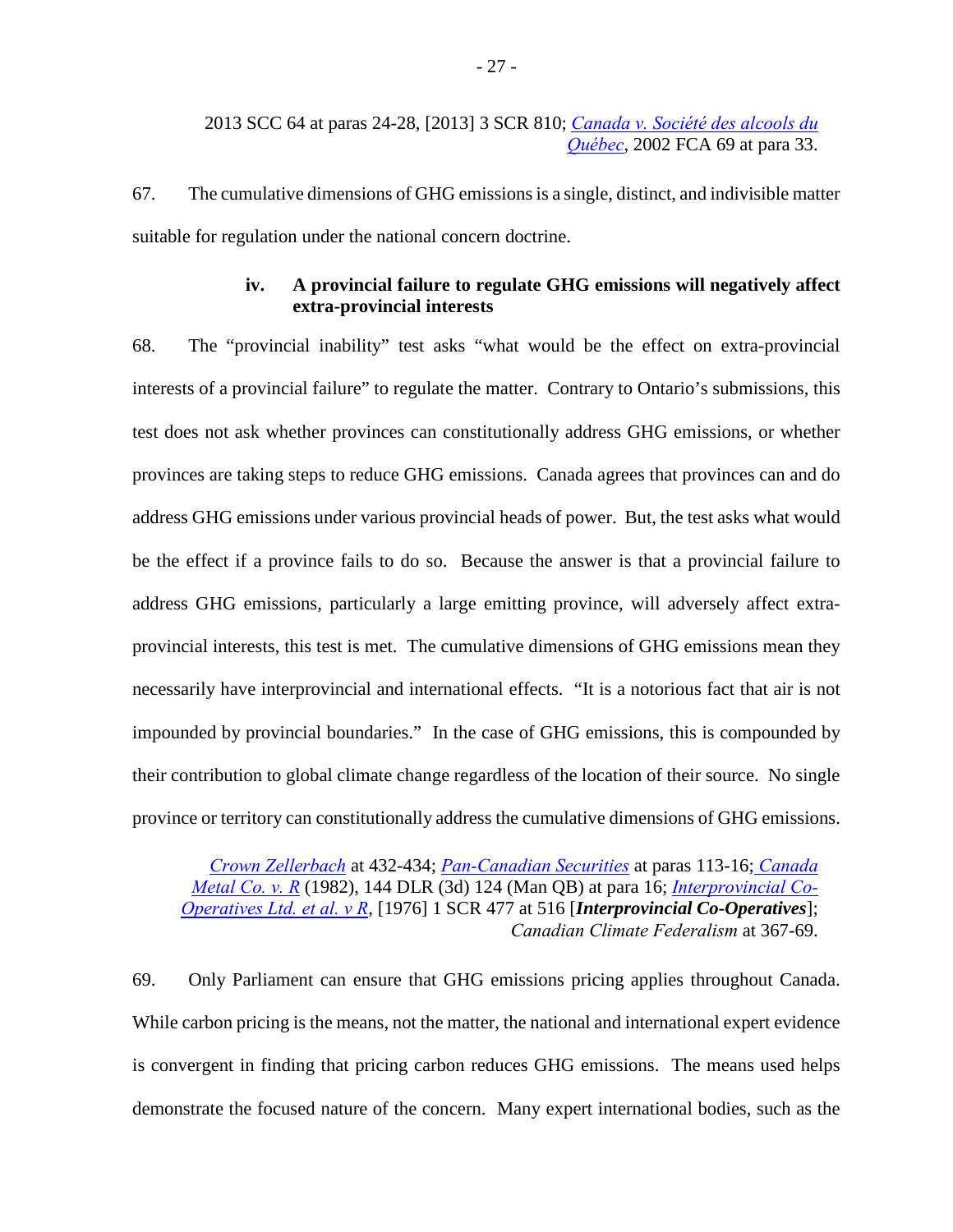2013 SCC 64 at paras 24-28, [2013] 3 SCR 810; *Canada v. Société des alcools du Québec*, 2002 FCA 69 at para 33.

67. The cumulative dimensions of GHG emissions is a single, distinct, and indivisible matter suitable for regulation under the national concern doctrine.

**iv. A provincial failure to regulate GHG emissions will negatively affect extra-provincial interests**

68. The "provincial inability" test asks "what would be the effect on extra-provincial interests of a provincial failure" to regulate the matter. Contrary to Ontario's submissions, this test does not ask whether provinces can constitutionally address GHG emissions, or whether provinces are taking steps to reduce GHG emissions. Canada agrees that provinces can and do address GHG emissions under various provincial heads of power. But, the test asks what would be the effect if a province fails to do so. Because the answer is that a provincial failure to address GHG emissions, particularly a large emitting province, will adversely affect extra-provincial interests, this test is met. The cumulative dimensions of GHG emissions mean they necessarily have interprovincial and international effects. "It is a notorious fact that air is not impounded by provincial boundaries." In the case of GHG emissions, this is compounded by their contribution to global climate change regardless of the location of their source. No single province or territory can constitutionally address the cumulative dimensions of GHG emissions.

*Crown Zellerbach* at 432-434; *Pan-Canadian Securities* at paras 113-16; *Canada Metal Co. v. R* (1982), 144 DLR (3d) 124 (Man QB) at para 16; *Interprovincial Co-Operatives Ltd. et al. v R*, [1976] 1 SCR 477 at 516 [***Interprovincial Co-Operatives***]; *Canadian Climate Federalism* at 367-69.

69. Only Parliament can ensure that GHG emissions pricing applies throughout Canada. While carbon pricing is the means, not the matter, the national and international expert evidence is convergent in finding that pricing carbon reduces GHG emissions. The means used helps demonstrate the focused nature of the concern. Many expert international bodies, such as the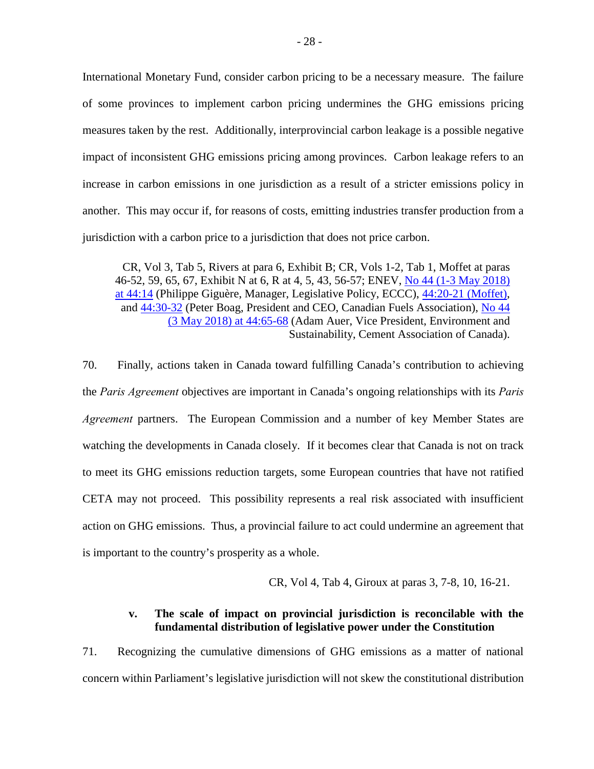International Monetary Fund, consider carbon pricing to be a necessary measure. The failure of some provinces to implement carbon pricing undermines the GHG emissions pricing measures taken by the rest. Additionally, interprovincial carbon leakage is a possible negative impact of inconsistent GHG emissions pricing among provinces. Carbon leakage refers to an increase in carbon emissions in one jurisdiction as a result of a stricter emissions policy in another. This may occur if, for reasons of costs, emitting industries transfer production from a jurisdiction with a carbon price to a jurisdiction that does not price carbon.

> CR, Vol 3, Tab 5, Rivers at para 6, Exhibit B; CR, Vols 1-2, Tab 1, Moffet at paras 46-52, 59, 65, 67, Exhibit N at 6, R at 4, 5, 43, 56-57; ENEV, No 44 (1-3 May 2018) at 44:14 (Philippe Giguère, Manager, Legislative Policy, ECCC), 44:20-21 (Moffet), and 44:30-32 (Peter Boag, President and CEO, Canadian Fuels Association), No 44 (3 May 2018) at 44:65-68 (Adam Auer, Vice President, Environment and Sustainability, Cement Association of Canada).

70. Finally, actions taken in Canada toward fulfilling Canada's contribution to achieving the *Paris Agreement* objectives are important in Canada's ongoing relationships with its *Paris Agreement* partners. The European Commission and a number of key Member States are watching the developments in Canada closely. If it becomes clear that Canada is not on track to meet its GHG emissions reduction targets, some European countries that have not ratified CETA may not proceed. This possibility represents a real risk associated with insufficient action on GHG emissions. Thus, a provincial failure to act could undermine an agreement that is important to the country's prosperity as a whole.

> CR, Vol 4, Tab 4, Giroux at paras 3, 7-8, 10, 16-21.

#### v. The scale of impact on provincial jurisdiction is reconcilable with the fundamental distribution of legislative power under the Constitution

71. Recognizing the cumulative dimensions of GHG emissions as a matter of national concern within Parliament's legislative jurisdiction will not skew the constitutional distribution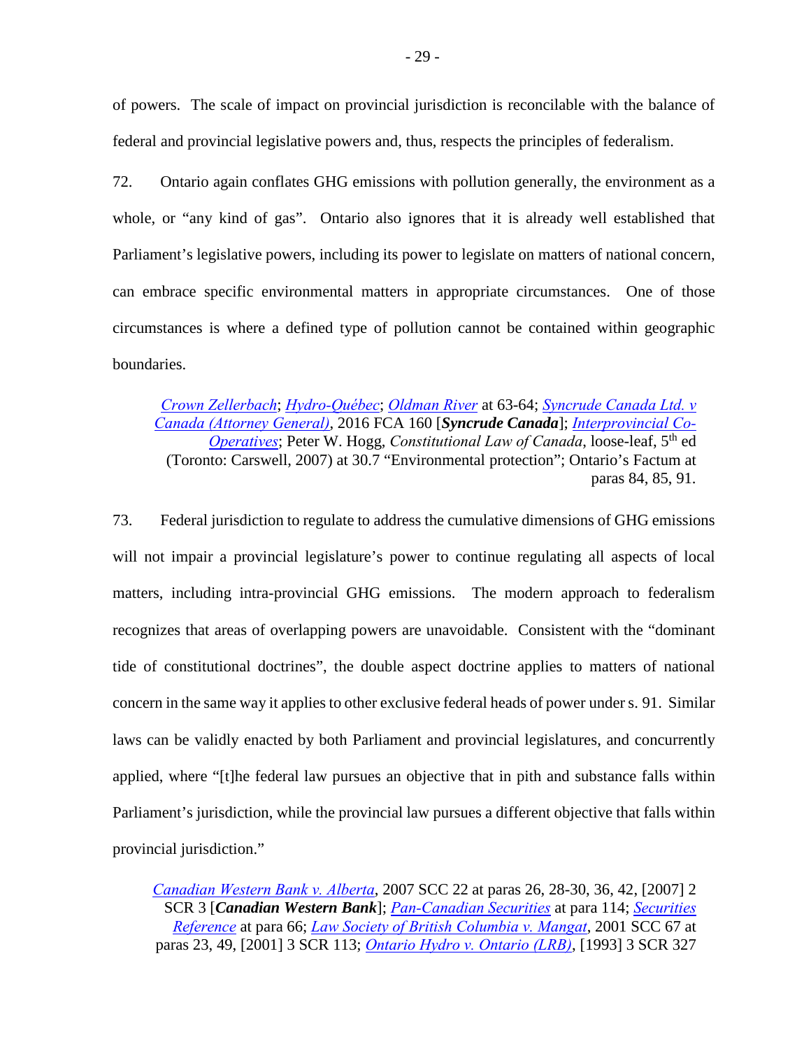of powers. The scale of impact on provincial jurisdiction is reconcilable with the balance of federal and provincial legislative powers and, thus, respects the principles of federalism.

72. Ontario again conflates GHG emissions with pollution generally, the environment as a whole, or "any kind of gas". Ontario also ignores that it is already well established that Parliament's legislative powers, including its power to legislate on matters of national concern, can embrace specific environmental matters in appropriate circumstances. One of those circumstances is where a defined type of pollution cannot be contained within geographic boundaries.

> *Crown Zellerbach*; *Hydro-Québec*; *Oldman River* at 63-64; *Syncrude Canada Ltd. v Canada (Attorney General)*, 2016 FCA 160 [***Syncrude Canada***]; *Interprovincial Co-Operatives*; Peter W. Hogg, *Constitutional Law of Canada*, loose-leaf, 5th ed (Toronto: Carswell, 2007) at 30.7 "Environmental protection"; Ontario's Factum at paras 84, 85, 91.

73. Federal jurisdiction to regulate to address the cumulative dimensions of GHG emissions will not impair a provincial legislature's power to continue regulating all aspects of local matters, including intra-provincial GHG emissions. The modern approach to federalism recognizes that areas of overlapping powers are unavoidable. Consistent with the "dominant tide of constitutional doctrines", the double aspect doctrine applies to matters of national concern in the same way it applies to other exclusive federal heads of power under s. 91. Similar laws can be validly enacted by both Parliament and provincial legislatures, and concurrently applied, where "[t]he federal law pursues an objective that in pith and substance falls within Parliament's jurisdiction, while the provincial law pursues a different objective that falls within provincial jurisdiction."

> *Canadian Western Bank v. Alberta*, 2007 SCC 22 at paras 26, 28-30, 36, 42, [2007] 2 SCR 3 [***Canadian Western Bank***]; *Pan-Canadian Securities* at para 114; *Securities Reference* at para 66; *Law Society of British Columbia v. Mangat*, 2001 SCC 67 at paras 23, 49, [2001] 3 SCR 113; *Ontario Hydro v. Ontario (LRB)*, [1993] 3 SCR 327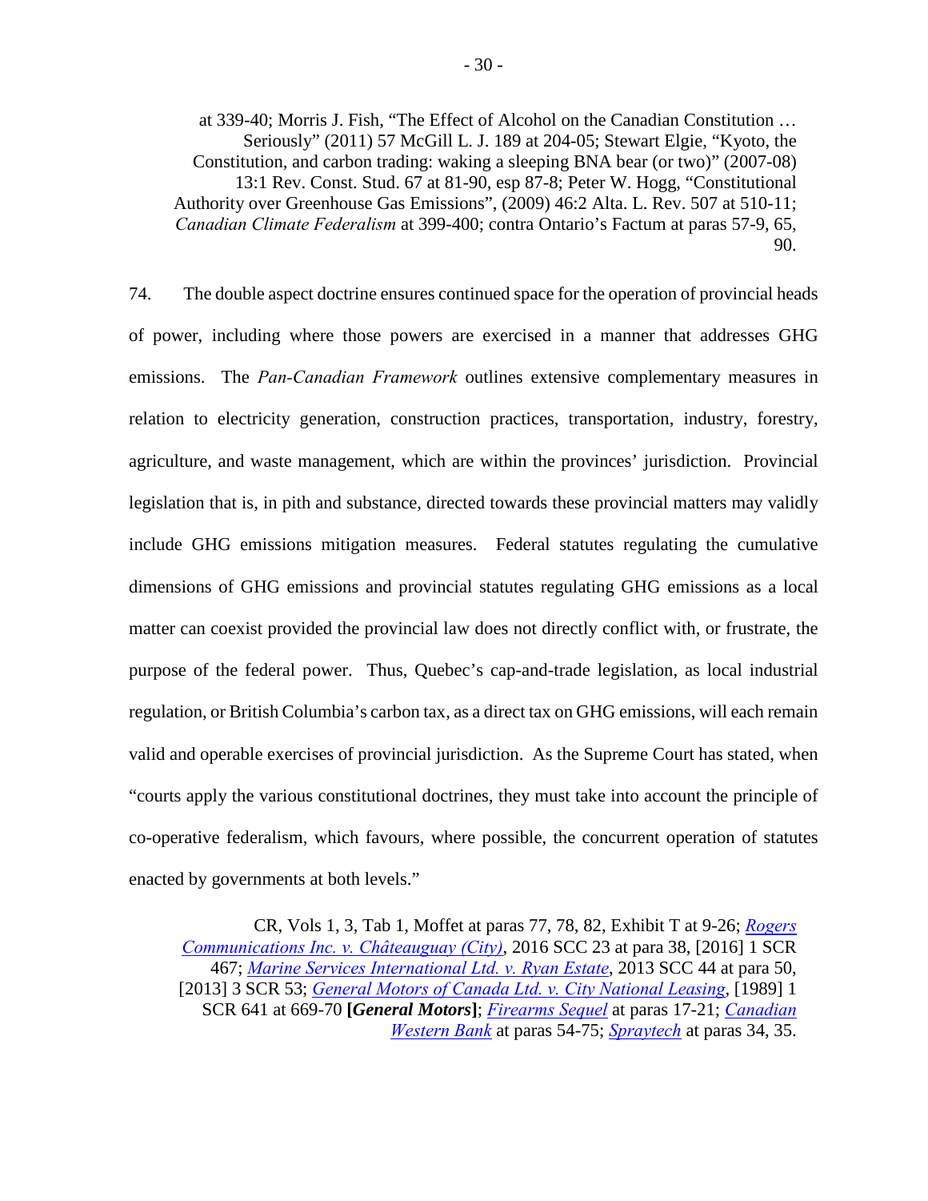at 339-40; Morris J. Fish, "The Effect of Alcohol on the Canadian Constitution … Seriously" (2011) 57 McGill L. J. 189 at 204-05; Stewart Elgie, "Kyoto, the Constitution, and carbon trading: waking a sleeping BNA bear (or two)" (2007-08) 13:1 Rev. Const. Stud. 67 at 81-90, esp 87-8; Peter W. Hogg, "Constitutional Authority over Greenhouse Gas Emissions", (2009) 46:2 Alta. L. Rev. 507 at 510-11; *Canadian Climate Federalism* at 399-400; contra Ontario's Factum at paras 57-9, 65, 90.

74. The double aspect doctrine ensures continued space for the operation of provincial heads of power, including where those powers are exercised in a manner that addresses GHG emissions. The *Pan-Canadian Framework* outlines extensive complementary measures in relation to electricity generation, construction practices, transportation, industry, forestry, agriculture, and waste management, which are within the provinces' jurisdiction. Provincial legislation that is, in pith and substance, directed towards these provincial matters may validly include GHG emissions mitigation measures. Federal statutes regulating the cumulative dimensions of GHG emissions and provincial statutes regulating GHG emissions as a local matter can coexist provided the provincial law does not directly conflict with, or frustrate, the purpose of the federal power. Thus, Quebec's cap-and-trade legislation, as local industrial regulation, or British Columbia's carbon tax, as a direct tax on GHG emissions, will each remain valid and operable exercises of provincial jurisdiction. As the Supreme Court has stated, when "courts apply the various constitutional doctrines, they must take into account the principle of co-operative federalism, which favours, where possible, the concurrent operation of statutes enacted by governments at both levels."

CR, Vols 1, 3, Tab 1, Moffet at paras 77, 78, 82, Exhibit T at 9-26; *Rogers Communications Inc. v. Châteauguay (City)*, 2016 SCC 23 at para 38, [2016] 1 SCR 467; *Marine Services International Ltd. v. Ryan Estate*, 2013 SCC 44 at para 50, [2013] 3 SCR 53; *General Motors of Canada Ltd. v. City National Leasing*, [1989] 1 SCR 641 at 669-70 **[*General Motors*]**; *Firearms Sequel* at paras 17-21; *Canadian Western Bank* at paras 54-75; *Spraytech* at paras 34, 35.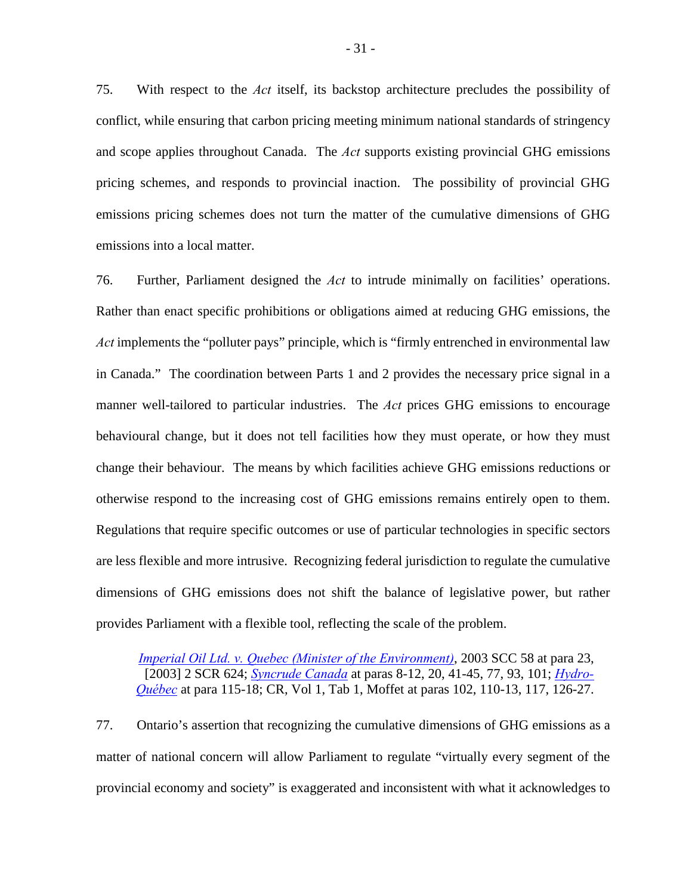75. With respect to the *Act* itself, its backstop architecture precludes the possibility of conflict, while ensuring that carbon pricing meeting minimum national standards of stringency and scope applies throughout Canada. The *Act* supports existing provincial GHG emissions pricing schemes, and responds to provincial inaction. The possibility of provincial GHG emissions pricing schemes does not turn the matter of the cumulative dimensions of GHG emissions into a local matter.

76. Further, Parliament designed the *Act* to intrude minimally on facilities' operations. Rather than enact specific prohibitions or obligations aimed at reducing GHG emissions, the *Act* implements the "polluter pays" principle, which is "firmly entrenched in environmental law in Canada." The coordination between Parts 1 and 2 provides the necessary price signal in a manner well-tailored to particular industries. The *Act* prices GHG emissions to encourage behavioural change, but it does not tell facilities how they must operate, or how they must change their behaviour. The means by which facilities achieve GHG emissions reductions or otherwise respond to the increasing cost of GHG emissions remains entirely open to them. Regulations that require specific outcomes or use of particular technologies in specific sectors are less flexible and more intrusive. Recognizing federal jurisdiction to regulate the cumulative dimensions of GHG emissions does not shift the balance of legislative power, but rather provides Parliament with a flexible tool, reflecting the scale of the problem.

> *Imperial Oil Ltd. v. Quebec (Minister of the Environment)*, 2003 SCC 58 at para 23, [2003] 2 SCR 624; *Syncrude Canada* at paras 8-12, 20, 41-45, 77, 93, 101; *Hydro-Québec* at para 115-18; CR, Vol 1, Tab 1, Moffet at paras 102, 110-13, 117, 126-27.

77. Ontario's assertion that recognizing the cumulative dimensions of GHG emissions as a matter of national concern will allow Parliament to regulate "virtually every segment of the provincial economy and society" is exaggerated and inconsistent with what it acknowledges to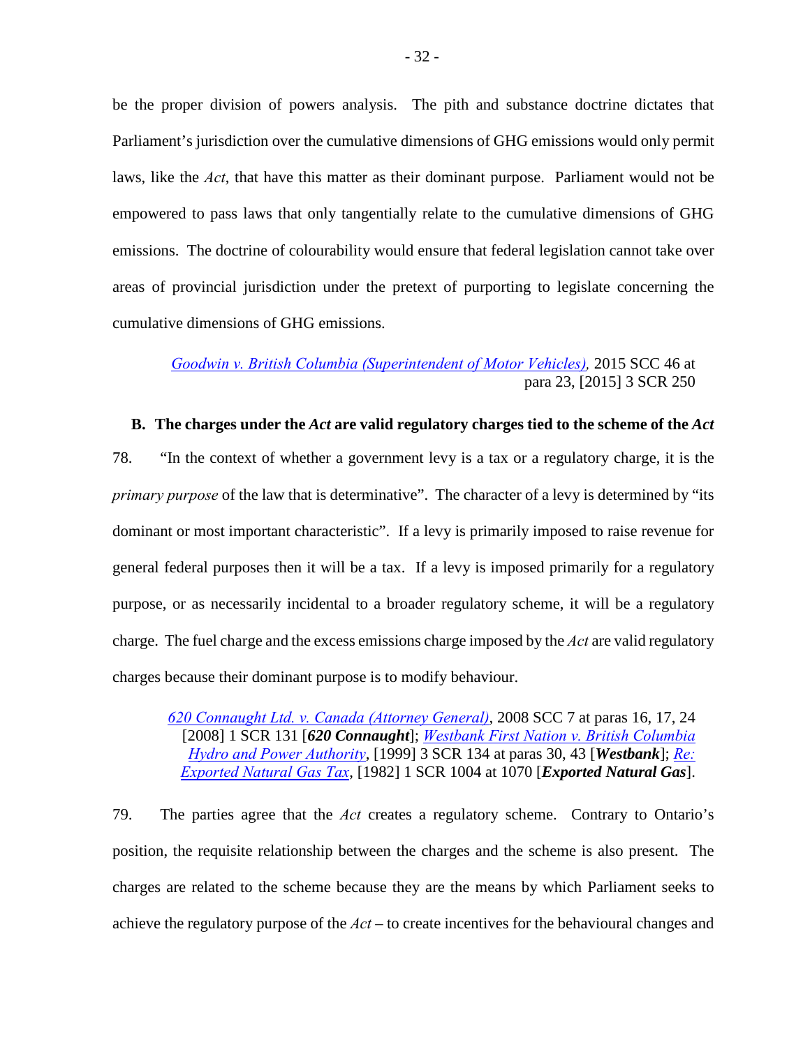be the proper division of powers analysis. The pith and substance doctrine dictates that Parliament's jurisdiction over the cumulative dimensions of GHG emissions would only permit laws, like the *Act*, that have this matter as their dominant purpose. Parliament would not be empowered to pass laws that only tangentially relate to the cumulative dimensions of GHG emissions. The doctrine of colourability would ensure that federal legislation cannot take over areas of provincial jurisdiction under the pretext of purporting to legislate concerning the cumulative dimensions of GHG emissions.

> *Goodwin v. British Columbia (Superintendent of Motor Vehicles),* 2015 SCC 46 at para 23, [2015] 3 SCR 250

### B. The charges under the *Act* are valid regulatory charges tied to the scheme of the *Act*

78. "In the context of whether a government levy is a tax or a regulatory charge, it is the *primary purpose* of the law that is determinative". The character of a levy is determined by "its dominant or most important characteristic". If a levy is primarily imposed to raise revenue for general federal purposes then it will be a tax. If a levy is imposed primarily for a regulatory purpose, or as necessarily incidental to a broader regulatory scheme, it will be a regulatory charge. The fuel charge and the excess emissions charge imposed by the *Act* are valid regulatory charges because their dominant purpose is to modify behaviour.

> *620 Connaught Ltd. v. Canada (Attorney General),* 2008 SCC 7 at paras 16, 17, 24 [2008] 1 SCR 131 [***620 Connaught***]; *Westbank First Nation v. British Columbia Hydro and Power Authority*, [1999] 3 SCR 134 at paras 30, 43 [***Westbank***]; *Re: Exported Natural Gas Tax*, [1982] 1 SCR 1004 at 1070 [***Exported Natural Gas***].

79. The parties agree that the *Act* creates a regulatory scheme. Contrary to Ontario's position, the requisite relationship between the charges and the scheme is also present. The charges are related to the scheme because they are the means by which Parliament seeks to achieve the regulatory purpose of the *Act* – to create incentives for the behavioural changes and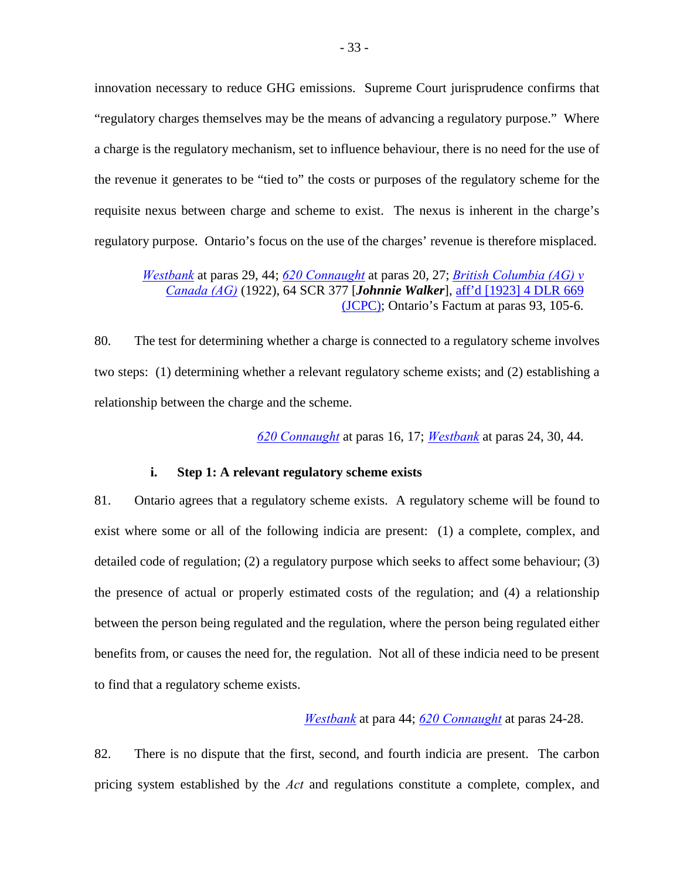innovation necessary to reduce GHG emissions. Supreme Court jurisprudence confirms that "regulatory charges themselves may be the means of advancing a regulatory purpose." Where a charge is the regulatory mechanism, set to influence behaviour, there is no need for the use of the revenue it generates to be "tied to" the costs or purposes of the regulatory scheme for the requisite nexus between charge and scheme to exist. The nexus is inherent in the charge's regulatory purpose. Ontario's focus on the use of the charges' revenue is therefore misplaced.

> *Westbank* at paras 29, 44; *620 Connaught* at paras 20, 27; *British Columbia (AG) v Canada (AG)* (1922), 64 SCR 377 [***Johnnie Walker***], aff'd [1923] 4 DLR 669 (JCPC); Ontario's Factum at paras 93, 105-6.

80. The test for determining whether a charge is connected to a regulatory scheme involves two steps: (1) determining whether a relevant regulatory scheme exists; and (2) establishing a relationship between the charge and the scheme.

> *620 Connaught* at paras 16, 17; *Westbank* at paras 24, 30, 44.

#### i. Step 1: A relevant regulatory scheme exists

81. Ontario agrees that a regulatory scheme exists. A regulatory scheme will be found to exist where some or all of the following indicia are present: (1) a complete, complex, and detailed code of regulation; (2) a regulatory purpose which seeks to affect some behaviour; (3) the presence of actual or properly estimated costs of the regulation; and (4) a relationship between the person being regulated and the regulation, where the person being regulated either benefits from, or causes the need for, the regulation. Not all of these indicia need to be present to find that a regulatory scheme exists.

> *Westbank* at para 44; *620 Connaught* at paras 24-28.

82. There is no dispute that the first, second, and fourth indicia are present. The carbon pricing system established by the *Act* and regulations constitute a complete, complex, and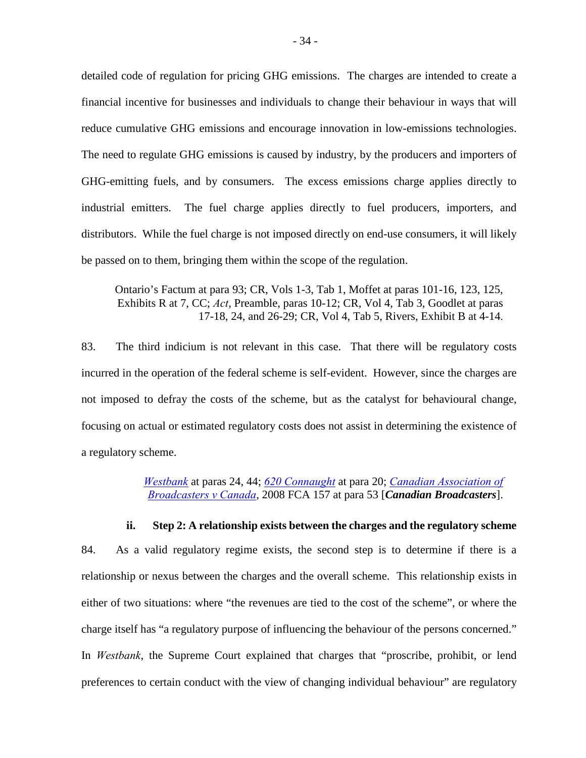detailed code of regulation for pricing GHG emissions. The charges are intended to create a financial incentive for businesses and individuals to change their behaviour in ways that will reduce cumulative GHG emissions and encourage innovation in low-emissions technologies. The need to regulate GHG emissions is caused by industry, by the producers and importers of GHG-emitting fuels, and by consumers. The excess emissions charge applies directly to industrial emitters. The fuel charge applies directly to fuel producers, importers, and distributors. While the fuel charge is not imposed directly on end-use consumers, it will likely be passed on to them, bringing them within the scope of the regulation.

> Ontario's Factum at para 93; CR, Vols 1-3, Tab 1, Moffet at paras 101-16, 123, 125, Exhibits R at 7, CC; *Act*, Preamble, paras 10-12; CR, Vol 4, Tab 3, Goodlet at paras 17-18, 24, and 26-29; CR, Vol 4, Tab 5, Rivers, Exhibit B at 4-14.

83. The third indicium is not relevant in this case. That there will be regulatory costs incurred in the operation of the federal scheme is self-evident. However, since the charges are not imposed to defray the costs of the scheme, but as the catalyst for behavioural change, focusing on actual or estimated regulatory costs does not assist in determining the existence of a regulatory scheme.

> *Westbank* at paras 24, 44; *620 Connaught* at para 20; *Canadian Association of Broadcasters v Canada*, 2008 FCA 157 at para 53 [***Canadian Broadcasters***].

#### ii. Step 2: A relationship exists between the charges and the regulatory scheme

84. As a valid regulatory regime exists, the second step is to determine if there is a relationship or nexus between the charges and the overall scheme. This relationship exists in either of two situations: where "the revenues are tied to the cost of the scheme", or where the charge itself has "a regulatory purpose of influencing the behaviour of the persons concerned." In *Westbank*, the Supreme Court explained that charges that "proscribe, prohibit, or lend preferences to certain conduct with the view of changing individual behaviour" are regulatory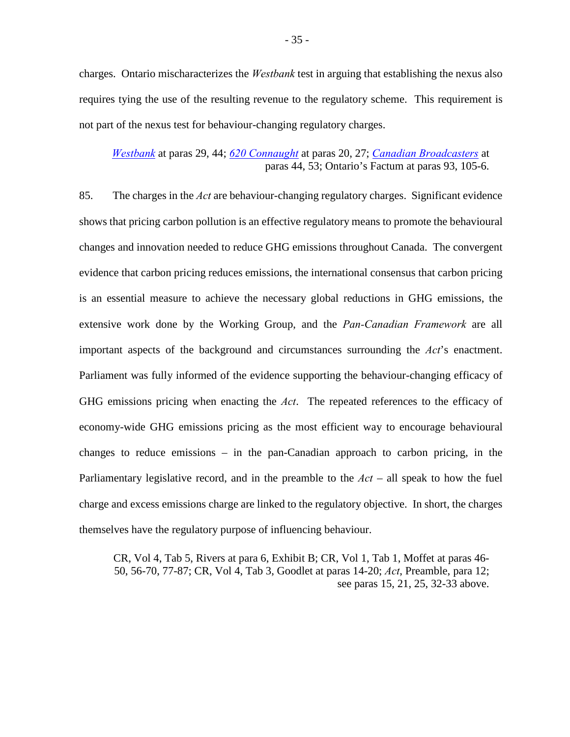charges. Ontario mischaracterizes the *Westbank* test in arguing that establishing the nexus also requires tying the use of the resulting revenue to the regulatory scheme. This requirement is not part of the nexus test for behaviour-changing regulatory charges.

> *Westbank* at paras 29, 44; *620 Connaught* at paras 20, 27; *Canadian Broadcasters* at paras 44, 53; Ontario's Factum at paras 93, 105-6.

85. The charges in the *Act* are behaviour-changing regulatory charges. Significant evidence shows that pricing carbon pollution is an effective regulatory means to promote the behavioural changes and innovation needed to reduce GHG emissions throughout Canada. The convergent evidence that carbon pricing reduces emissions, the international consensus that carbon pricing is an essential measure to achieve the necessary global reductions in GHG emissions, the extensive work done by the Working Group, and the *Pan-Canadian Framework* are all important aspects of the background and circumstances surrounding the *Act*'s enactment. Parliament was fully informed of the evidence supporting the behaviour-changing efficacy of GHG emissions pricing when enacting the *Act*. The repeated references to the efficacy of economy-wide GHG emissions pricing as the most efficient way to encourage behavioural changes to reduce emissions – in the pan-Canadian approach to carbon pricing, in the Parliamentary legislative record, and in the preamble to the *Act* – all speak to how the fuel charge and excess emissions charge are linked to the regulatory objective. In short, the charges themselves have the regulatory purpose of influencing behaviour.

> CR, Vol 4, Tab 5, Rivers at para 6, Exhibit B; CR, Vol 1, Tab 1, Moffet at paras 46-50, 56-70, 77-87; CR, Vol 4, Tab 3, Goodlet at paras 14-20; *Act*, Preamble, para 12; see paras 15, 21, 25, 32-33 above.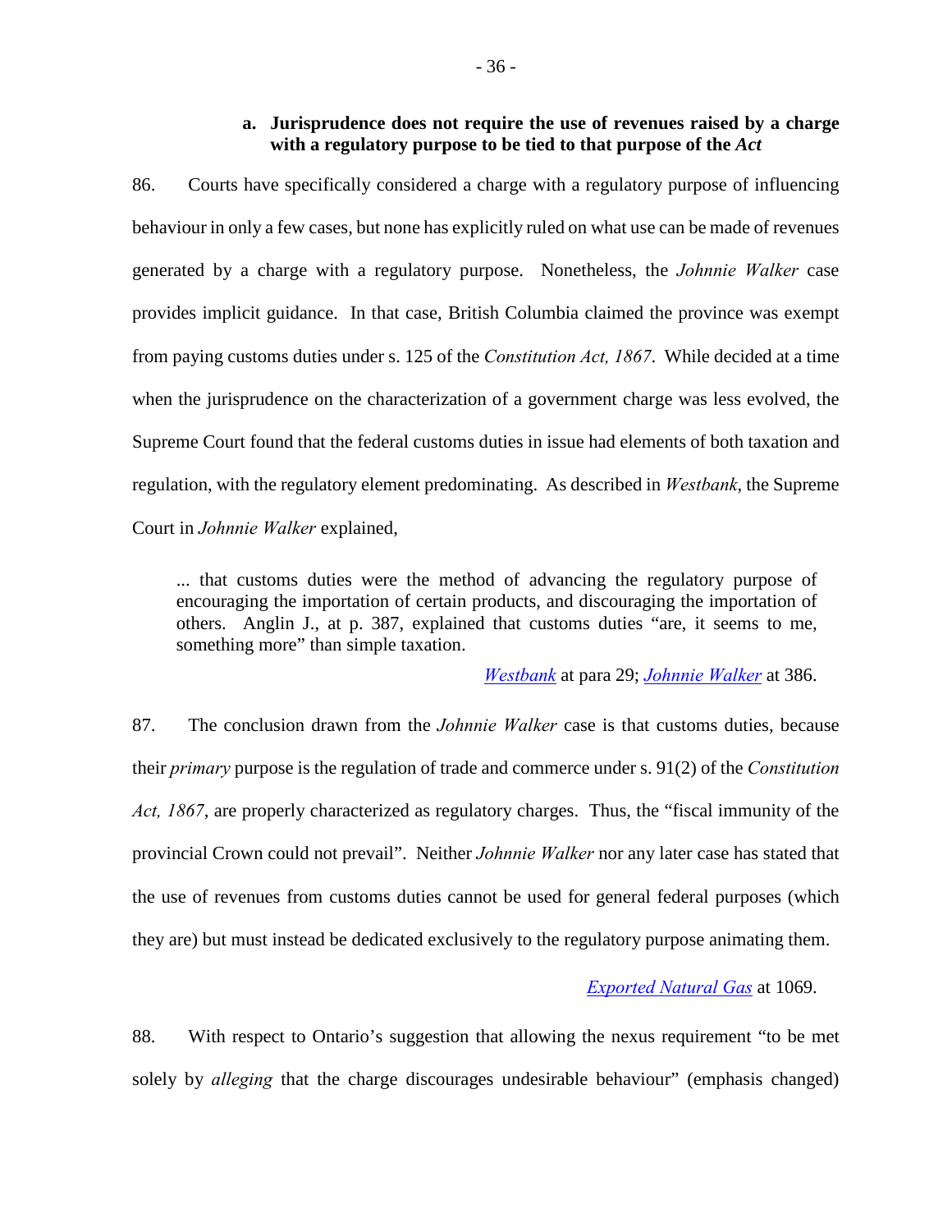### a. Jurisprudence does not require the use of revenues raised by a charge with a regulatory purpose to be tied to that purpose of the *Act*

86. Courts have specifically considered a charge with a regulatory purpose of influencing behaviour in only a few cases, but none has explicitly ruled on what use can be made of revenues generated by a charge with a regulatory purpose. Nonetheless, the *Johnnie Walker* case provides implicit guidance. In that case, British Columbia claimed the province was exempt from paying customs duties under s. 125 of the *Constitution Act, 1867*. While decided at a time when the jurisprudence on the characterization of a government charge was less evolved, the Supreme Court found that the federal customs duties in issue had elements of both taxation and regulation, with the regulatory element predominating. As described in *Westbank*, the Supreme Court in *Johnnie Walker* explained,

> ... that customs duties were the method of advancing the regulatory purpose of encouraging the importation of certain products, and discouraging the importation of others. Anglin J., at p. 387, explained that customs duties "are, it seems to me, something more" than simple taxation.

[Westbank](#) at para 29; [Johnnie Walker](#) at 386.

87. The conclusion drawn from the *Johnnie Walker* case is that customs duties, because their *primary* purpose is the regulation of trade and commerce under s. 91(2) of the *Constitution Act, 1867*, are properly characterized as regulatory charges. Thus, the "fiscal immunity of the provincial Crown could not prevail". Neither *Johnnie Walker* nor any later case has stated that the use of revenues from customs duties cannot be used for general federal purposes (which they are) but must instead be dedicated exclusively to the regulatory purpose animating them.

[Exported Natural Gas](#) at 1069.

88. With respect to Ontario's suggestion that allowing the nexus requirement "to be met solely by *alleging* that the charge discourages undesirable behaviour" (emphasis changed)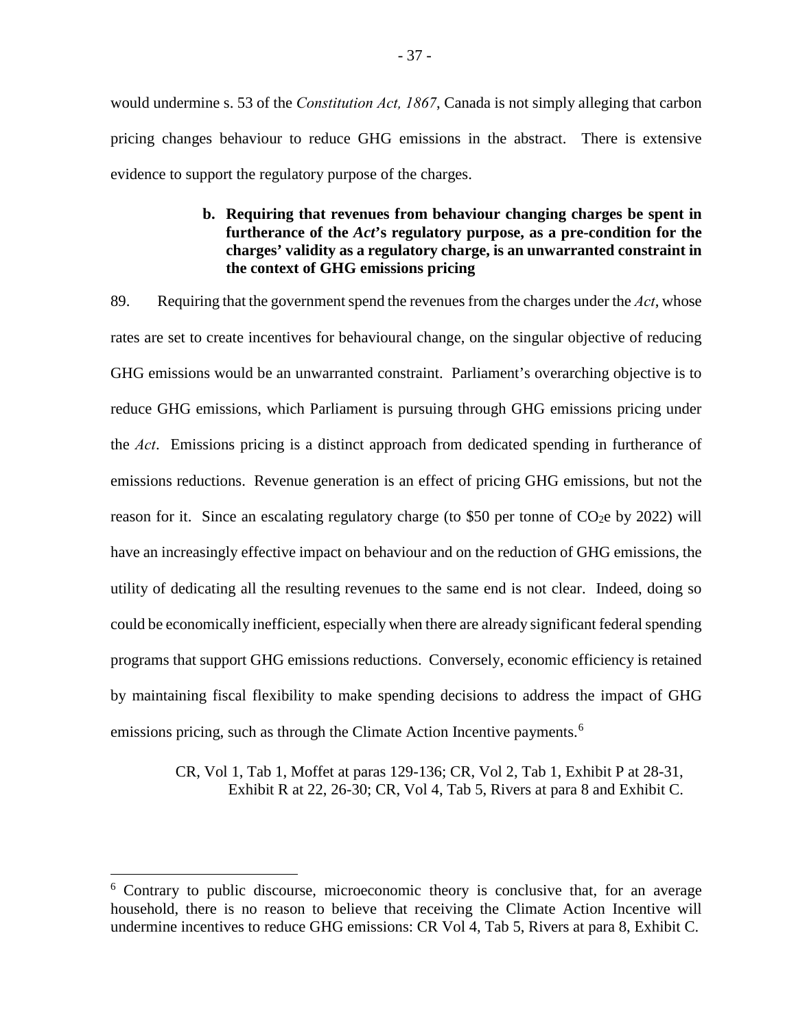would undermine s. 53 of the *Constitution Act, 1867*, Canada is not simply alleging that carbon pricing changes behaviour to reduce GHG emissions in the abstract. There is extensive evidence to support the regulatory purpose of the charges.

#### b. Requiring that revenues from behaviour changing charges be spent in furtherance of the *Act*'s regulatory purpose, as a pre-condition for the charges' validity as a regulatory charge, is an unwarranted constraint in the context of GHG emissions pricing

89. Requiring that the government spend the revenues from the charges under the *Act*, whose rates are set to create incentives for behavioural change, on the singular objective of reducing GHG emissions would be an unwarranted constraint. Parliament's overarching objective is to reduce GHG emissions, which Parliament is pursuing through GHG emissions pricing under the *Act*. Emissions pricing is a distinct approach from dedicated spending in furtherance of emissions reductions. Revenue generation is an effect of pricing GHG emissions, but not the reason for it. Since an escalating regulatory charge (to \$50 per tonne of $CO_2$e by 2022) will have an increasingly effective impact on behaviour and on the reduction of GHG emissions, the utility of dedicating all the resulting revenues to the same end is not clear. Indeed, doing so could be economically inefficient, especially when there are already significant federal spending programs that support GHG emissions reductions. Conversely, economic efficiency is retained by maintaining fiscal flexibility to make spending decisions to address the impact of GHG emissions pricing, such as through the Climate Action Incentive payments.[6]

> CR, Vol 1, Tab 1, Moffet at paras 129-136; CR, Vol 2, Tab 1, Exhibit P at 28-31, Exhibit R at 22, 26-30; CR, Vol 4, Tab 5, Rivers at para 8 and Exhibit C.

---

[6] Contrary to public discourse, microeconomic theory is conclusive that, for an average household, there is no reason to believe that receiving the Climate Action Incentive will undermine incentives to reduce GHG emissions: CR Vol 4, Tab 5, Rivers at para 8, Exhibit C.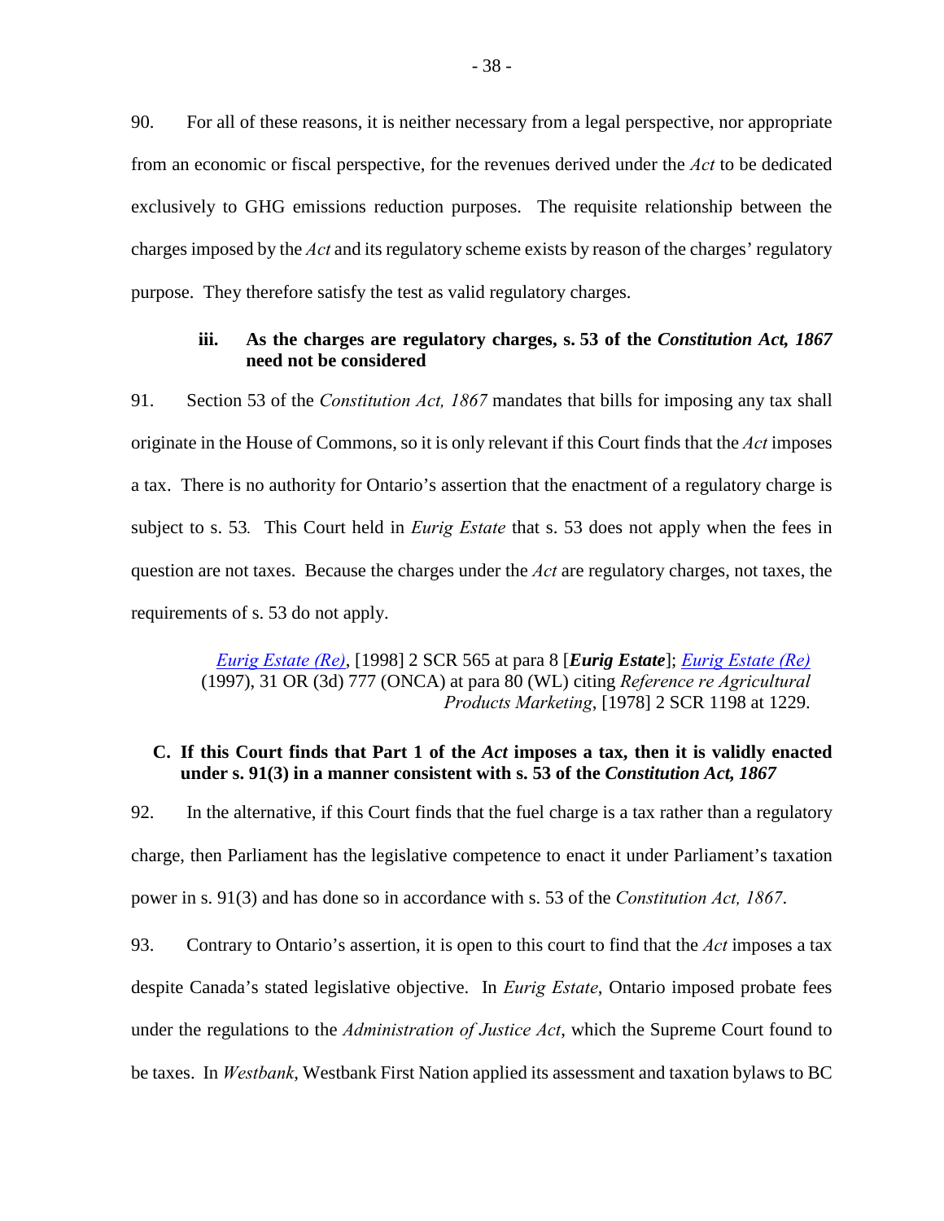90. For all of these reasons, it is neither necessary from a legal perspective, nor appropriate from an economic or fiscal perspective, for the revenues derived under the *Act* to be dedicated exclusively to GHG emissions reduction purposes. The requisite relationship between the charges imposed by the *Act* and its regulatory scheme exists by reason of the charges' regulatory purpose. They therefore satisfy the test as valid regulatory charges.

### iii. As the charges are regulatory charges, s. 53 of the *Constitution Act, 1867* need not be considered

91. Section 53 of the *Constitution Act, 1867* mandates that bills for imposing any tax shall originate in the House of Commons, so it is only relevant if this Court finds that the *Act* imposes a tax. There is no authority for Ontario's assertion that the enactment of a regulatory charge is subject to s. 53*.* This Court held in *Eurig Estate* that s. 53 does not apply when the fees in question are not taxes. Because the charges under the *Act* are regulatory charges, not taxes, the requirements of s. 53 do not apply.

> *Eurig Estate (Re)*, [1998] 2 SCR 565 at para 8 [***Eurig Estate***]; *Eurig Estate (Re)* (1997), 31 OR (3d) 777 (ONCA) at para 80 (WL) citing *Reference re Agricultural Products Marketing*, [1978] 2 SCR 1198 at 1229.

## C. If this Court finds that Part 1 of the *Act* imposes a tax, then it is validly enacted under s. 91(3) in a manner consistent with s. 53 of the *Constitution Act, 1867*

92. In the alternative, if this Court finds that the fuel charge is a tax rather than a regulatory charge, then Parliament has the legislative competence to enact it under Parliament's taxation power in s. 91(3) and has done so in accordance with s. 53 of the *Constitution Act, 1867*.

93. Contrary to Ontario's assertion, it is open to this court to find that the *Act* imposes a tax despite Canada's stated legislative objective. In *Eurig Estate*, Ontario imposed probate fees under the regulations to the *Administration of Justice Act*, which the Supreme Court found to be taxes. In *Westbank*, Westbank First Nation applied its assessment and taxation bylaws to BC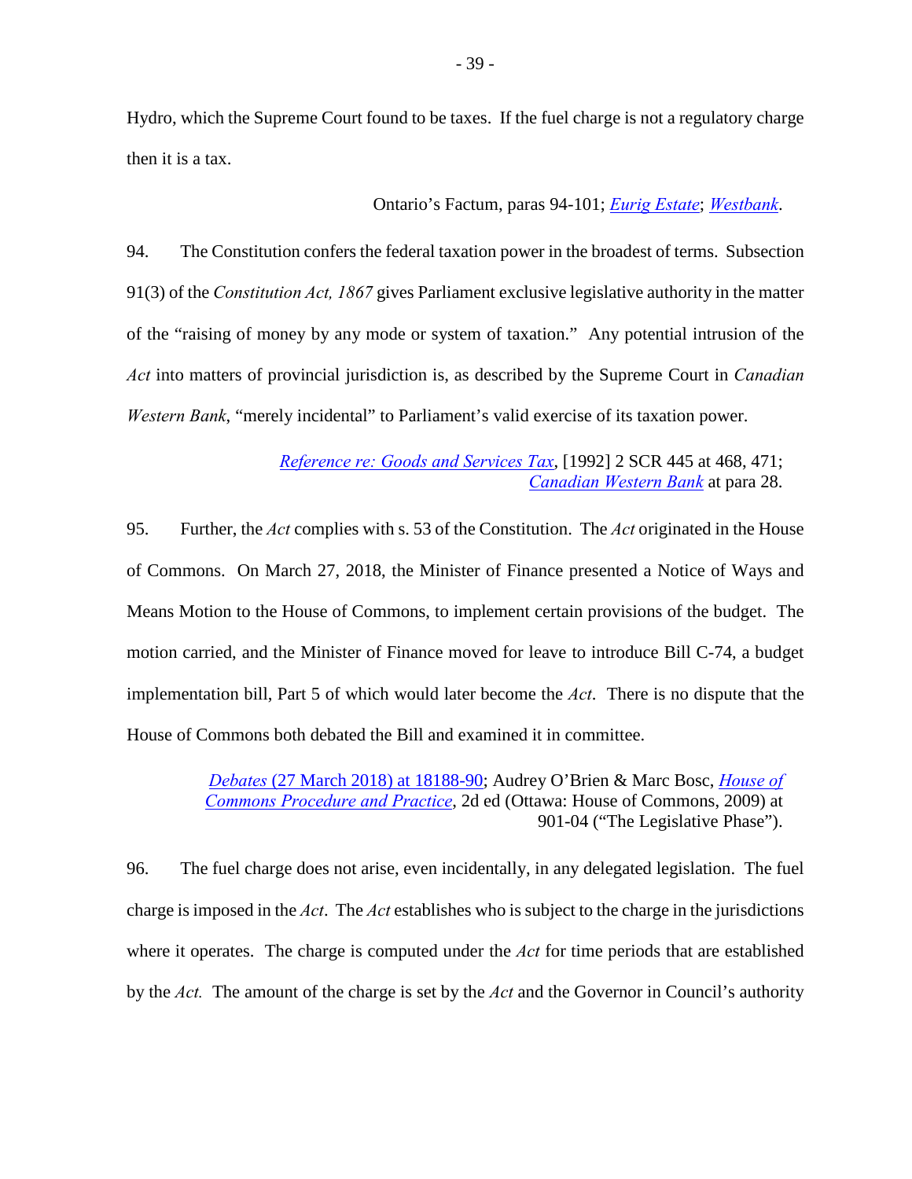Hydro, which the Supreme Court found to be taxes. If the fuel charge is not a regulatory charge then it is a tax.

Ontario's Factum, paras 94-101; *Eurig Estate*; *Westbank*.

94. The Constitution confers the federal taxation power in the broadest of terms. Subsection 91(3) of the *Constitution Act, 1867* gives Parliament exclusive legislative authority in the matter of the "raising of money by any mode or system of taxation." Any potential intrusion of the *Act* into matters of provincial jurisdiction is, as described by the Supreme Court in *Canadian Western Bank*, "merely incidental" to Parliament's valid exercise of its taxation power.

*Reference re: Goods and Services Tax*, [1992] 2 SCR 445 at 468, 471; *Canadian Western Bank* at para 28.

95. Further, the *Act* complies with s. 53 of the Constitution. The *Act* originated in the House of Commons. On March 27, 2018, the Minister of Finance presented a Notice of Ways and Means Motion to the House of Commons, to implement certain provisions of the budget. The motion carried, and the Minister of Finance moved for leave to introduce Bill C-74, a budget implementation bill, Part 5 of which would later become the *Act*. There is no dispute that the House of Commons both debated the Bill and examined it in committee.

*Debates* (27 March 2018) at 18188-90; Audrey O'Brien & Marc Bosc, *House of Commons Procedure and Practice*, 2d ed (Ottawa: House of Commons, 2009) at 901-04 ("The Legislative Phase").

96. The fuel charge does not arise, even incidentally, in any delegated legislation. The fuel charge is imposed in the *Act*. The *Act* establishes who is subject to the charge in the jurisdictions where it operates. The charge is computed under the *Act* for time periods that are established by the *Act.* The amount of the charge is set by the *Act* and the Governor in Council's authority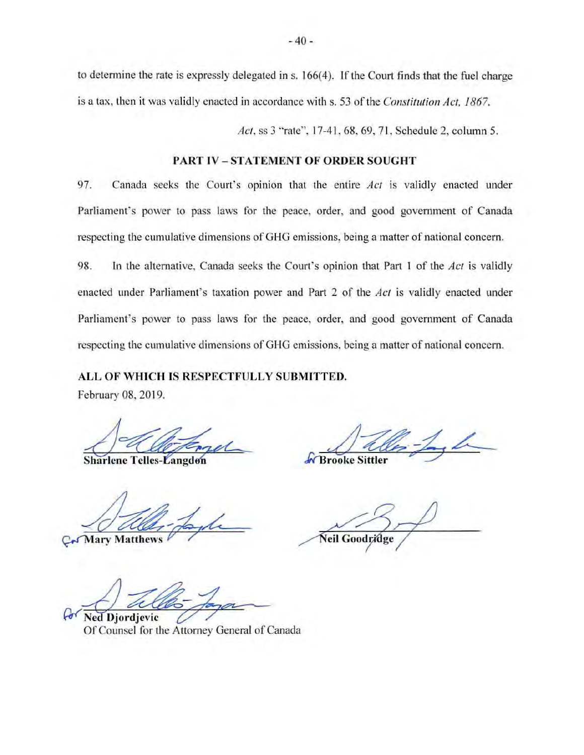to determine the rate is expressly delegated in s. 166(4). If the Court finds that the fuel charge is a tax, then it was validly enacted in accordance with s. 53 of the *Constitution Act, 1867*.

*Act*, ss 3 "rate", 17-41, 68, 69, 71, Schedule 2, column 5.

## PART IV – STATEMENT OF ORDER SOUGHT

97. Canada seeks the Court's opinion that the entire *Act* is validly enacted under Parliament's power to pass laws for the peace, order, and good government of Canada respecting the cumulative dimensions of GHG emissions, being a matter of national concern.

98. In the alternative, Canada seeks the Court's opinion that Part 1 of the *Act* is validly enacted under Parliament's taxation power and Part 2 of the *Act* is validly enacted under Parliament's power to pass laws for the peace, order, and good government of Canada respecting the cumulative dimensions of GHG emissions, being a matter of national concern.

**ALL OF WHICH IS RESPECTFULLY SUBMITTED.**

February 08, 2019.

**Sharlene Telles-Langdon**

for **Brooke Sittler**

for **Mary Matthews**

**Neil Goodridge**

for **Ned Djordjevic**
Of Counsel for the Attorney General of Canada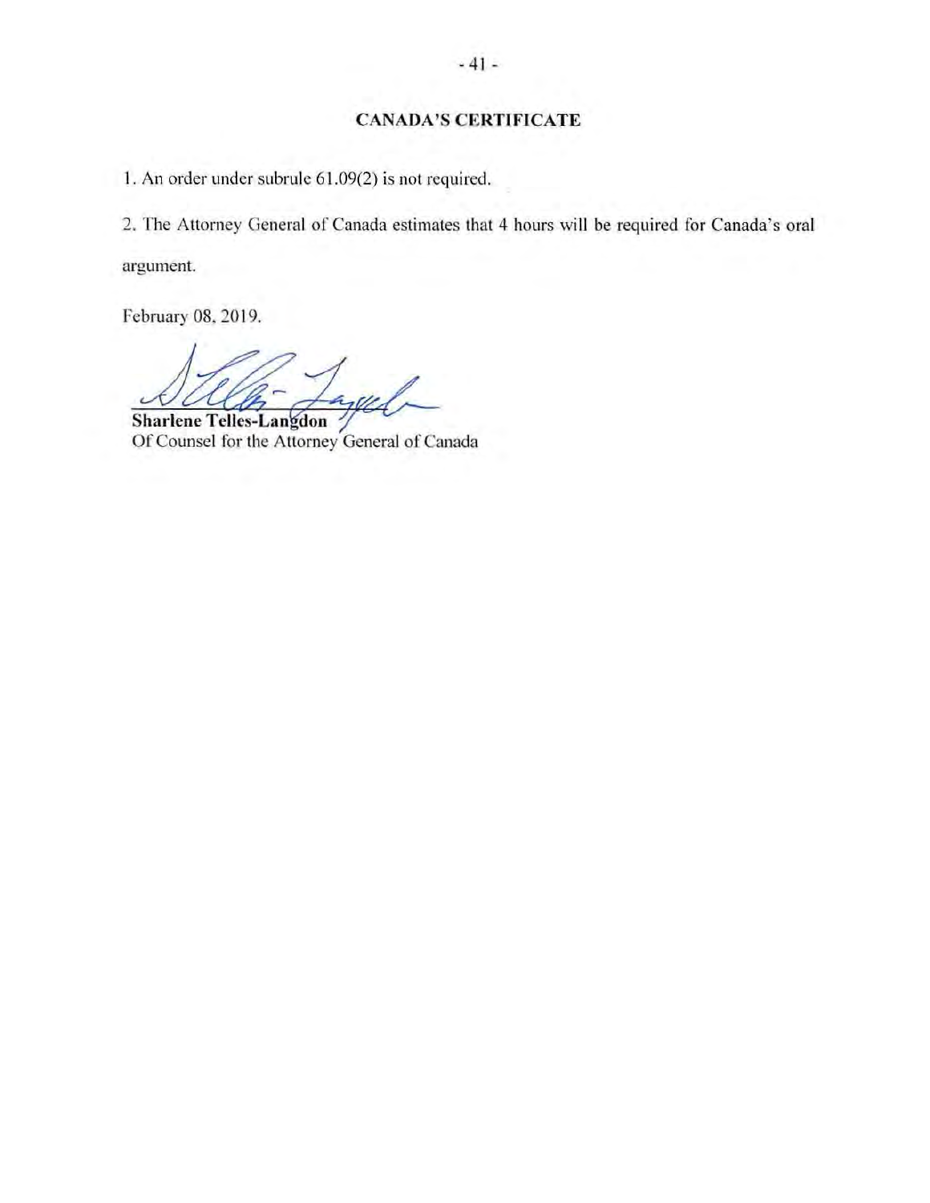## CANADA'S CERTIFICATE

1. An order under subrule 61.09(2) is not required.

2. The Attorney General of Canada estimates that 4 hours will be required for Canada's oral argument.

February 08, 2019.

**Sharlene Telles-Langdon**
Of Counsel for the Attorney General of Canada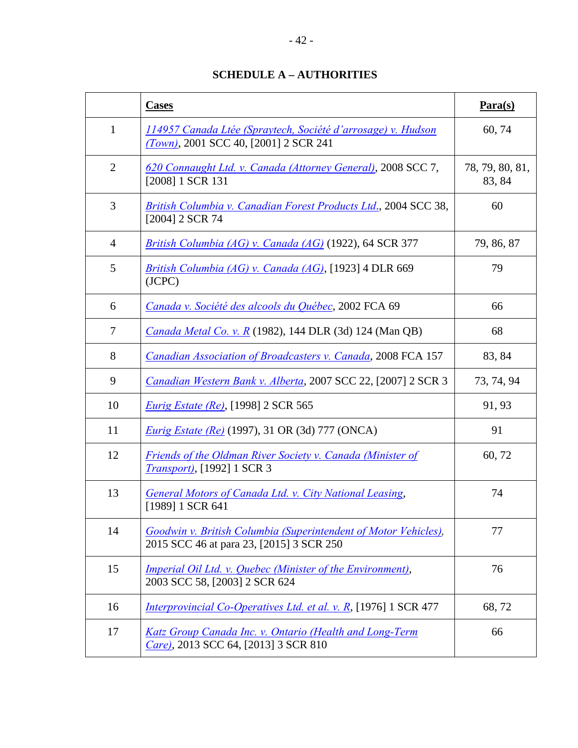## SCHEDULE A – AUTHORITIES

| | **Cases** | **Para(s)** |
|---|---|---|
| 1 | *114957 Canada Ltée (Spraytech, Société d'arrosage) v. Hudson (Town)*, 2001 SCC 40, [2001] 2 SCR 241 | 60, 74 |
| 2 | *620 Connaught Ltd. v. Canada (Attorney General)*, 2008 SCC 7, [2008] 1 SCR 131 | 78, 79, 80, 81, 83, 84 |
| 3 | *British Columbia v. Canadian Forest Products Ltd.*, 2004 SCC 38, [2004] 2 SCR 74 | 60 |
| 4 | *British Columbia (AG) v. Canada (AG)* (1922), 64 SCR 377 | 79, 86, 87 |
| 5 | *British Columbia (AG) v. Canada (AG)*, [1923] 4 DLR 669 (JCPC) | 79 |
| 6 | *Canada v. Société des alcools du Québec*, 2002 FCA 69 | 66 |
| 7 | *Canada Metal Co. v. R* (1982), 144 DLR (3d) 124 (Man QB) | 68 |
| 8 | *Canadian Association of Broadcasters v. Canada*, 2008 FCA 157 | 83, 84 |
| 9 | *Canadian Western Bank v. Alberta*, 2007 SCC 22, [2007] 2 SCR 3 | 73, 74, 94 |
| 10 | *Eurig Estate (Re)*, [1998] 2 SCR 565 | 91, 93 |
| 11 | *Eurig Estate (Re)* (1997), 31 OR (3d) 777 (ONCA) | 91 |
| 12 | *Friends of the Oldman River Society v. Canada (Minister of Transport)*, [1992] 1 SCR 3 | 60, 72 |
| 13 | *General Motors of Canada Ltd. v. City National Leasing*, [1989] 1 SCR 641 | 74 |
| 14 | *Goodwin v. British Columbia (Superintendent of Motor Vehicles)*, 2015 SCC 46 at para 23, [2015] 3 SCR 250 | 77 |
| 15 | *Imperial Oil Ltd. v. Quebec (Minister of the Environment)*, 2003 SCC 58, [2003] 2 SCR 624 | 76 |
| 16 | *Interprovincial Co-Operatives Ltd. et al. v. R*, [1976] 1 SCR 477 | 68, 72 |
| 17 | *Katz Group Canada Inc. v. Ontario (Health and Long-Term Care)*, 2013 SCC 64, [2013] 3 SCR 810 | 66 |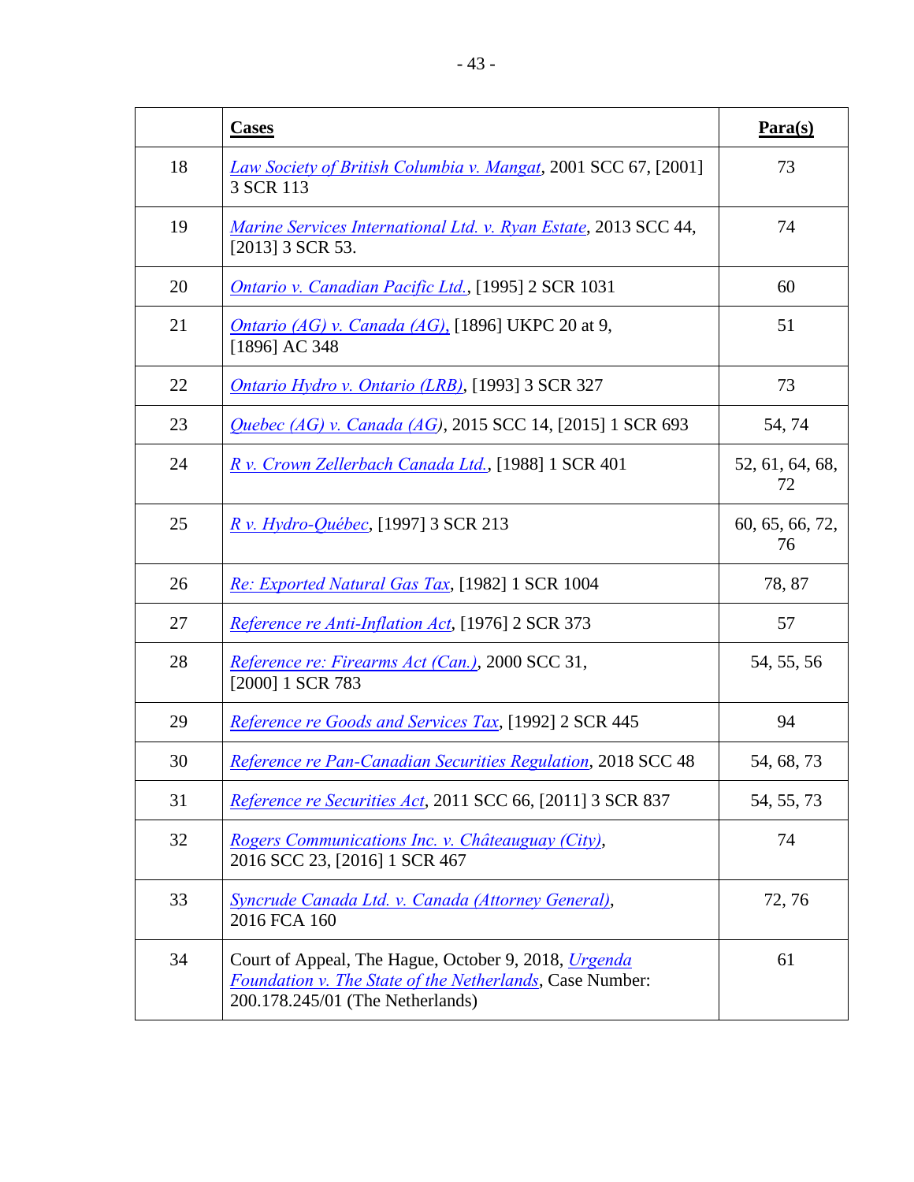|  | **Cases** | **Para(s)** |
|---|---|---|
| 18 | *Law Society of British Columbia v. Mangat*, 2001 SCC 67, [2001] 3 SCR 113 | 73 |
| 19 | *Marine Services International Ltd. v. Ryan Estate*, 2013 SCC 44, [2013] 3 SCR 53. | 74 |
| 20 | *Ontario v. Canadian Pacific Ltd.*, [1995] 2 SCR 1031 | 60 |
| 21 | *Ontario (AG) v. Canada (AG),* [1896] UKPC 20 at 9, [1896] AC 348 | 51 |
| 22 | *Ontario Hydro v. Ontario (LRB)*, [1993] 3 SCR 327 | 73 |
| 23 | *Quebec (AG) v. Canada (AG)*, 2015 SCC 14, [2015] 1 SCR 693 | 54, 74 |
| 24 | *R v. Crown Zellerbach Canada Ltd.*, [1988] 1 SCR 401 | 52, 61, 64, 68, 72 |
| 25 | *R v. Hydro-Québec*, [1997] 3 SCR 213 | 60, 65, 66, 72, 76 |
| 26 | *Re: Exported Natural Gas Tax*, [1982] 1 SCR 1004 | 78, 87 |
| 27 | *Reference re Anti-Inflation Act*, [1976] 2 SCR 373 | 57 |
| 28 | *Reference re: Firearms Act (Can.)*, 2000 SCC 31, [2000] 1 SCR 783 | 54, 55, 56 |
| 29 | *Reference re Goods and Services Tax*, [1992] 2 SCR 445 | 94 |
| 30 | *Reference re Pan-Canadian Securities Regulation*, 2018 SCC 48 | 54, 68, 73 |
| 31 | *Reference re Securities Act*, 2011 SCC 66, [2011] 3 SCR 837 | 54, 55, 73 |
| 32 | *Rogers Communications Inc. v. Châteauguay (City)*, 2016 SCC 23, [2016] 1 SCR 467 | 74 |
| 33 | *Syncrude Canada Ltd. v. Canada (Attorney General)*, 2016 FCA 160 | 72, 76 |
| 34 | Court of Appeal, The Hague, October 9, 2018, *Urgenda Foundation v. The State of the Netherlands*, Case Number: 200.178.245/01 (The Netherlands) | 61 |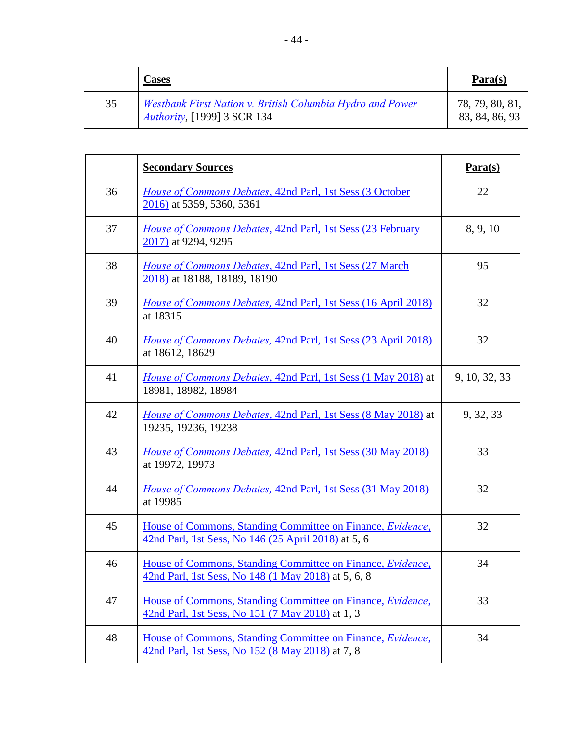| | **Cases** | **Para(s)** |
|---|---|---|
| 35 | *Westbank First Nation v. British Columbia Hydro and Power Authority*, [1999] 3 SCR 134 | 78, 79, 80, 81, 83, 84, 86, 93 |

| | **Secondary Sources** | **Para(s)** |
|---|---|---|
| 36 | *House of Commons Debates*, 42nd Parl, 1st Sess (3 October 2016) at 5359, 5360, 5361 | 22 |
| 37 | *House of Commons Debates*, 42nd Parl, 1st Sess (23 February 2017) at 9294, 9295 | 8, 9, 10 |
| 38 | *House of Commons Debates*, 42nd Parl, 1st Sess (27 March 2018) at 18188, 18189, 18190 | 95 |
| 39 | *House of Commons Debates*, 42nd Parl, 1st Sess (16 April 2018) at 18315 | 32 |
| 40 | *House of Commons Debates*, 42nd Parl, 1st Sess (23 April 2018) at 18612, 18629 | 32 |
| 41 | *House of Commons Debates*, 42nd Parl, 1st Sess (1 May 2018) at 18981, 18982, 18984 | 9, 10, 32, 33 |
| 42 | *House of Commons Debates*, 42nd Parl, 1st Sess (8 May 2018) at 19235, 19236, 19238 | 9, 32, 33 |
| 43 | *House of Commons Debates*, 42nd Parl, 1st Sess (30 May 2018) at 19972, 19973 | 33 |
| 44 | *House of Commons Debates*, 42nd Parl, 1st Sess (31 May 2018) at 19985 | 32 |
| 45 | House of Commons, Standing Committee on Finance, *Evidence*, 42nd Parl, 1st Sess, No 146 (25 April 2018) at 5, 6 | 32 |
| 46 | House of Commons, Standing Committee on Finance, *Evidence*, 42nd Parl, 1st Sess, No 148 (1 May 2018) at 5, 6, 8 | 34 |
| 47 | House of Commons, Standing Committee on Finance, *Evidence*, 42nd Parl, 1st Sess, No 151 (7 May 2018) at 1, 3 | 33 |
| 48 | House of Commons, Standing Committee on Finance, *Evidence*, 42nd Parl, 1st Sess, No 152 (8 May 2018) at 7, 8 | 34 |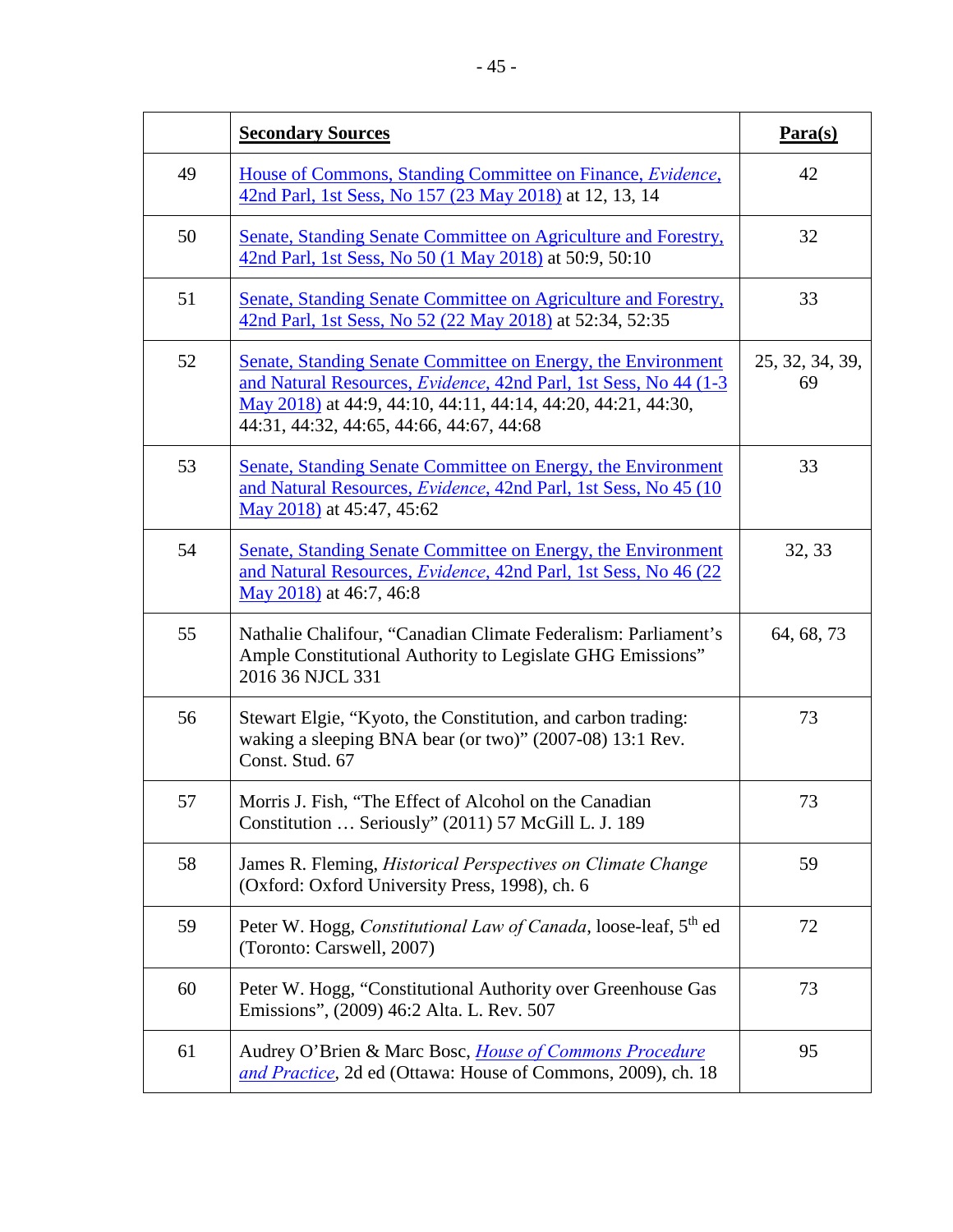|  | **Secondary Sources** | **Para(s)** |
|---|---|---|
| 49 | House of Commons, Standing Committee on Finance, *Evidence*, 42nd Parl, 1st Sess, No 157 (23 May 2018) at 12, 13, 14 | 42 |
| 50 | Senate, Standing Senate Committee on Agriculture and Forestry, 42nd Parl, 1st Sess, No 50 (1 May 2018) at 50:9, 50:10 | 32 |
| 51 | Senate, Standing Senate Committee on Agriculture and Forestry, 42nd Parl, 1st Sess, No 52 (22 May 2018) at 52:34, 52:35 | 33 |
| 52 | Senate, Standing Senate Committee on Energy, the Environment and Natural Resources, *Evidence*, 42nd Parl, 1st Sess, No 44 (1-3 May 2018) at 44:9, 44:10, 44:11, 44:14, 44:20, 44:21, 44:30, 44:31, 44:32, 44:65, 44:66, 44:67, 44:68 | 25, 32, 34, 39, 69 |
| 53 | Senate, Standing Senate Committee on Energy, the Environment and Natural Resources, *Evidence*, 42nd Parl, 1st Sess, No 45 (10 May 2018) at 45:47, 45:62 | 33 |
| 54 | Senate, Standing Senate Committee on Energy, the Environment and Natural Resources, *Evidence*, 42nd Parl, 1st Sess, No 46 (22 May 2018) at 46:7, 46:8 | 32, 33 |
| 55 | Nathalie Chalifour, "Canadian Climate Federalism: Parliament's Ample Constitutional Authority to Legislate GHG Emissions" 2016 36 NJCL 331 | 64, 68, 73 |
| 56 | Stewart Elgie, "Kyoto, the Constitution, and carbon trading: waking a sleeping BNA bear (or two)" (2007-08) 13:1 Rev. Const. Stud. 67 | 73 |
| 57 | Morris J. Fish, "The Effect of Alcohol on the Canadian Constitution … Seriously" (2011) 57 McGill L. J. 189 | 73 |
| 58 | James R. Fleming, *Historical Perspectives on Climate Change* (Oxford: Oxford University Press, 1998), ch. 6 | 59 |
| 59 | Peter W. Hogg, *Constitutional Law of Canada*, loose-leaf, 5th ed (Toronto: Carswell, 2007) | 72 |
| 60 | Peter W. Hogg, "Constitutional Authority over Greenhouse Gas Emissions", (2009) 46:2 Alta. L. Rev. 507 | 73 |
| 61 | Audrey O'Brien & Marc Bosc, *House of Commons Procedure and Practice*, 2d ed (Ottawa: House of Commons, 2009), ch. 18 | 95 |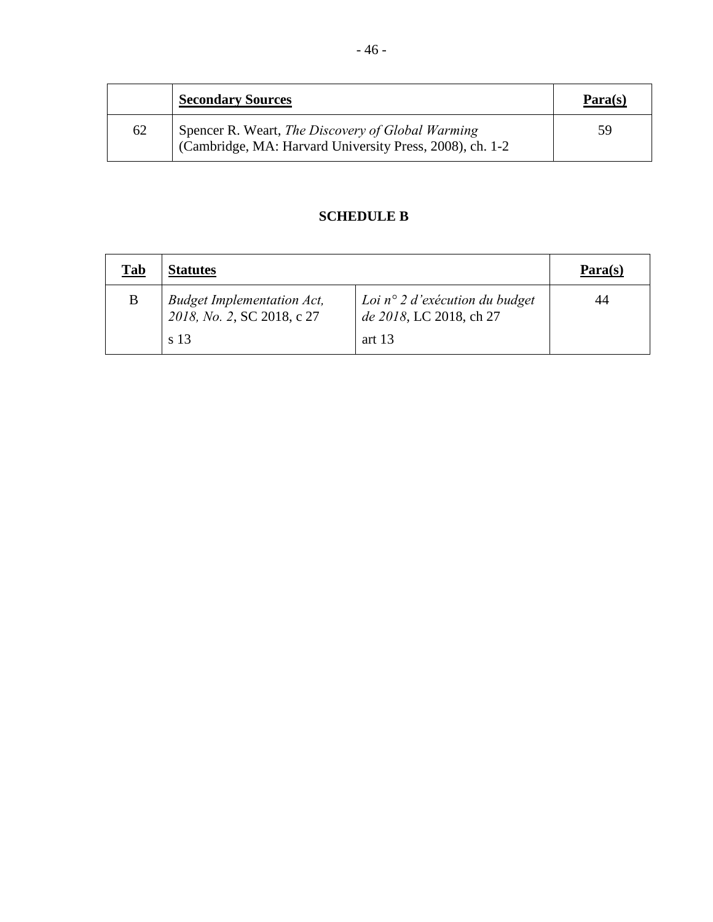|  | **Secondary Sources** | **Para(s)** |
|---|---|---|
| 62 | Spencer R. Weart, *The Discovery of Global Warming* (Cambridge, MA: Harvard University Press, 2008), ch. 1-2 | 59 |

## SCHEDULE B

| **Tab** | **Statutes** |  | **Para(s)** |
|---|---|---|---|
| B | *Budget Implementation Act, 2018, No. 2*, SC 2018, c 27<br>s 13 | *Loi n° 2 d'exécution du budget de 2018*, LC 2018, ch 27<br>art 13 | 44 |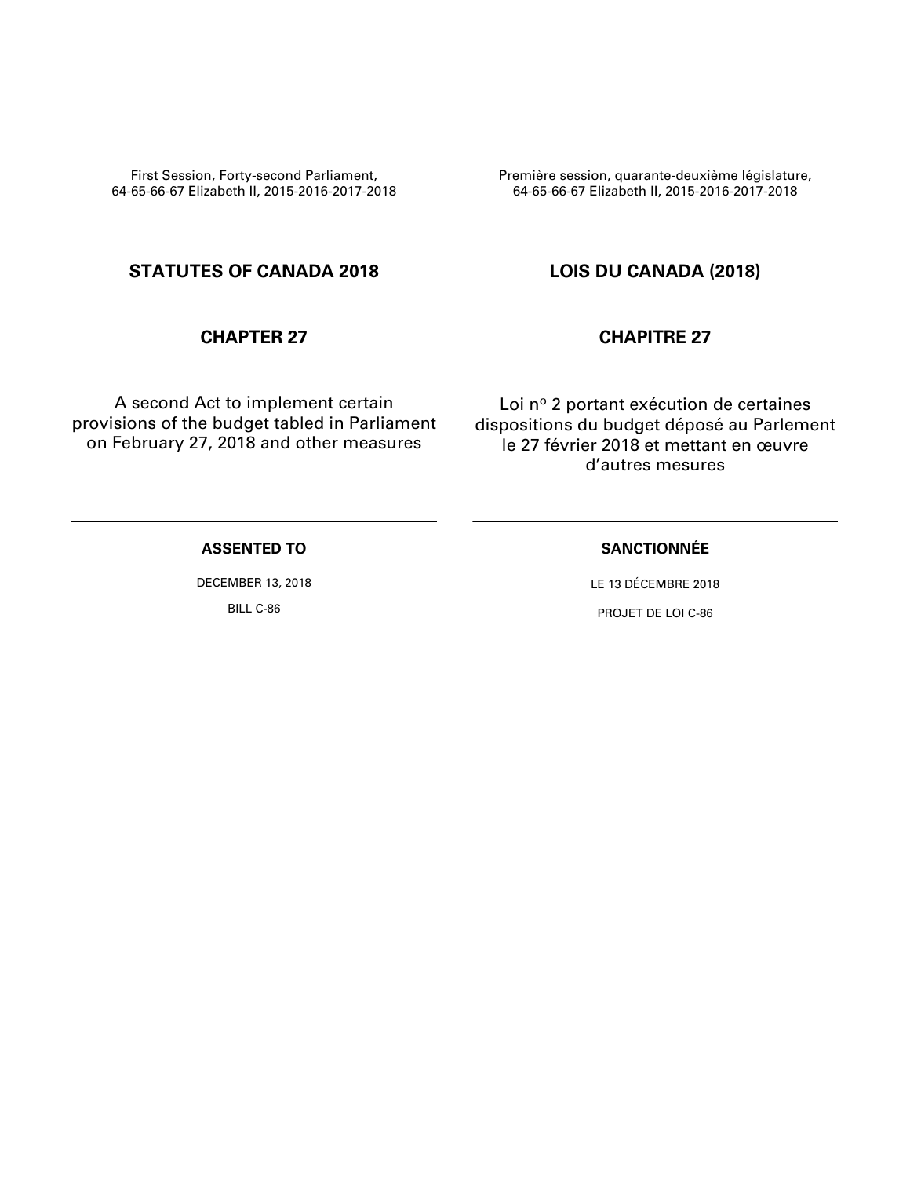First Session, Forty-second Parliament,
64-65-66-67 Elizabeth II, 2015-2016-2017-2018

## STATUTES OF CANADA 2018

## CHAPTER 27

A second Act to implement certain provisions of the budget tabled in Parliament on February 27, 2018 and other measures

---

**ASSENTED TO**

DECEMBER 13, 2018

BILL C-86

---

Première session, quarante-deuxième législature,
64-65-66-67 Elizabeth II, 2015-2016-2017-2018

## LOIS DU CANADA (2018)

## CHAPITRE 27

Loi nº 2 portant exécution de certaines dispositions du budget déposé au Parlement le 27 février 2018 et mettant en œuvre d’autres mesures

---

**SANCTIONNÉE**

LE 13 DÉCEMBRE 2018

PROJET DE LOI C-86

---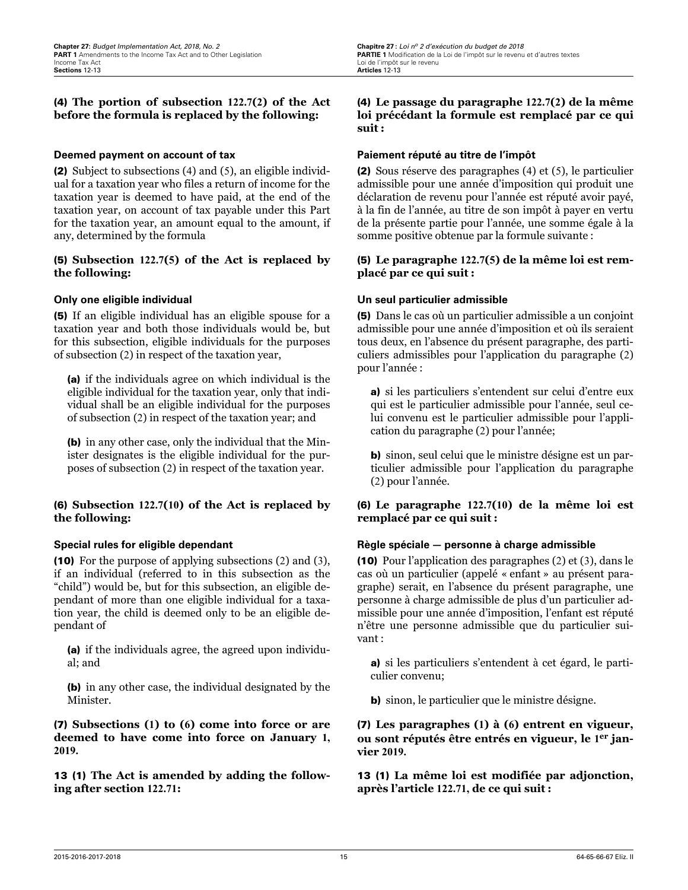**(4) The portion of subsection 122.7(2) of the Act before the formula is replaced by the following:**

**Deemed payment on account of tax**

**(2)** Subject to subsections (4) and (5), an eligible individual for a taxation year who files a return of income for the taxation year is deemed to have paid, at the end of the taxation year, on account of tax payable under this Part for the taxation year, an amount equal to the amount, if any, determined by the formula

**(5) Subsection 122.7(5) of the Act is replaced by the following:**

**Only one eligible individual**

**(5)** If an eligible individual has an eligible spouse for a taxation year and both those individuals would be, but for this subsection, eligible individuals for the purposes of subsection (2) in respect of the taxation year,

**(a)** if the individuals agree on which individual is the eligible individual for the taxation year, only that individual shall be an eligible individual for the purposes of subsection (2) in respect of the taxation year; and

**(b)** in any other case, only the individual that the Minister designates is the eligible individual for the purposes of subsection (2) in respect of the taxation year.

**(6) Subsection 122.7(10) of the Act is replaced by the following:**

**Special rules for eligible dependant**

**(10)** For the purpose of applying subsections (2) and (3), if an individual (referred to in this subsection as the "child") would be, but for this subsection, an eligible dependant of more than one eligible individual for a taxation year, the child is deemed only to be an eligible dependant of

**(a)** if the individuals agree, the agreed upon individual; and

**(b)** in any other case, the individual designated by the Minister.

**(7) Subsections (1) to (6) come into force or are deemed to have come into force on January 1, 2019.**

**13 (1) The Act is amended by adding the following after section 122.71:**

**(4) Le passage du paragraphe 122.7(2) de la même loi précédant la formule est remplacé par ce qui suit :**

**Paiement réputé au titre de l'impôt**

**(2)** Sous réserve des paragraphes (4) et (5), le particulier admissible pour une année d'imposition qui produit une déclaration de revenu pour l'année est réputé avoir payé, à la fin de l'année, au titre de son impôt à payer en vertu de la présente partie pour l'année, une somme égale à la somme positive obtenue par la formule suivante :

**(5) Le paragraphe 122.7(5) de la même loi est remplacé par ce qui suit :**

**Un seul particulier admissible**

**(5)** Dans le cas où un particulier admissible a un conjoint admissible pour une année d'imposition et où ils seraient tous deux, en l'absence du présent paragraphe, des particuliers admissibles pour l'application du paragraphe (2) pour l'année :

**a)** si les particuliers s'entendent sur celui d'entre eux qui est le particulier admissible pour l'année, seul celui convenu est le particulier admissible pour l'application du paragraphe (2) pour l'année;

**b)** sinon, seul celui que le ministre désigne est un particulier admissible pour l'application du paragraphe (2) pour l'année.

**(6) Le paragraphe 122.7(10) de la même loi est remplacé par ce qui suit :**

**Règle spéciale — personne à charge admissible**

**(10)** Pour l'application des paragraphes (2) et (3), dans le cas où un particulier (appelé « enfant » au présent paragraphe) serait, en l'absence du présent paragraphe, une personne à charge admissible de plus d'un particulier admissible pour une année d'imposition, l'enfant est réputé n'être une personne admissible que du particulier suivant :

**a)** si les particuliers s'entendent à cet égard, le particulier convenu;

**b)** sinon, le particulier que le ministre désigne.

**(7) Les paragraphes (1) à (6) entrent en vigueur, ou sont réputés être entrés en vigueur, le 1er janvier 2019.**

**13 (1) La même loi est modifiée par adjonction, après l'article 122.71, de ce qui suit :**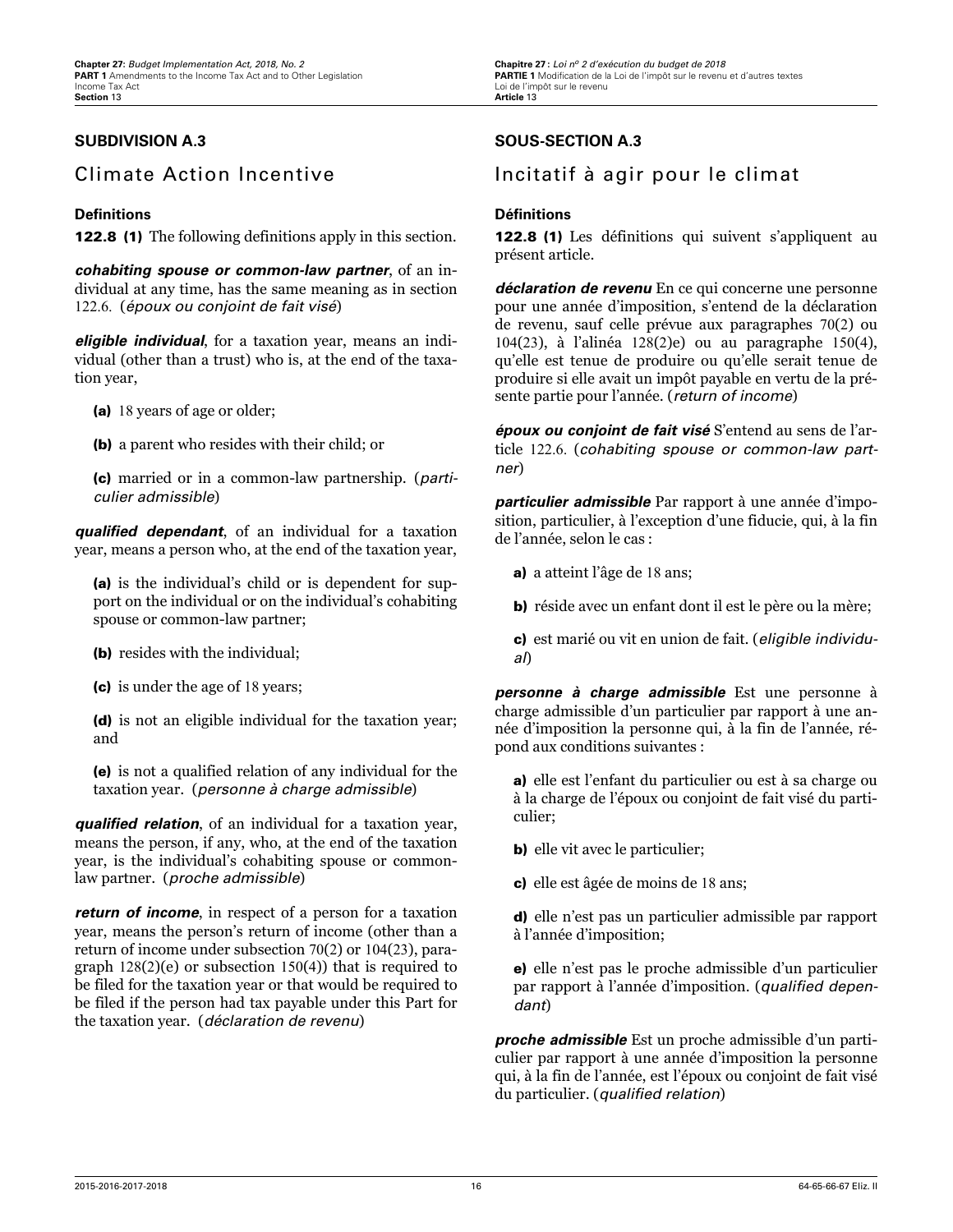## SUBDIVISION A.3

# Climate Action Incentive

### Definitions

**122.8 (1)** The following definitions apply in this section.

***cohabiting spouse or common-law partner***, of an individual at any time, has the same meaning as in section 122.6. (*époux ou conjoint de fait visé*)

***eligible individual***, for a taxation year, means an individual (other than a trust) who is, at the end of the taxation year,

- **(a)** 18 years of age or older;
- **(b)** a parent who resides with their child; or
- **(c)** married or in a common-law partnership. (*particulier admissible*)

***qualified dependant***, of an individual for a taxation year, means a person who, at the end of the taxation year,

- **(a)** is the individual's child or is dependent for support on the individual or on the individual's cohabiting spouse or common-law partner;
- **(b)** resides with the individual;
- **(c)** is under the age of 18 years;
- **(d)** is not an eligible individual for the taxation year; and
- **(e)** is not a qualified relation of any individual for the taxation year. (*personne à charge admissible*)

***qualified relation***, of an individual for a taxation year, means the person, if any, who, at the end of the taxation year, is the individual's cohabiting spouse or common-law partner. (*proche admissible*)

***return of income***, in respect of a person for a taxation year, means the person's return of income (other than a return of income under subsection 70(2) or 104(23), paragraph 128(2)(e) or subsection 150(4)) that is required to be filed for the taxation year or that would be required to be filed if the person had tax payable under this Part for the taxation year. (*déclaration de revenu*)

## SOUS-SECTION A.3

# Incitatif à agir pour le climat

### Définitions

**122.8 (1)** Les définitions qui suivent s'appliquent au présent article.

***déclaration de revenu*** En ce qui concerne une personne pour une année d'imposition, s'entend de la déclaration de revenu, sauf celle prévue aux paragraphes 70(2) ou 104(23), à l'alinéa 128(2)e) ou au paragraphe 150(4), qu'elle est tenue de produire ou qu'elle serait tenue de produire si elle avait un impôt payable en vertu de la présente partie pour l'année. (*return of income*)

***époux ou conjoint de fait visé*** S'entend au sens de l'article 122.6. (*cohabiting spouse or common-law partner*)

***particulier admissible*** Par rapport à une année d'imposition, particulier, à l'exception d'une fiducie, qui, à la fin de l'année, selon le cas :

- **a)** a atteint l'âge de 18 ans;
- **b)** réside avec un enfant dont il est le père ou la mère;
- **c)** est marié ou vit en union de fait. (*eligible individual*)

***personne à charge admissible*** Est une personne à charge admissible d'un particulier par rapport à une année d'imposition la personne qui, à la fin de l'année, répond aux conditions suivantes :

- **a)** elle est l'enfant du particulier ou est à sa charge ou à la charge de l'époux ou conjoint de fait visé du particulier;
- **b)** elle vit avec le particulier;
- **c)** elle est âgée de moins de 18 ans;
- **d)** elle n'est pas un particulier admissible par rapport à l'année d'imposition;
- **e)** elle n'est pas le proche admissible d'un particulier par rapport à l'année d'imposition. (*qualified dependant*)

***proche admissible*** Est un proche admissible d'un particulier par rapport à une année d'imposition la personne qui, à la fin de l'année, est l'époux ou conjoint de fait visé du particulier. (*qualified relation*)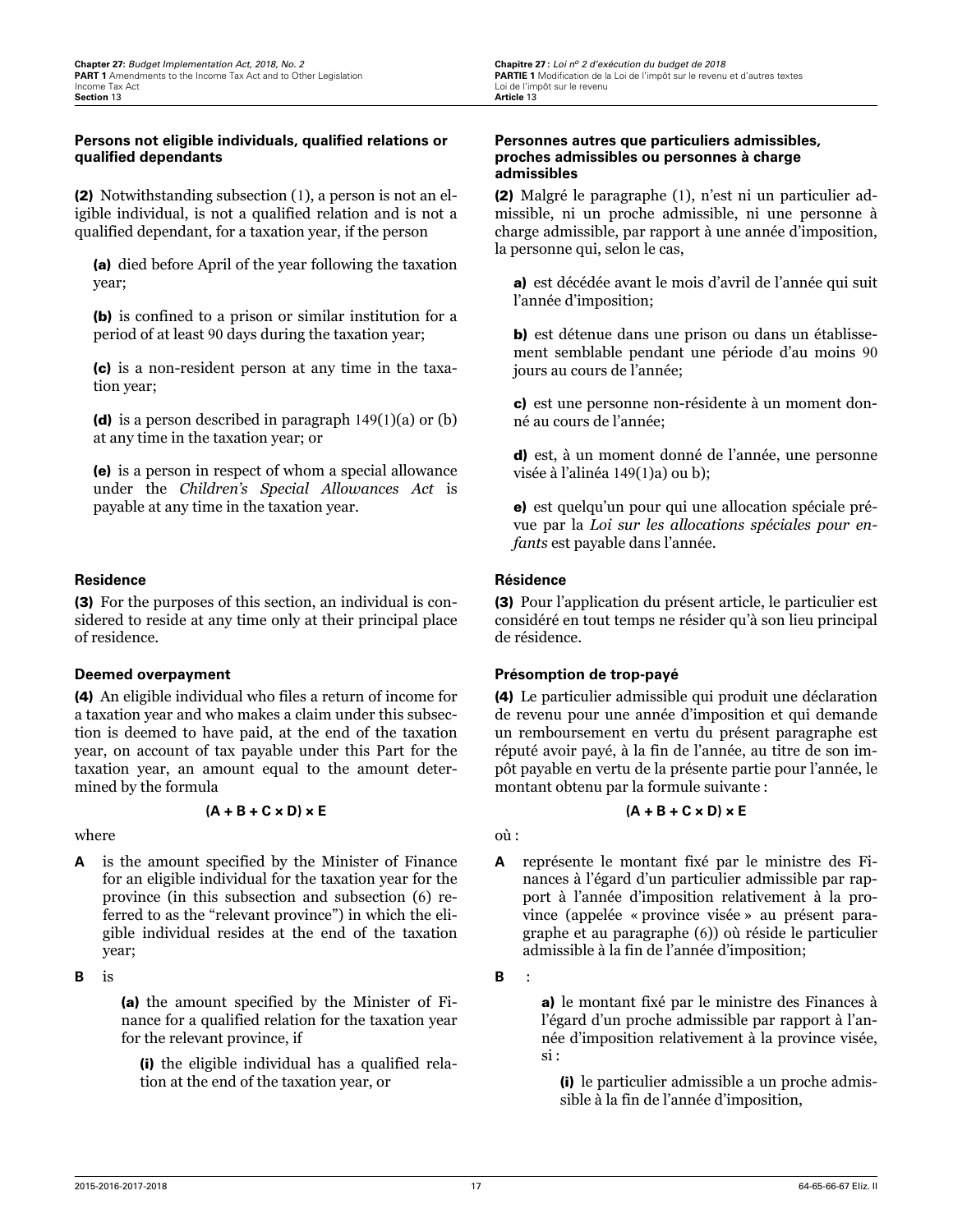### Persons not eligible individuals, qualified relations or qualified dependants

**(2)** Notwithstanding subsection (1), a person is not an eligible individual, is not a qualified relation and is not a qualified dependant, for a taxation year, if the person

**(a)** died before April of the year following the taxation year;

**(b)** is confined to a prison or similar institution for a period of at least 90 days during the taxation year;

**(c)** is a non-resident person at any time in the taxation year;

**(d)** is a person described in paragraph 149(1)(a) or (b) at any time in the taxation year; or

**(e)** is a person in respect of whom a special allowance under the *Children's Special Allowances Act* is payable at any time in the taxation year.

### Residence

**(3)** For the purposes of this section, an individual is considered to reside at any time only at their principal place of residence.

### Deemed overpayment

**(4)** An eligible individual who files a return of income for a taxation year and who makes a claim under this subsection is deemed to have paid, at the end of the taxation year, on account of tax payable under this Part for the taxation year, an amount equal to the amount determined by the formula

$$(A + B + C \times D) \times E$$

where

**A** is the amount specified by the Minister of Finance for an eligible individual for the taxation year for the province (in this subsection and subsection (6) referred to as the "relevant province") in which the eligible individual resides at the end of the taxation year;

**B** is

**(a)** the amount specified by the Minister of Finance for a qualified relation for the taxation year for the relevant province, if

**(i)** the eligible individual has a qualified relation at the end of the taxation year, or

### Personnes autres que particuliers admissibles, proches admissibles ou personnes à charge admissibles

**(2)** Malgré le paragraphe (1), n'est ni un particulier admissible, ni un proche admissible, ni une personne à charge admissible, par rapport à une année d'imposition, la personne qui, selon le cas,

**a)** est décédée avant le mois d'avril de l'année qui suit l'année d'imposition;

**b)** est détenue dans une prison ou dans un établissement semblable pendant une période d'au moins 90 jours au cours de l'année;

**c)** est une personne non-résidente à un moment donné au cours de l'année;

**d)** est, à un moment donné de l'année, une personne visée à l'alinéa 149(1)a) ou b);

**e)** est quelqu'un pour qui une allocation spéciale prévue par la *Loi sur les allocations spéciales pour enfants* est payable dans l'année.

### Résidence

**(3)** Pour l'application du présent article, le particulier est considéré en tout temps ne résider qu'à son lieu principal de résidence.

### Présomption de trop-payé

**(4)** Le particulier admissible qui produit une déclaration de revenu pour une année d'imposition et qui demande un remboursement en vertu du présent paragraphe est réputé avoir payé, à la fin de l'année, au titre de son impôt payable en vertu de la présente partie pour l'année, le montant obtenu par la formule suivante :

$$(A + B + C \times D) \times E$$

où :

**A** représente le montant fixé par le ministre des Finances à l'égard d'un particulier admissible par rapport à l'année d'imposition relativement à la province (appelée « province visée » au présent paragraphe et au paragraphe (6)) où réside le particulier admissible à la fin de l'année d'imposition;

**B** :

**a)** le montant fixé par le ministre des Finances à l'égard d'un proche admissible par rapport à l'année d'imposition relativement à la province visée, si :

**(i)** le particulier admissible a un proche admissible à la fin de l'année d'imposition,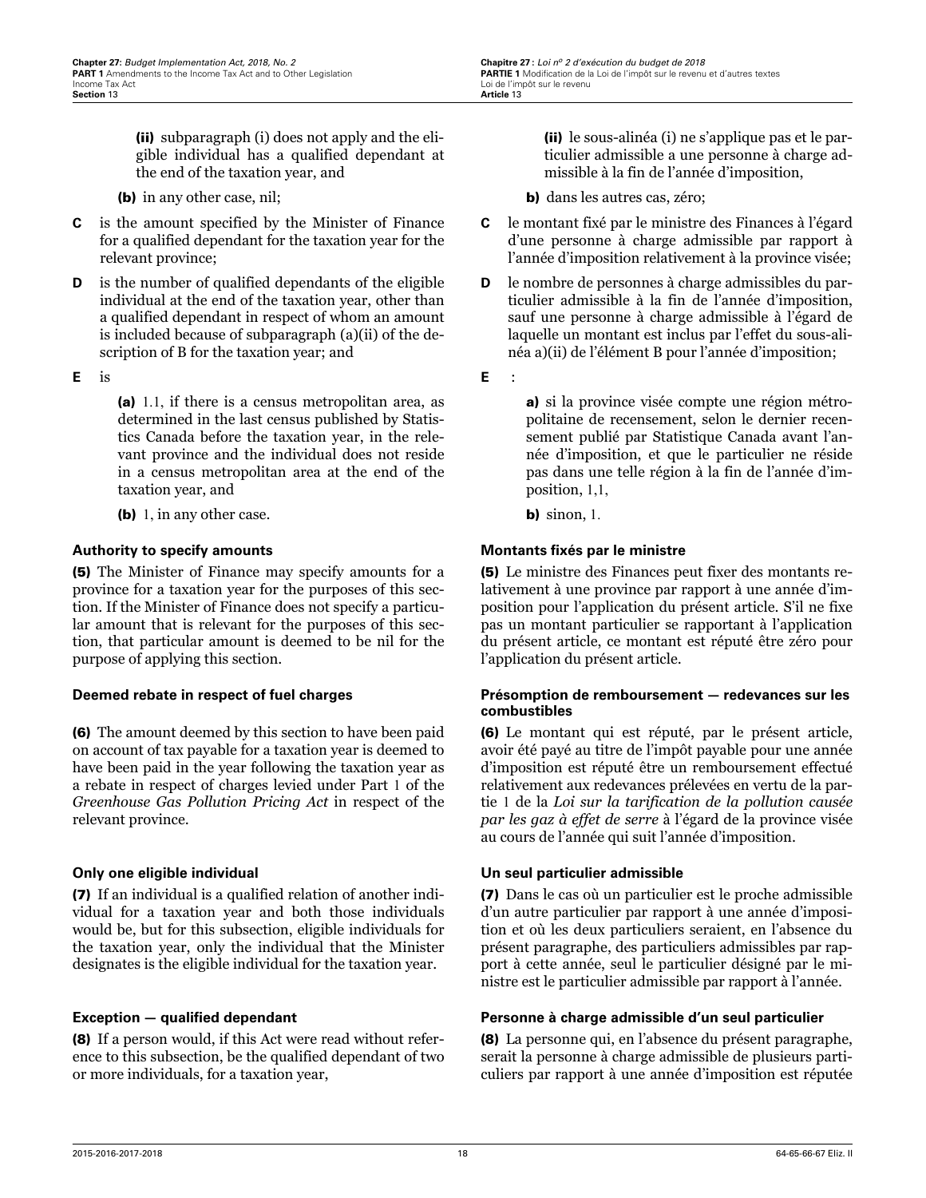**(ii)** subparagraph (i) does not apply and the eligible individual has a qualified dependant at the end of the taxation year, and

**(b)** in any other case, nil;

**C** is the amount specified by the Minister of Finance for a qualified dependant for the taxation year for the relevant province;

**D** is the number of qualified dependants of the eligible individual at the end of the taxation year, other than a qualified dependant in respect of whom an amount is included because of subparagraph (a)(ii) of the description of B for the taxation year; and

**E** is

**(a)** 1.1, if there is a census metropolitan area, as determined in the last census published by Statistics Canada before the taxation year, in the relevant province and the individual does not reside in a census metropolitan area at the end of the taxation year, and

**(b)** 1, in any other case.

#### Authority to specify amounts

**(5)** The Minister of Finance may specify amounts for a province for a taxation year for the purposes of this section. If the Minister of Finance does not specify a particular amount that is relevant for the purposes of this section, that particular amount is deemed to be nil for the purpose of applying this section.

#### Deemed rebate in respect of fuel charges

**(6)** The amount deemed by this section to have been paid on account of tax payable for a taxation year is deemed to have been paid in the year following the taxation year as a rebate in respect of charges levied under Part 1 of the *Greenhouse Gas Pollution Pricing Act* in respect of the relevant province.

#### Only one eligible individual

**(7)** If an individual is a qualified relation of another individual for a taxation year and both those individuals would be, but for this subsection, eligible individuals for the taxation year, only the individual that the Minister designates is the eligible individual for the taxation year.

#### Exception — qualified dependant

**(8)** If a person would, if this Act were read without reference to this subsection, be the qualified dependant of two or more individuals, for a taxation year,

---

**(ii)** le sous-alinéa (i) ne s'applique pas et le particulier admissible a une personne à charge admissible à la fin de l'année d'imposition,

**b)** dans les autres cas, zéro;

**C** le montant fixé par le ministre des Finances à l'égard d'une personne à charge admissible par rapport à l'année d'imposition relativement à la province visée;

**D** le nombre de personnes à charge admissibles du particulier admissible à la fin de l'année d'imposition, sauf une personne à charge admissible à l'égard de laquelle un montant est inclus par l'effet du sous-alinéa a)(ii) de l'élément B pour l'année d'imposition;

**E** :

**a)** si la province visée compte une région métropolitaine de recensement, selon le dernier recensement publié par Statistique Canada avant l'année d'imposition, et que le particulier ne réside pas dans une telle région à la fin de l'année d'imposition, 1,1,

**b)** sinon, 1.

#### Montants fixés par le ministre

**(5)** Le ministre des Finances peut fixer des montants relativement à une province par rapport à une année d'imposition pour l'application du présent article. S'il ne fixe pas un montant particulier se rapportant à l'application du présent article, ce montant est réputé être zéro pour l'application du présent article.

#### Présomption de remboursement — redevances sur les combustibles

**(6)** Le montant qui est réputé, par le présent article, avoir été payé au titre de l'impôt payable pour une année d'imposition est réputé être un remboursement effectué relativement aux redevances prélevées en vertu de la partie 1 de la *Loi sur la tarification de la pollution causée par les gaz à effet de serre* à l'égard de la province visée au cours de l'année qui suit l'année d'imposition.

#### Un seul particulier admissible

**(7)** Dans le cas où un particulier est le proche admissible d'un autre particulier par rapport à une année d'imposition et où les deux particuliers seraient, en l'absence du présent paragraphe, des particuliers admissibles par rapport à cette année, seul le particulier désigné par le ministre est le particulier admissible par rapport à l'année.

#### Personne à charge admissible d'un seul particulier

**(8)** La personne qui, en l'absence du présent paragraphe, serait la personne à charge admissible de plusieurs particuliers par rapport à une année d'imposition est réputée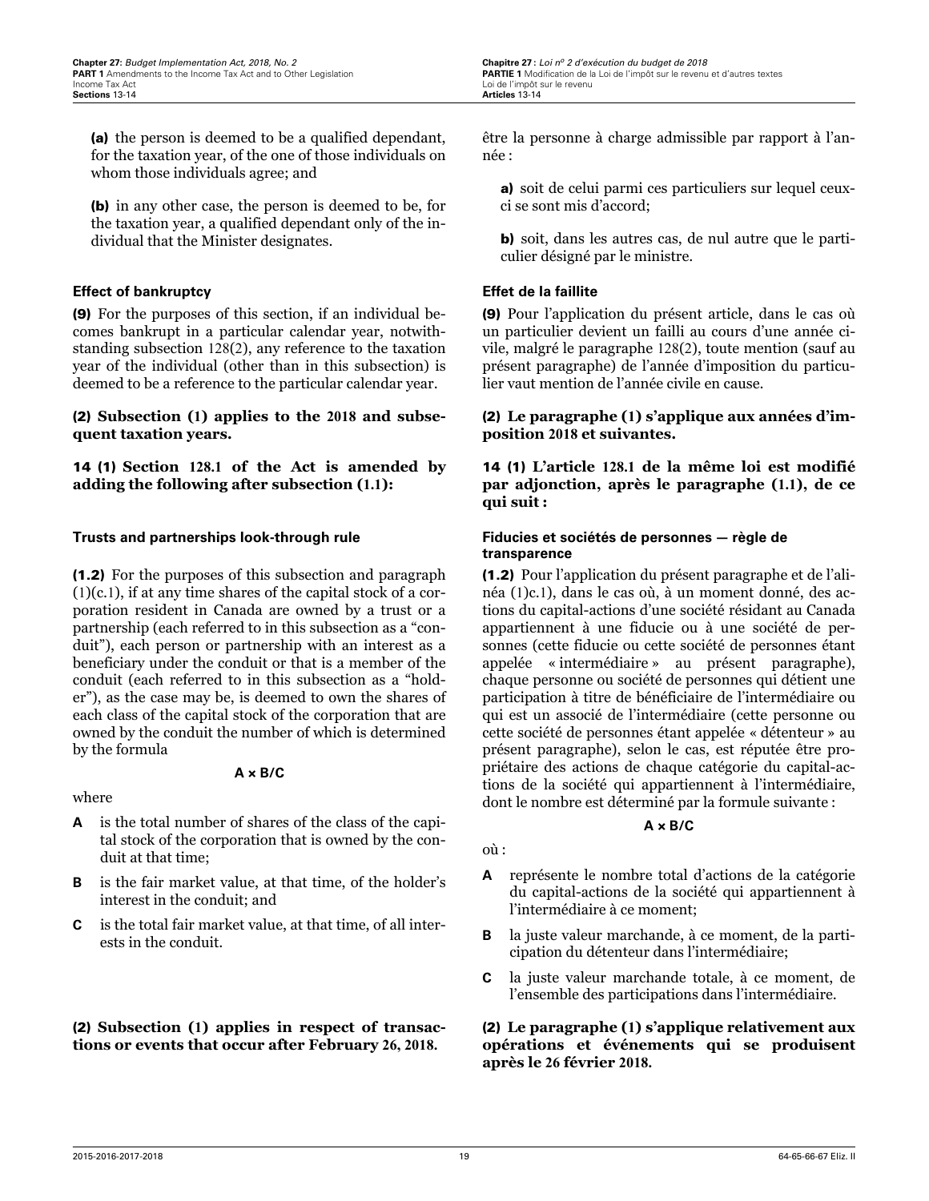**(a)** the person is deemed to be a qualified dependant, for the taxation year, of the one of those individuals on whom those individuals agree; and

**(b)** in any other case, the person is deemed to be, for the taxation year, a qualified dependant only of the individual that the Minister designates.

#### Effect of bankruptcy

**(9)** For the purposes of this section, if an individual becomes bankrupt in a particular calendar year, notwithstanding subsection 128(2), any reference to the taxation year of the individual (other than in this subsection) is deemed to be a reference to the particular calendar year.

**(2) Subsection (1) applies to the 2018 and subsequent taxation years.**

**14 (1) Section 128.1 of the Act is amended by adding the following after subsection (1.1):**

#### Trusts and partnerships look-through rule

**(1.2)** For the purposes of this subsection and paragraph (1)(c.1), if at any time shares of the capital stock of a corporation resident in Canada are owned by a trust or a partnership (each referred to in this subsection as a “conduit”), each person or partnership with an interest as a beneficiary under the conduit or that is a member of the conduit (each referred to in this subsection as a “holder”), as the case may be, is deemed to own the shares of each class of the capital stock of the corporation that are owned by the conduit the number of which is determined by the formula

$$A \times B/C$$

where

- **A** is the total number of shares of the class of the capital stock of the corporation that is owned by the conduit at that time;
- **B** is the fair market value, at that time, of the holder’s interest in the conduit; and
- **C** is the total fair market value, at that time, of all interests in the conduit.

**(2) Subsection (1) applies in respect of transactions or events that occur after February 26, 2018.**

être la personne à charge admissible par rapport à l’année :

**a)** soit de celui parmi ces particuliers sur lequel ceux-ci se sont mis d’accord;

**b)** soit, dans les autres cas, de nul autre que le particulier désigné par le ministre.

#### Effet de la faillite

**(9)** Pour l’application du présent article, dans le cas où un particulier devient un failli au cours d’une année civile, malgré le paragraphe 128(2), toute mention (sauf au présent paragraphe) de l’année d’imposition du particulier vaut mention de l’année civile en cause.

**(2) Le paragraphe (1) s’applique aux années d’imposition 2018 et suivantes.**

**14 (1) L’article 128.1 de la même loi est modifié par adjonction, après le paragraphe (1.1), de ce qui suit :**

#### Fiducies et sociétés de personnes — règle de transparence

**(1.2)** Pour l’application du présent paragraphe et de l’alinéa (1)c.1), dans le cas où, à un moment donné, des actions du capital-actions d’une société résidant au Canada appartiennent à une fiducie ou à une société de personnes (cette fiducie ou cette société de personnes étant appelée « intermédiaire » au présent paragraphe), chaque personne ou société de personnes qui détient une participation à titre de bénéficiaire de l’intermédiaire ou qui est un associé de l’intermédiaire (cette personne ou cette société de personnes étant appelée « détenteur » au présent paragraphe), selon le cas, est réputée être propriétaire des actions de chaque catégorie du capital-actions de la société qui appartiennent à l’intermédiaire, dont le nombre est déterminé par la formule suivante :

$$A \times B/C$$

où :

- **A** représente le nombre total d’actions de la catégorie du capital-actions de la société qui appartiennent à l’intermédiaire à ce moment;
- **B** la juste valeur marchande, à ce moment, de la participation du détenteur dans l’intermédiaire;
- **C** la juste valeur marchande totale, à ce moment, de l’ensemble des participations dans l’intermédiaire.

**(2) Le paragraphe (1) s’applique relativement aux opérations et événements qui se produisent après le 26 février 2018.**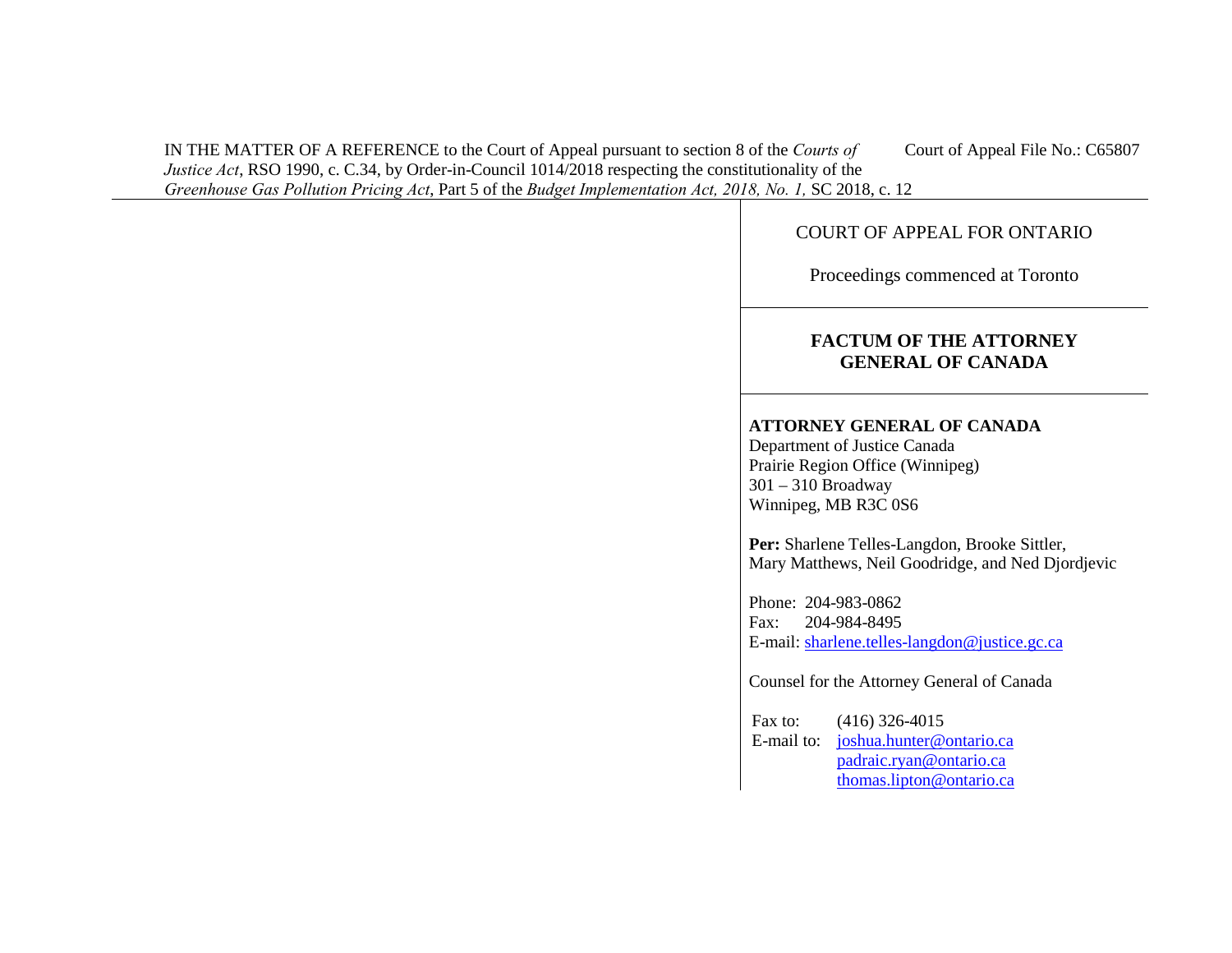IN THE MATTER OF A REFERENCE to the Court of Appeal pursuant to section 8 of the *Courts of Justice Act*, RSO 1990, c. C.34, by Order-in-Council 1014/2018 respecting the constitutionality of the *Greenhouse Gas Pollution Pricing Act*, Part 5 of the *Budget Implementation Act, 2018, No. 1,* SC 2018, c. 12

Court of Appeal File No.: C65807

COURT OF APPEAL FOR ONTARIO

Proceedings commenced at Toronto

**FACTUM OF THE ATTORNEY GENERAL OF CANADA**

**ATTORNEY GENERAL OF CANADA**
Department of Justice Canada
Prairie Region Office (Winnipeg)
301 – 310 Broadway
Winnipeg, MB R3C 0S6

**Per:** Sharlene Telles-Langdon, Brooke Sittler, Mary Matthews, Neil Goodridge, and Ned Djordjevic

Phone: 204-983-0862
Fax: 204-984-8495
E-mail: sharlene.telles-langdon@justice.gc.ca

Counsel for the Attorney General of Canada

Fax to: (416) 326-4015
E-mail to: joshua.hunter@ontario.ca
padraic.ryan@ontario.ca
thomas.lipton@ontario.ca